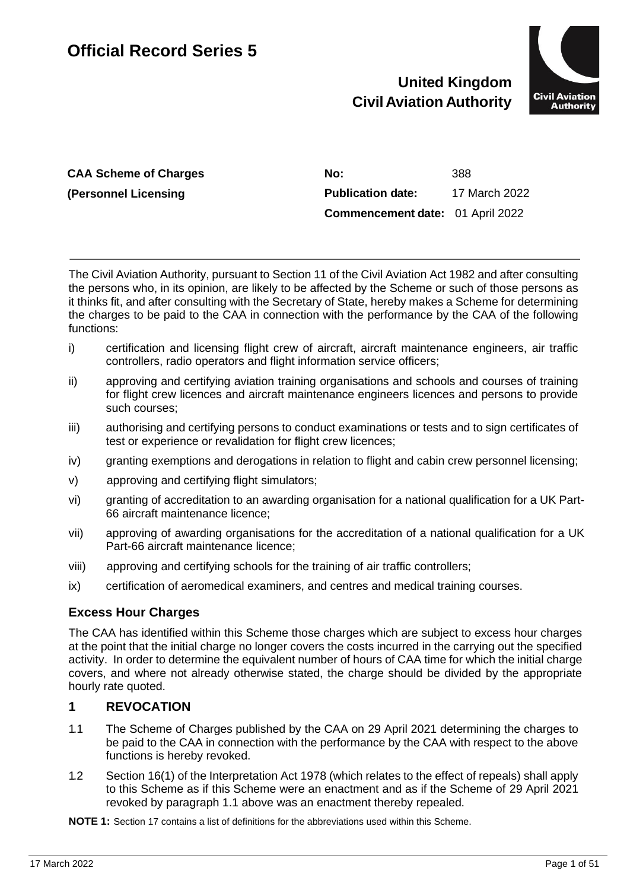# Official Record Series 5

**United Kingdom Civil Aviation Authority**

| **CAA Scheme of Charges** | **No:** | 388 |
|---|---|---|
| **(Personnel Licensing** | **Publication date:** | 17 March 2022 |
| | **Commencement date:** | 01 April 2022 |

---

The Civil Aviation Authority, pursuant to Section 11 of the Civil Aviation Act 1982 and after consulting the persons who, in its opinion, are likely to be affected by the Scheme or such of those persons as it thinks fit, and after consulting with the Secretary of State, hereby makes a Scheme for determining the charges to be paid to the CAA in connection with the performance by the CAA of the following functions:

i) certification and licensing flight crew of aircraft, aircraft maintenance engineers, air traffic controllers, radio operators and flight information service officers;

ii) approving and certifying aviation training organisations and schools and courses of training for flight crew licences and aircraft maintenance engineers licences and persons to provide such courses;

iii) authorising and certifying persons to conduct examinations or tests and to sign certificates of test or experience or revalidation for flight crew licences;

iv) granting exemptions and derogations in relation to flight and cabin crew personnel licensing;

v) approving and certifying flight simulators;

vi) granting of accreditation to an awarding organisation for a national qualification for a UK Part-66 aircraft maintenance licence;

vii) approving of awarding organisations for the accreditation of a national qualification for a UK Part-66 aircraft maintenance licence;

viii) approving and certifying schools for the training of air traffic controllers;

ix) certification of aeromedical examiners, and centres and medical training courses.

### Excess Hour Charges

The CAA has identified within this Scheme those charges which are subject to excess hour charges at the point that the initial charge no longer covers the costs incurred in the carrying out the specified activity. In order to determine the equivalent number of hours of CAA time for which the initial charge covers, and where not already otherwise stated, the charge should be divided by the appropriate hourly rate quoted.

## 1 REVOCATION

1.1 The Scheme of Charges published by the CAA on 29 April 2021 determining the charges to be paid to the CAA in connection with the performance by the CAA with respect to the above functions is hereby revoked.

1.2 Section 16(1) of the Interpretation Act 1978 (which relates to the effect of repeals) shall apply to this Scheme as if this Scheme were an enactment and as if the Scheme of 29 April 2021 revoked by paragraph 1.1 above was an enactment thereby repealed.

**NOTE 1:** Section 17 contains a list of definitions for the abbreviations used within this Scheme.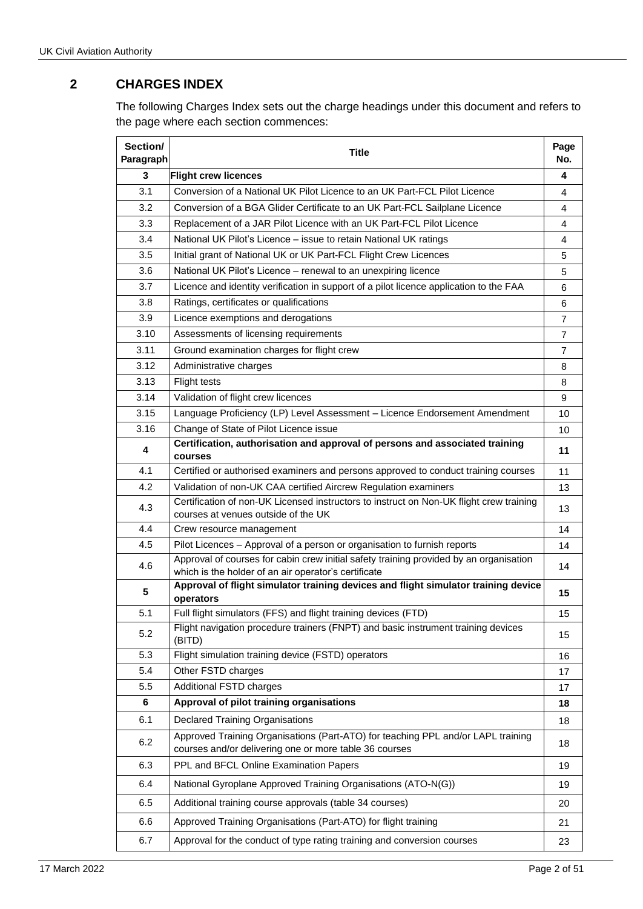## 2 CHARGES INDEX

The following Charges Index sets out the charge headings under this document and refers to the page where each section commences:

| Section/ Paragraph | Title | Page No. |
|---|---|---|
| **3** | **Flight crew licences** | **4** |
| 3.1 | Conversion of a National UK Pilot Licence to an UK Part-FCL Pilot Licence | 4 |
| 3.2 | Conversion of a BGA Glider Certificate to an UK Part-FCL Sailplane Licence | 4 |
| 3.3 | Replacement of a JAR Pilot Licence with an UK Part-FCL Pilot Licence | 4 |
| 3.4 | National UK Pilot's Licence – issue to retain National UK ratings | 4 |
| 3.5 | Initial grant of National UK or UK Part-FCL Flight Crew Licences | 5 |
| 3.6 | National UK Pilot's Licence – renewal to an unexpiring licence | 5 |
| 3.7 | Licence and identity verification in support of a pilot licence application to the FAA | 6 |
| 3.8 | Ratings, certificates or qualifications | 6 |
| 3.9 | Licence exemptions and derogations | 7 |
| 3.10 | Assessments of licensing requirements | 7 |
| 3.11 | Ground examination charges for flight crew | 7 |
| 3.12 | Administrative charges | 8 |
| 3.13 | Flight tests | 8 |
| 3.14 | Validation of flight crew licences | 9 |
| 3.15 | Language Proficiency (LP) Level Assessment – Licence Endorsement Amendment | 10 |
| 3.16 | Change of State of Pilot Licence issue | 10 |
| **4** | **Certification, authorisation and approval of persons and associated training courses** | **11** |
| 4.1 | Certified or authorised examiners and persons approved to conduct training courses | 11 |
| 4.2 | Validation of non-UK CAA certified Aircrew Regulation examiners | 13 |
| 4.3 | Certification of non-UK Licensed instructors to instruct on Non-UK flight crew training courses at venues outside of the UK | 13 |
| 4.4 | Crew resource management | 14 |
| 4.5 | Pilot Licences – Approval of a person or organisation to furnish reports | 14 |
| 4.6 | Approval of courses for cabin crew initial safety training provided by an organisation which is the holder of an air operator's certificate | 14 |
| **5** | **Approval of flight simulator training devices and flight simulator training device operators** | **15** |
| 5.1 | Full flight simulators (FFS) and flight training devices (FTD) | 15 |
| 5.2 | Flight navigation procedure trainers (FNPT) and basic instrument training devices (BITD) | 15 |
| 5.3 | Flight simulation training device (FSTD) operators | 16 |
| 5.4 | Other FSTD charges | 17 |
| 5.5 | Additional FSTD charges | 17 |
| **6** | **Approval of pilot training organisations** | **18** |
| 6.1 | Declared Training Organisations | 18 |
| 6.2 | Approved Training Organisations (Part-ATO) for teaching PPL and/or LAPL training courses and/or delivering one or more table 36 courses | 18 |
| 6.3 | PPL and BFCL Online Examination Papers | 19 |
| 6.4 | National Gyroplane Approved Training Organisations (ATO-N(G)) | 19 |
| 6.5 | Additional training course approvals (table 34 courses) | 20 |
| 6.6 | Approved Training Organisations (Part-ATO) for flight training | 21 |
| 6.7 | Approval for the conduct of type rating training and conversion courses | 23 |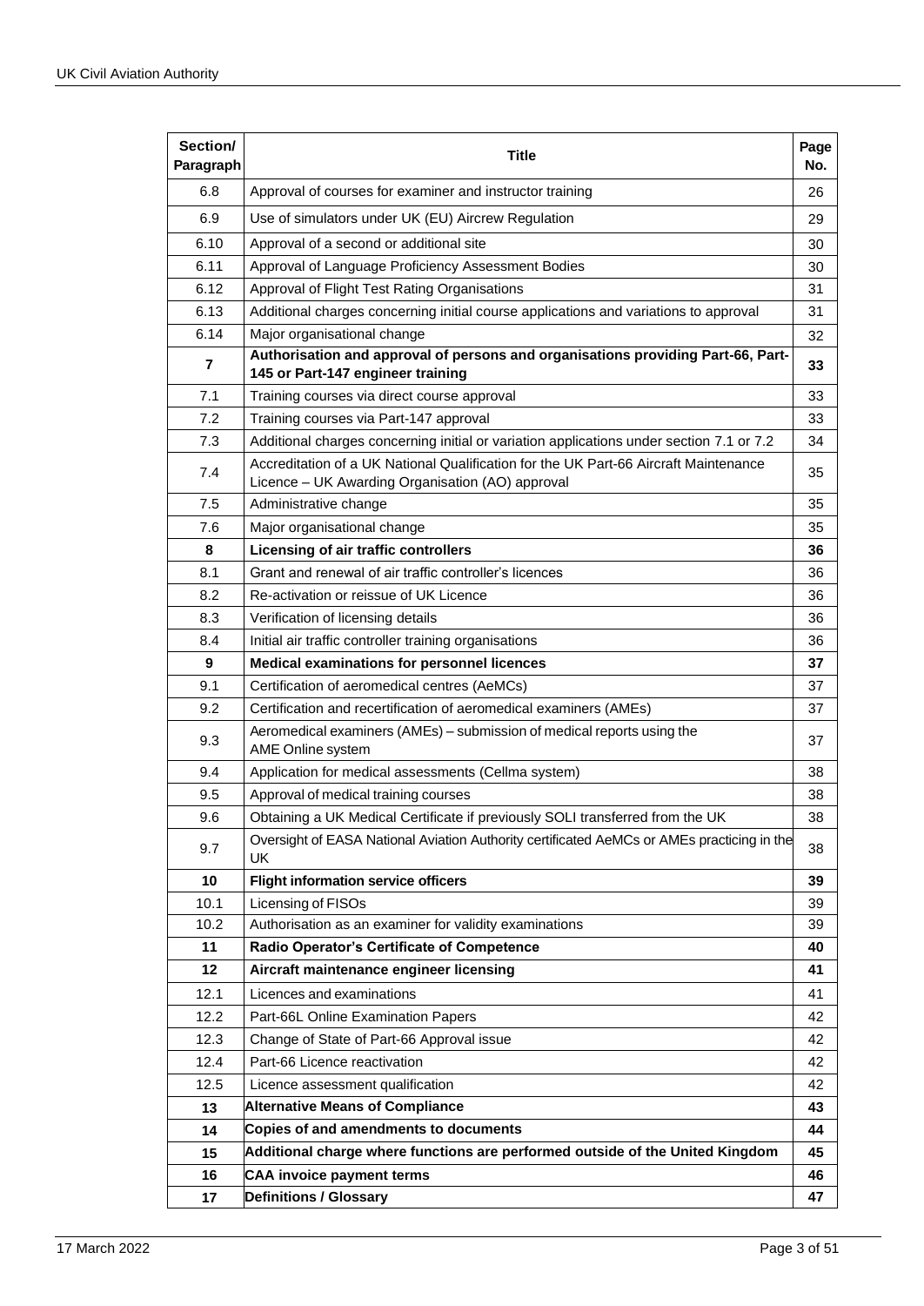| Section/ Paragraph | Title | Page No. |
|---|---|---|
| 6.8 | Approval of courses for examiner and instructor training | 26 |
| 6.9 | Use of simulators under UK (EU) Aircrew Regulation | 29 |
| 6.10 | Approval of a second or additional site | 30 |
| 6.11 | Approval of Language Proficiency Assessment Bodies | 30 |
| 6.12 | Approval of Flight Test Rating Organisations | 31 |
| 6.13 | Additional charges concerning initial course applications and variations to approval | 31 |
| 6.14 | Major organisational change | 32 |
| **7** | **Authorisation and approval of persons and organisations providing Part-66, Part-145 or Part-147 engineer training** | **33** |
| 7.1 | Training courses via direct course approval | 33 |
| 7.2 | Training courses via Part-147 approval | 33 |
| 7.3 | Additional charges concerning initial or variation applications under section 7.1 or 7.2 | 34 |
| 7.4 | Accreditation of a UK National Qualification for the UK Part-66 Aircraft Maintenance Licence – UK Awarding Organisation (AO) approval | 35 |
| 7.5 | Administrative change | 35 |
| 7.6 | Major organisational change | 35 |
| **8** | **Licensing of air traffic controllers** | **36** |
| 8.1 | Grant and renewal of air traffic controller's licences | 36 |
| 8.2 | Re-activation or reissue of UK Licence | 36 |
| 8.3 | Verification of licensing details | 36 |
| 8.4 | Initial air traffic controller training organisations | 36 |
| **9** | **Medical examinations for personnel licences** | **37** |
| 9.1 | Certification of aeromedical centres (AeMCs) | 37 |
| 9.2 | Certification and recertification of aeromedical examiners (AMEs) | 37 |
| 9.3 | Aeromedical examiners (AMEs) – submission of medical reports using the AME Online system | 37 |
| 9.4 | Application for medical assessments (Cellma system) | 38 |
| 9.5 | Approval of medical training courses | 38 |
| 9.6 | Obtaining a UK Medical Certificate if previously SOLI transferred from the UK | 38 |
| 9.7 | Oversight of EASA National Aviation Authority certificated AeMCs or AMEs practicing in the UK | 38 |
| **10** | **Flight information service officers** | **39** |
| 10.1 | Licensing of FISOs | 39 |
| 10.2 | Authorisation as an examiner for validity examinations | 39 |
| **11** | **Radio Operator's Certificate of Competence** | **40** |
| **12** | **Aircraft maintenance engineer licensing** | **41** |
| 12.1 | Licences and examinations | 41 |
| 12.2 | Part-66L Online Examination Papers | 42 |
| 12.3 | Change of State of Part-66 Approval issue | 42 |
| 12.4 | Part-66 Licence reactivation | 42 |
| 12.5 | Licence assessment qualification | 42 |
| **13** | **Alternative Means of Compliance** | **43** |
| **14** | **Copies of and amendments to documents** | **44** |
| **15** | **Additional charge where functions are performed outside of the United Kingdom** | **45** |
| **16** | **CAA invoice payment terms** | **46** |
| **17** | **Definitions / Glossary** | **47** |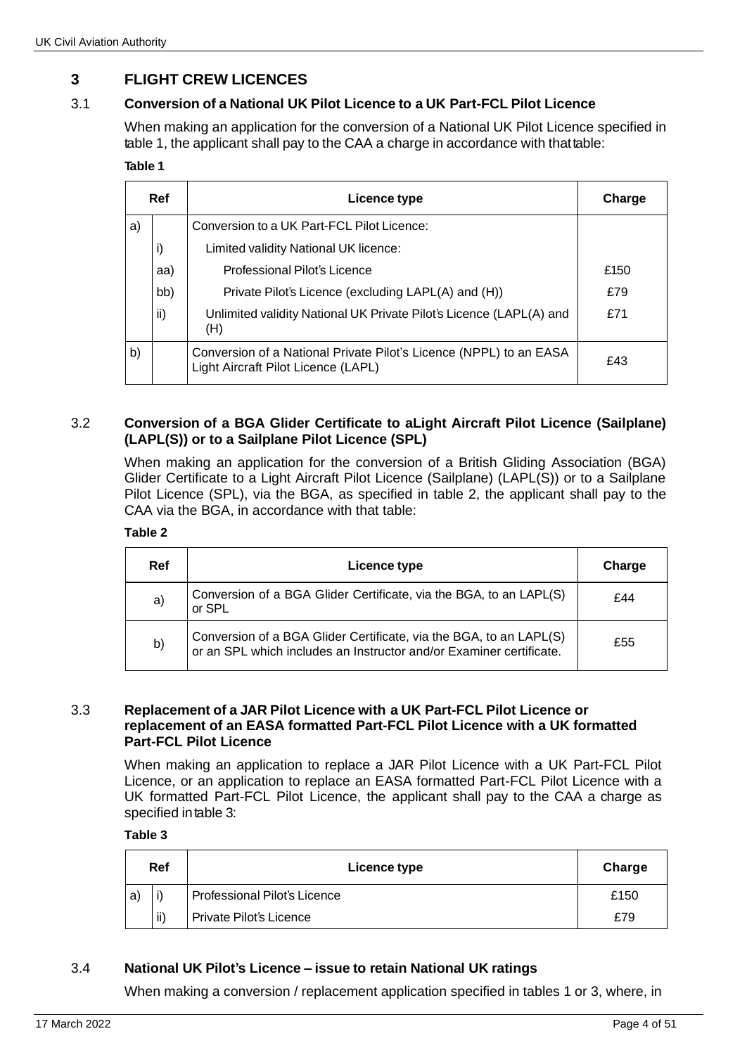## 3 FLIGHT CREW LICENCES

### 3.1 Conversion of a National UK Pilot Licence to a UK Part-FCL Pilot Licence

When making an application for the conversion of a National UK Pilot Licence specified in table 1, the applicant shall pay to the CAA a charge in accordance with that table:

**Table 1**

| Ref | | Licence type | Charge |
|---|---|---|---|
| a) | | Conversion to a UK Part-FCL Pilot Licence: | |
| | i) | Limited validity National UK licence: | |
| | aa) | Professional Pilot's Licence | £150 |
| | bb) | Private Pilot's Licence (excluding LAPL(A) and (H)) | £79 |
| | ii) | Unlimited validity National UK Private Pilot's Licence (LAPL(A) and (H) | £71 |
| b) | | Conversion of a National Private Pilot's Licence (NPPL) to an EASA Light Aircraft Pilot Licence (LAPL) | £43 |

### 3.2 Conversion of a BGA Glider Certificate to aLight Aircraft Pilot Licence (Sailplane) (LAPL(S)) or to a Sailplane Pilot Licence (SPL)

When making an application for the conversion of a British Gliding Association (BGA) Glider Certificate to a Light Aircraft Pilot Licence (Sailplane) (LAPL(S)) or to a Sailplane Pilot Licence (SPL), via the BGA, as specified in table 2, the applicant shall pay to the CAA via the BGA, in accordance with that table:

**Table 2**

| Ref | Licence type | Charge |
|---|---|---|
| a) | Conversion of a BGA Glider Certificate, via the BGA, to an LAPL(S) or SPL | £44 |
| b) | Conversion of a BGA Glider Certificate, via the BGA, to an LAPL(S) or an SPL which includes an Instructor and/or Examiner certificate. | £55 |

### 3.3 Replacement of a JAR Pilot Licence with a UK Part-FCL Pilot Licence or replacement of an EASA formatted Part-FCL Pilot Licence with a UK formatted Part-FCL Pilot Licence

When making an application to replace a JAR Pilot Licence with a UK Part-FCL Pilot Licence, or an application to replace an EASA formatted Part-FCL Pilot Licence with a UK formatted Part-FCL Pilot Licence, the applicant shall pay to the CAA a charge as specified in table 3:

**Table 3**

| Ref | | Licence type | Charge |
|---|---|---|---|
| a) | i) | Professional Pilot's Licence | £150 |
| | ii) | Private Pilot's Licence | £79 |

### 3.4 National UK Pilot's Licence – issue to retain National UK ratings

When making a conversion / replacement application specified in tables 1 or 3, where, in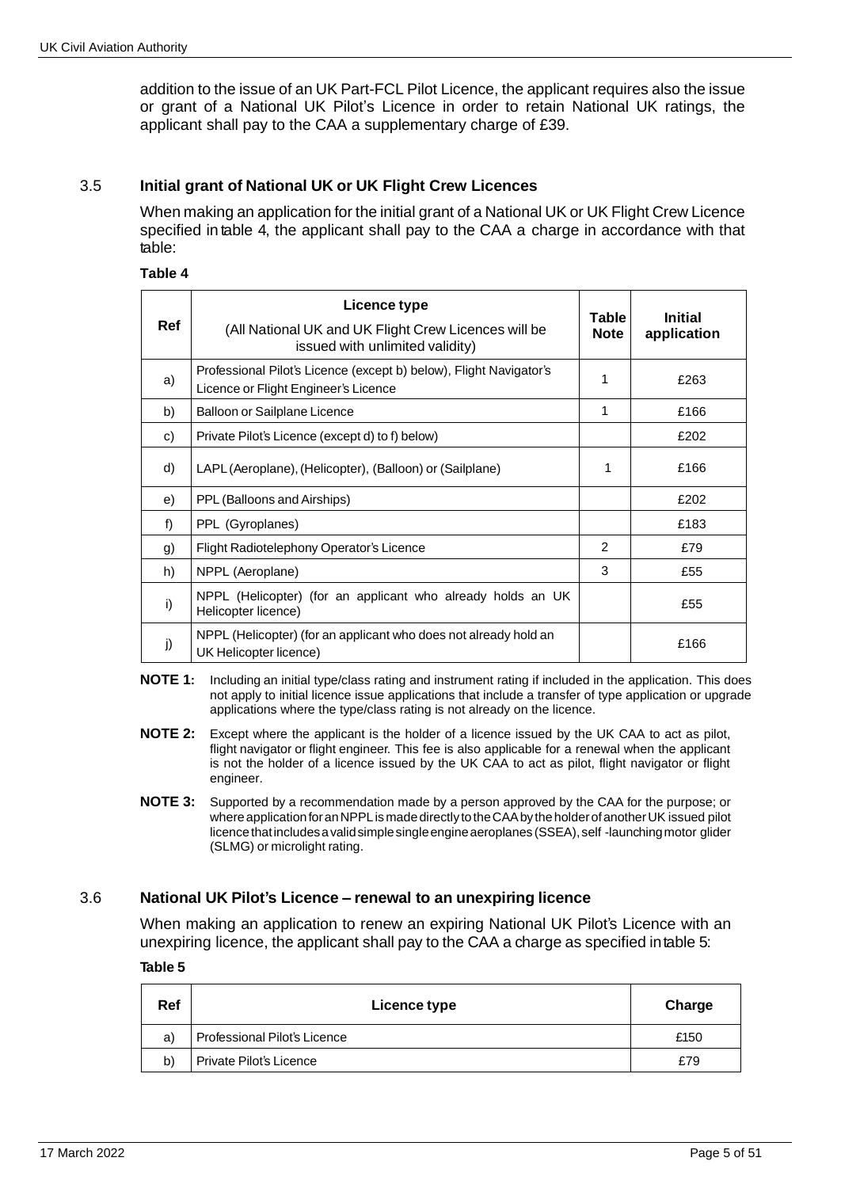addition to the issue of an UK Part-FCL Pilot Licence, the applicant requires also the issue or grant of a National UK Pilot's Licence in order to retain National UK ratings, the applicant shall pay to the CAA a supplementary charge of £39.

## 3.5 Initial grant of National UK or UK Flight Crew Licences

When making an application for the initial grant of a National UK or UK Flight Crew Licence specified in table 4, the applicant shall pay to the CAA a charge in accordance with that table:

**Table 4**

| Ref | Licence type<br>(All National UK and UK Flight Crew Licences will be issued with unlimited validity) | Table Note | Initial application |
|---|---|---|---|
| a) | Professional Pilot's Licence (except b) below), Flight Navigator's Licence or Flight Engineer's Licence | 1 | £263 |
| b) | Balloon or Sailplane Licence | 1 | £166 |
| c) | Private Pilot's Licence (except d) to f) below) | | £202 |
| d) | LAPL (Aeroplane), (Helicopter), (Balloon) or (Sailplane) | 1 | £166 |
| e) | PPL (Balloons and Airships) | | £202 |
| f) | PPL (Gyroplanes) | | £183 |
| g) | Flight Radiotelephony Operator's Licence | 2 | £79 |
| h) | NPPL (Aeroplane) | 3 | £55 |
| i) | NPPL (Helicopter) (for an applicant who already holds an UK Helicopter licence) | | £55 |
| j) | NPPL (Helicopter) (for an applicant who does not already hold an UK Helicopter licence) | | £166 |

**NOTE 1:** Including an initial type/class rating and instrument rating if included in the application. This does not apply to initial licence issue applications that include a transfer of type application or upgrade applications where the type/class rating is not already on the licence.

**NOTE 2:** Except where the applicant is the holder of a licence issued by the UK CAA to act as pilot, flight navigator or flight engineer. This fee is also applicable for a renewal when the applicant is not the holder of a licence issued by the UK CAA to act as pilot, flight navigator or flight engineer.

**NOTE 3:** Supported by a recommendation made by a person approved by the CAA for the purpose; or where application for an NPPL is made directly to the CAA by the holder of another UK issued pilot licence that includes a valid simple single engine aeroplanes (SSEA), self -launching motor glider (SLMG) or microlight rating.

## 3.6 National UK Pilot's Licence – renewal to an unexpiring licence

When making an application to renew an expiring National UK Pilot's Licence with an unexpiring licence, the applicant shall pay to the CAA a charge as specified in table 5:

**Table 5**

| Ref | Licence type | Charge |
|---|---|---|
| a) | Professional Pilot's Licence | £150 |
| b) | Private Pilot's Licence | £79 |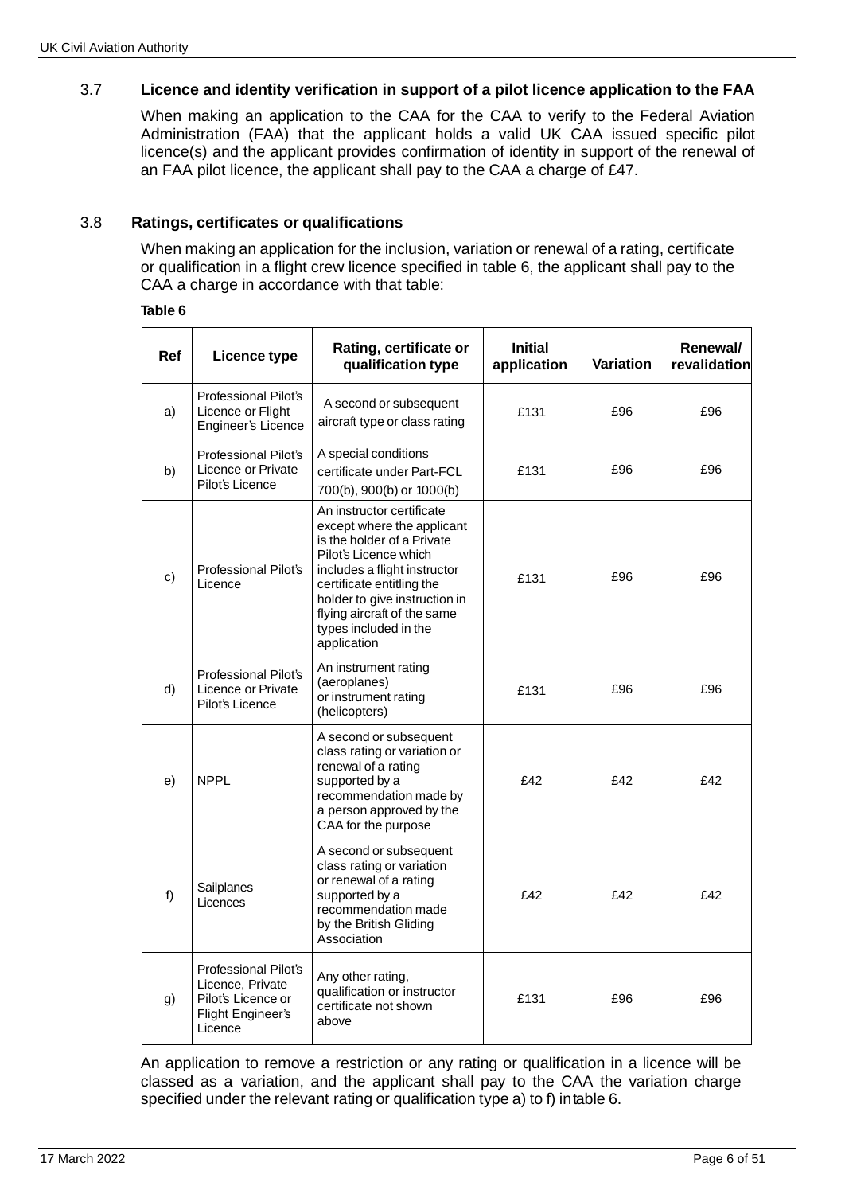### 3.7 Licence and identity verification in support of a pilot licence application to the FAA

When making an application to the CAA for the CAA to verify to the Federal Aviation Administration (FAA) that the applicant holds a valid UK CAA issued specific pilot licence(s) and the applicant provides confirmation of identity in support of the renewal of an FAA pilot licence, the applicant shall pay to the CAA a charge of £47.

### 3.8 Ratings, certificates or qualifications

When making an application for the inclusion, variation or renewal of a rating, certificate or qualification in a flight crew licence specified in table 6, the applicant shall pay to the CAA a charge in accordance with that table:

**Table 6**

| Ref | Licence type | Rating, certificate or qualification type | Initial application | Variation | Renewal/ revalidation |
|---|---|---|---|---|---|
| a) | Professional Pilot's Licence or Flight Engineer's Licence | A second or subsequent aircraft type or class rating | £131 | £96 | £96 |
| b) | Professional Pilot's Licence or Private Pilot's Licence | A special conditions certificate under Part-FCL 700(b), 900(b) or 1000(b) | £131 | £96 | £96 |
| c) | Professional Pilot's Licence | An instructor certificate except where the applicant is the holder of a Private Pilot's Licence which includes a flight instructor certificate entitling the holder to give instruction in flying aircraft of the same types included in the application | £131 | £96 | £96 |
| d) | Professional Pilot's Licence or Private Pilot's Licence | An instrument rating (aeroplanes) or instrument rating (helicopters) | £131 | £96 | £96 |
| e) | NPPL | A second or subsequent class rating or variation or renewal of a rating supported by a recommendation made by a person approved by the CAA for the purpose | £42 | £42 | £42 |
| f) | Sailplanes Licences | A second or subsequent class rating or variation or renewal of a rating supported by a recommendation made by the British Gliding Association | £42 | £42 | £42 |
| g) | Professional Pilot's Licence, Private Pilot's Licence or Flight Engineer's Licence | Any other rating, qualification or instructor certificate not shown above | £131 | £96 | £96 |

An application to remove a restriction or any rating or qualification in a licence will be classed as a variation, and the applicant shall pay to the CAA the variation charge specified under the relevant rating or qualification type a) to f) in table 6.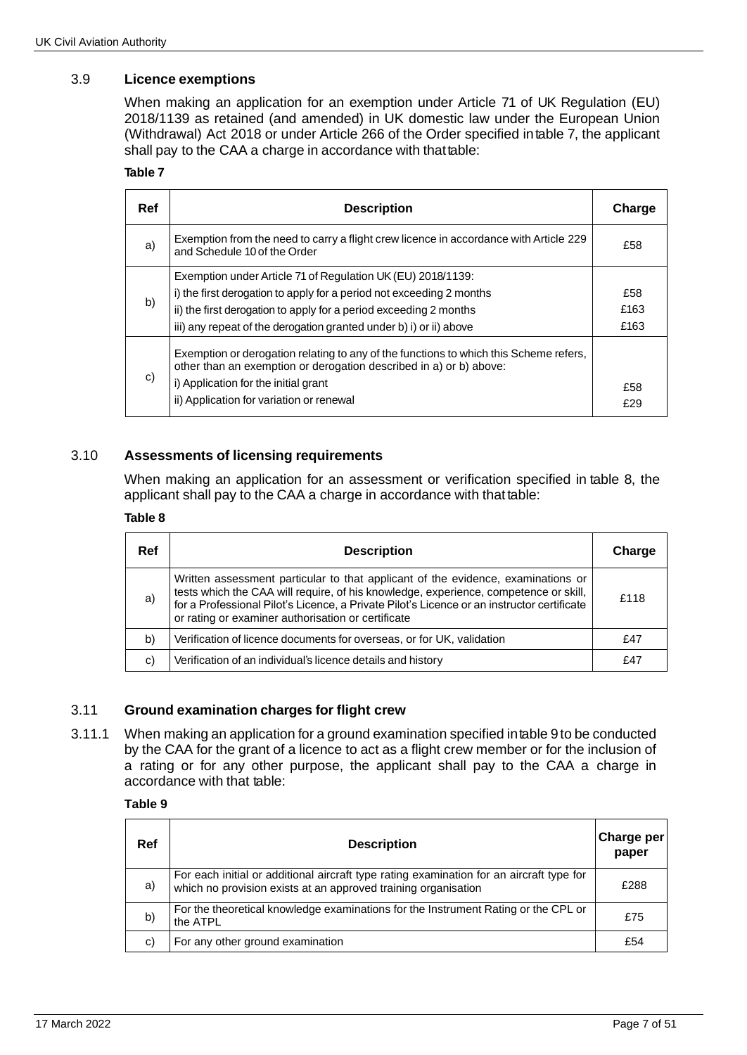### 3.9 Licence exemptions

When making an application for an exemption under Article 71 of UK Regulation (EU) 2018/1139 as retained (and amended) in UK domestic law under the European Union (Withdrawal) Act 2018 or under Article 266 of the Order specified in table 7, the applicant shall pay to the CAA a charge in accordance with that table:

**Table 7**

| Ref | Description | Charge |
|---|---|---|
| a) | Exemption from the need to carry a flight crew licence in accordance with Article 229 and Schedule 10 of the Order | £58 |
| b) | Exemption under Article 71 of Regulation UK (EU) 2018/1139:<br>i) the first derogation to apply for a period not exceeding 2 months<br>ii) the first derogation to apply for a period exceeding 2 months<br>iii) any repeat of the derogation granted under b) i) or ii) above | <br>£58<br>£163<br>£163 |
| c) | Exemption or derogation relating to any of the functions to which this Scheme refers, other than an exemption or derogation described in a) or b) above:<br>i) Application for the initial grant<br>ii) Application for variation or renewal | <br>£58<br>£29 |

### 3.10 Assessments of licensing requirements

When making an application for an assessment or verification specified in table 8, the applicant shall pay to the CAA a charge in accordance with that table:

**Table 8**

| Ref | Description | Charge |
|---|---|---|
| a) | Written assessment particular to that applicant of the evidence, examinations or tests which the CAA will require, of his knowledge, experience, competence or skill, for a Professional Pilot's Licence, a Private Pilot's Licence or an instructor certificate or rating or examiner authorisation or certificate | £118 |
| b) | Verification of licence documents for overseas, or for UK, validation | £47 |
| c) | Verification of an individual's licence details and history | £47 |

### 3.11 Ground examination charges for flight crew

3.11.1 When making an application for a ground examination specified in table 9 to be conducted by the CAA for the grant of a licence to act as a flight crew member or for the inclusion of a rating or for any other purpose, the applicant shall pay to the CAA a charge in accordance with that table:

**Table 9**

| Ref | Description | Charge per paper |
|---|---|---|
| a) | For each initial or additional aircraft type rating examination for an aircraft type for which no provision exists at an approved training organisation | £288 |
| b) | For the theoretical knowledge examinations for the Instrument Rating or the CPL or the ATPL | £75 |
| c) | For any other ground examination | £54 |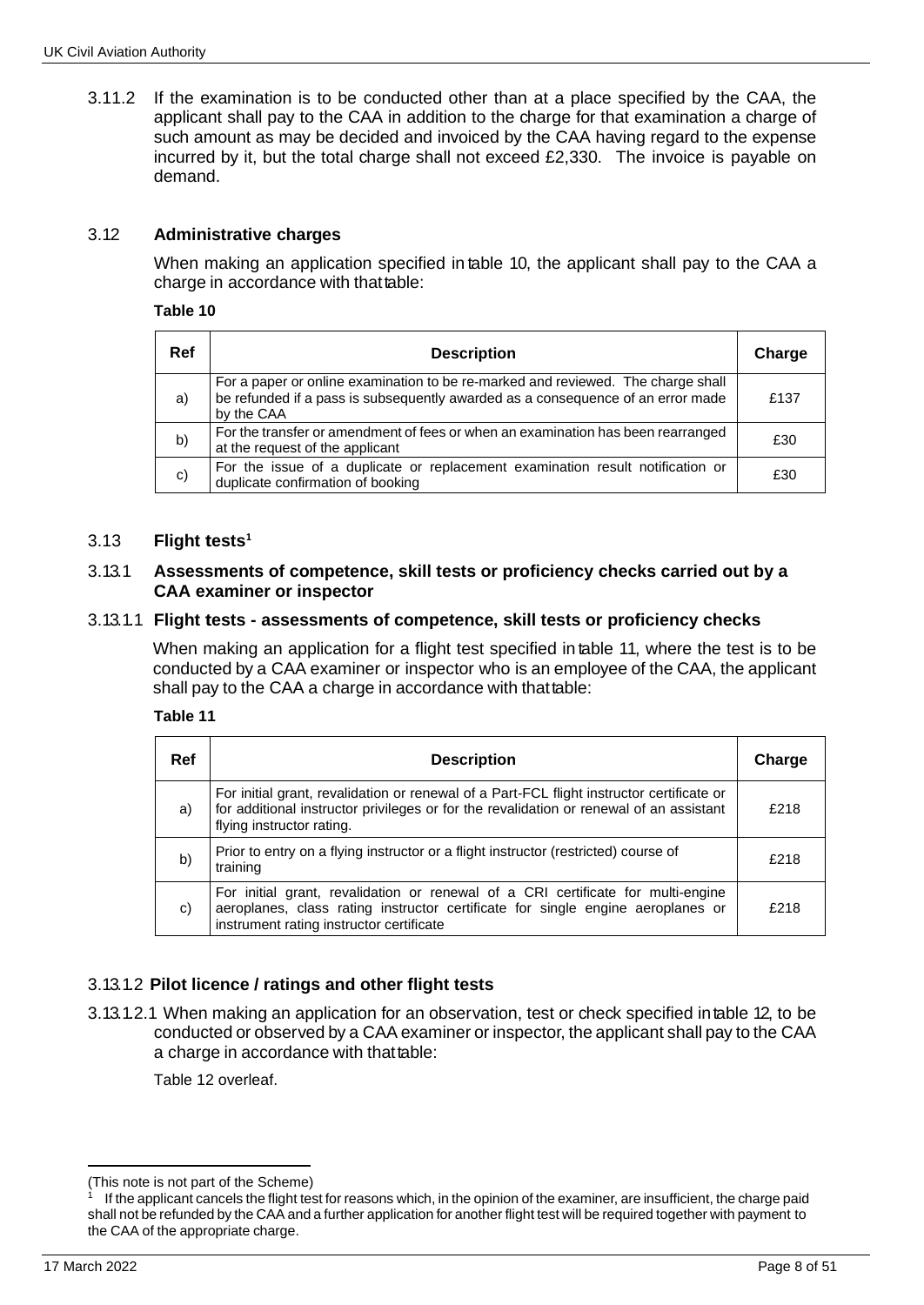3.11.2 If the examination is to be conducted other than at a place specified by the CAA, the applicant shall pay to the CAA in addition to the charge for that examination a charge of such amount as may be decided and invoiced by the CAA having regard to the expense incurred by it, but the total charge shall not exceed £2,330. The invoice is payable on demand.

## 3.12 Administrative charges

When making an application specified in table 10, the applicant shall pay to the CAA a charge in accordance with that table:

**Table 10**

| Ref | Description | Charge |
|---|---|---|
| a) | For a paper or online examination to be re-marked and reviewed. The charge shall be refunded if a pass is subsequently awarded as a consequence of an error made by the CAA | £137 |
| b) | For the transfer or amendment of fees or when an examination has been rearranged at the request of the applicant | £30 |
| c) | For the issue of a duplicate or replacement examination result notification or duplicate confirmation of booking | £30 |

## 3.13 Flight tests[1]

### 3.13.1 Assessments of competence, skill tests or proficiency checks carried out by a CAA examiner or inspector

#### 3.13.1.1 Flight tests - assessments of competence, skill tests or proficiency checks

When making an application for a flight test specified in table 11, where the test is to be conducted by a CAA examiner or inspector who is an employee of the CAA, the applicant shall pay to the CAA a charge in accordance with that table:

**Table 11**

| Ref | Description | Charge |
|---|---|---|
| a) | For initial grant, revalidation or renewal of a Part-FCL flight instructor certificate or for additional instructor privileges or for the revalidation or renewal of an assistant flying instructor rating. | £218 |
| b) | Prior to entry on a flying instructor or a flight instructor (restricted) course of training | £218 |
| c) | For initial grant, revalidation or renewal of a CRI certificate for multi-engine aeroplanes, class rating instructor certificate for single engine aeroplanes or instrument rating instructor certificate | £218 |

#### 3.13.1.2 Pilot licence / ratings and other flight tests

3.13.1.2.1 When making an application for an observation, test or check specified in table 12, to be conducted or observed by a CAA examiner or inspector, the applicant shall pay to the CAA a charge in accordance with that table:

Table 12 overleaf.

(This note is not part of the Scheme)

[1] If the applicant cancels the flight test for reasons which, in the opinion of the examiner, are insufficient, the charge paid shall not be refunded by the CAA and a further application for another flight test will be required together with payment to the CAA of the appropriate charge.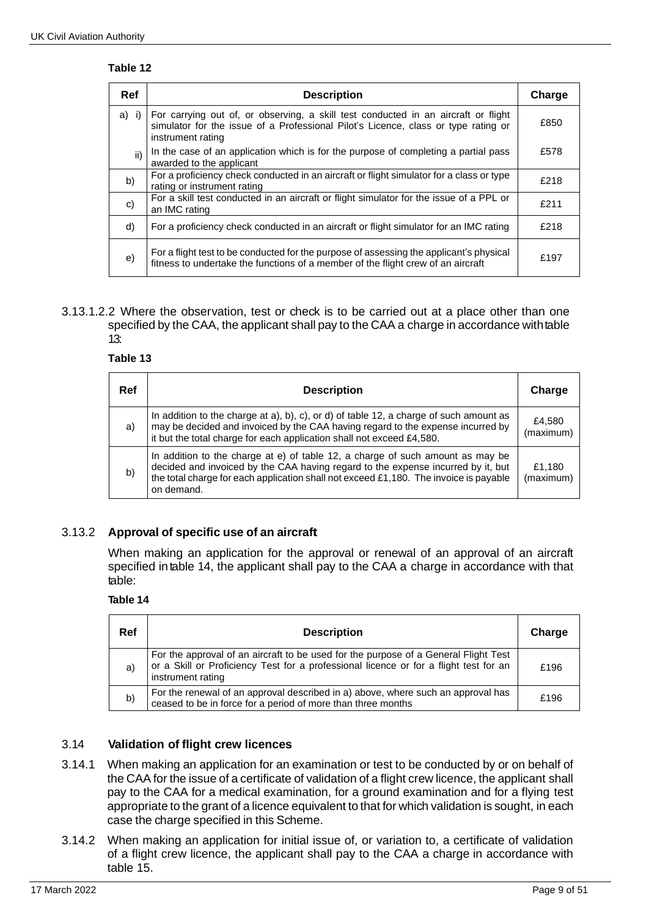**Table 12**

| Ref | Description | Charge |
|---|---|---|
| a) i) | For carrying out of, or observing, a skill test conducted in an aircraft or flight simulator for the issue of a Professional Pilot's Licence, class or type rating or instrument rating | £850 |
| ii) | In the case of an application which is for the purpose of completing a partial pass awarded to the applicant | £578 |
| b) | For a proficiency check conducted in an aircraft or flight simulator for a class or type rating or instrument rating | £218 |
| c) | For a skill test conducted in an aircraft or flight simulator for the issue of a PPL or an IMC rating | £211 |
| d) | For a proficiency check conducted in an aircraft or flight simulator for an IMC rating | £218 |
| e) | For a flight test to be conducted for the purpose of assessing the applicant's physical fitness to undertake the functions of a member of the flight crew of an aircraft | £197 |

3.13.1.2.2 Where the observation, test or check is to be carried out at a place other than one specified by the CAA, the applicant shall pay to the CAA a charge in accordance with table 13:

**Table 13**

| Ref | Description | Charge |
|---|---|---|
| a) | In addition to the charge at a), b), c), or d) of table 12, a charge of such amount as may be decided and invoiced by the CAA having regard to the expense incurred by it but the total charge for each application shall not exceed £4,580. | £4,580 (maximum) |
| b) | In addition to the charge at e) of table 12, a charge of such amount as may be decided and invoiced by the CAA having regard to the expense incurred by it, but the total charge for each application shall not exceed £1,180. The invoice is payable on demand. | £1,180 (maximum) |

### 3.13.2 Approval of specific use of an aircraft

When making an application for the approval or renewal of an approval of an aircraft specified in table 14, the applicant shall pay to the CAA a charge in accordance with that table:

**Table 14**

| Ref | Description | Charge |
|---|---|---|
| a) | For the approval of an aircraft to be used for the purpose of a General Flight Test or a Skill or Proficiency Test for a professional licence or for a flight test for an instrument rating | £196 |
| b) | For the renewal of an approval described in a) above, where such an approval has ceased to be in force for a period of more than three months | £196 |

## 3.14 Validation of flight crew licences

3.14.1 When making an application for an examination or test to be conducted by or on behalf of the CAA for the issue of a certificate of validation of a flight crew licence, the applicant shall pay to the CAA for a medical examination, for a ground examination and for a flying test appropriate to the grant of a licence equivalent to that for which validation is sought, in each case the charge specified in this Scheme.

3.14.2 When making an application for initial issue of, or variation to, a certificate of validation of a flight crew licence, the applicant shall pay to the CAA a charge in accordance with table 15.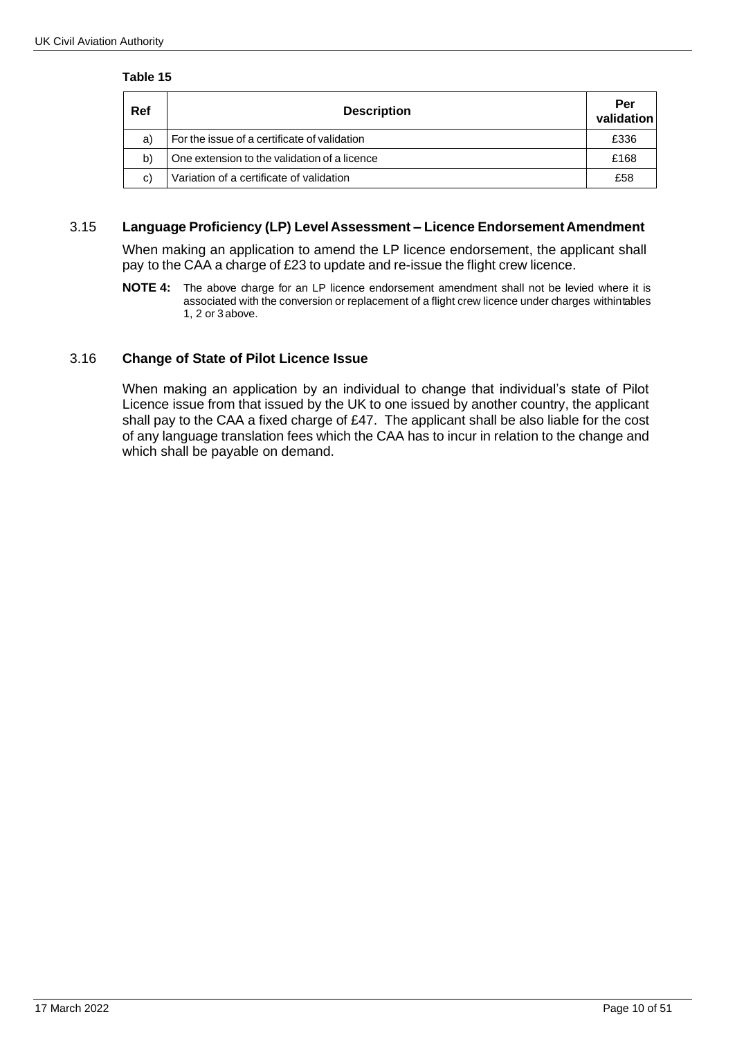**Table 15**

| Ref | Description | Per validation |
| --- | --- | --- |
| a) | For the issue of a certificate of validation | £336 |
| b) | One extension to the validation of a licence | £168 |
| c) | Variation of a certificate of validation | £58 |

### 3.15 Language Proficiency (LP) Level Assessment – Licence Endorsement Amendment

When making an application to amend the LP licence endorsement, the applicant shall pay to the CAA a charge of £23 to update and re-issue the flight crew licence.

**NOTE 4:** The above charge for an LP licence endorsement amendment shall not be levied where it is associated with the conversion or replacement of a flight crew licence under charges within tables 1, 2 or 3 above.

### 3.16 Change of State of Pilot Licence Issue

When making an application by an individual to change that individual's state of Pilot Licence issue from that issued by the UK to one issued by another country, the applicant shall pay to the CAA a fixed charge of £47. The applicant shall be also liable for the cost of any language translation fees which the CAA has to incur in relation to the change and which shall be payable on demand.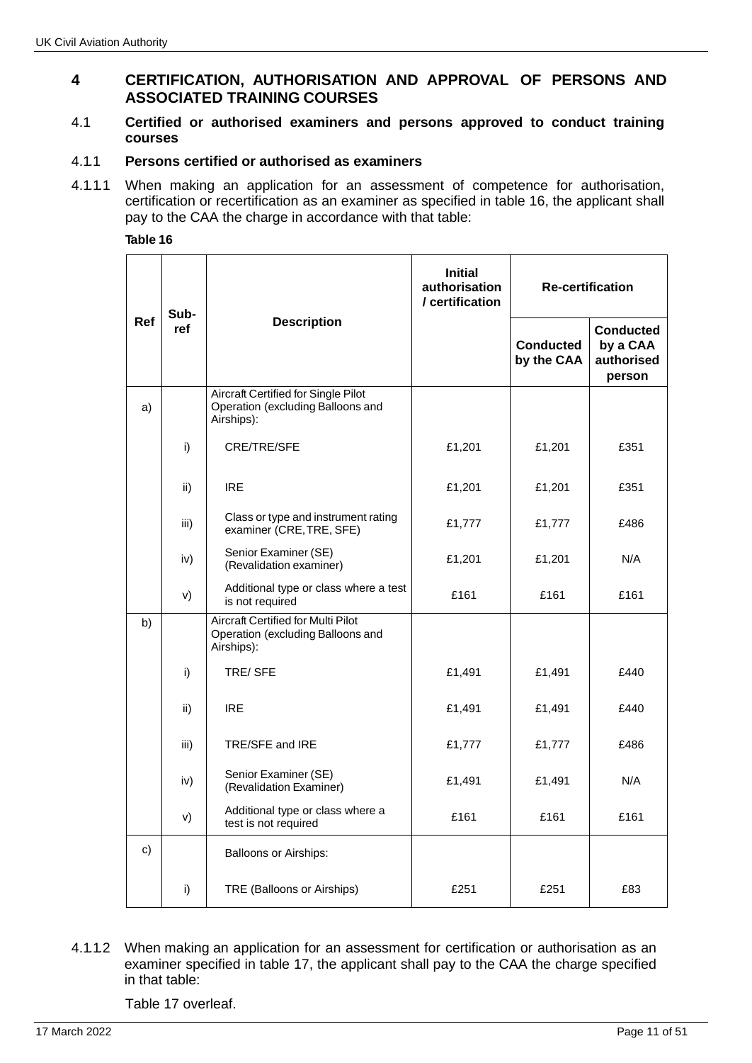## 4 CERTIFICATION, AUTHORISATION AND APPROVAL OF PERSONS AND ASSOCIATED TRAINING COURSES

### 4.1 Certified or authorised examiners and persons approved to conduct training courses

#### 4.1.1 Persons certified or authorised as examiners

4.1.1.1 When making an application for an assessment of competence for authorisation, certification or recertification as an examiner as specified in table 16, the applicant shall pay to the CAA the charge in accordance with that table:

**Table 16**

| Ref | Sub-ref | Description | Initial authorisation / certification | Re-certification | |
|---|---|---|---|---|---|
| | | | | Conducted by the CAA | Conducted by a CAA authorised person |
| a) | | Aircraft Certified for Single Pilot Operation (excluding Balloons and Airships): | | | |
| | i) | CRE/TRE/SFE | £1,201 | £1,201 | £351 |
| | ii) | IRE | £1,201 | £1,201 | £351 |
| | iii) | Class or type and instrument rating examiner (CRE, TRE, SFE) | £1,777 | £1,777 | £486 |
| | iv) | Senior Examiner (SE) (Revalidation examiner) | £1,201 | £1,201 | N/A |
| | v) | Additional type or class where a test is not required | £161 | £161 | £161 |
| b) | | Aircraft Certified for Multi Pilot Operation (excluding Balloons and Airships): | | | |
| | i) | TRE/ SFE | £1,491 | £1,491 | £440 |
| | ii) | IRE | £1,491 | £1,491 | £440 |
| | iii) | TRE/SFE and IRE | £1,777 | £1,777 | £486 |
| | iv) | Senior Examiner (SE) (Revalidation Examiner) | £1,491 | £1,491 | N/A |
| | v) | Additional type or class where a test is not required | £161 | £161 | £161 |
| c) | | Balloons or Airships: | | | |
| | i) | TRE (Balloons or Airships) | £251 | £251 | £83 |

4.1.1.2 When making an application for an assessment for certification or authorisation as an examiner specified in table 17, the applicant shall pay to the CAA the charge specified in that table:

Table 17 overleaf.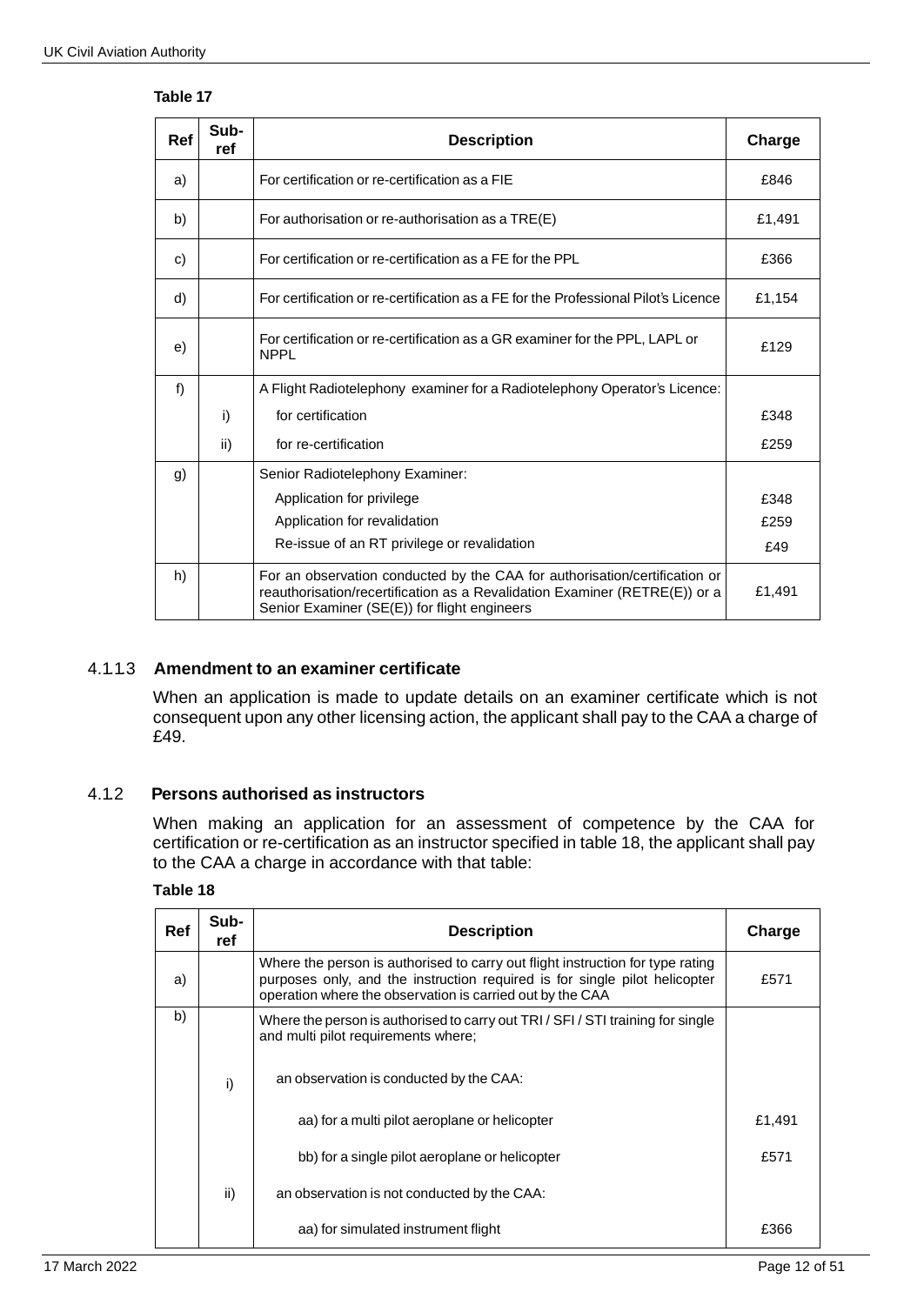**Table 17**

| Ref | Sub-ref | Description | Charge |
|---|---|---|---|
| a) | | For certification or re-certification as a FIE | £846 |
| b) | | For authorisation or re-authorisation as a TRE(E) | £1,491 |
| c) | | For certification or re-certification as a FE for the PPL | £366 |
| d) | | For certification or re-certification as a FE for the Professional Pilot's Licence | £1,154 |
| e) | | For certification or re-certification as a GR examiner for the PPL, LAPL or NPPL | £129 |
| f) | | A Flight Radiotelephony examiner for a Radiotelephony Operator's Licence: | |
| | i) | for certification | £348 |
| | ii) | for re-certification | £259 |
| g) | | Senior Radiotelephony Examiner: | |
| | | Application for privilege | £348 |
| | | Application for revalidation | £259 |
| | | Re-issue of an RT privilege or revalidation | £49 |
| h) | | For an observation conducted by the CAA for authorisation/certification or reauthorisation/recertification as a Revalidation Examiner (RETRE(E)) or a Senior Examiner (SE(E)) for flight engineers | £1,491 |

### 4.1.1.3 Amendment to an examiner certificate

When an application is made to update details on an examiner certificate which is not consequent upon any other licensing action, the applicant shall pay to the CAA a charge of £49.

## 4.1.2 Persons authorised as instructors

When making an application for an assessment of competence by the CAA for certification or re-certification as an instructor specified in table 18, the applicant shall pay to the CAA a charge in accordance with that table:

**Table 18**

| Ref | Sub-ref | Description | Charge |
|---|---|---|---|
| a) | | Where the person is authorised to carry out flight instruction for type rating purposes only, and the instruction required is for single pilot helicopter operation where the observation is carried out by the CAA | £571 |
| b) | | Where the person is authorised to carry out TRI / SFI / STI training for single and multi pilot requirements where; | |
| | i) | an observation is conducted by the CAA: | |
| | | aa) for a multi pilot aeroplane or helicopter | £1,491 |
| | | bb) for a single pilot aeroplane or helicopter | £571 |
| | ii) | an observation is not conducted by the CAA: | |
| | | aa) for simulated instrument flight | £366 |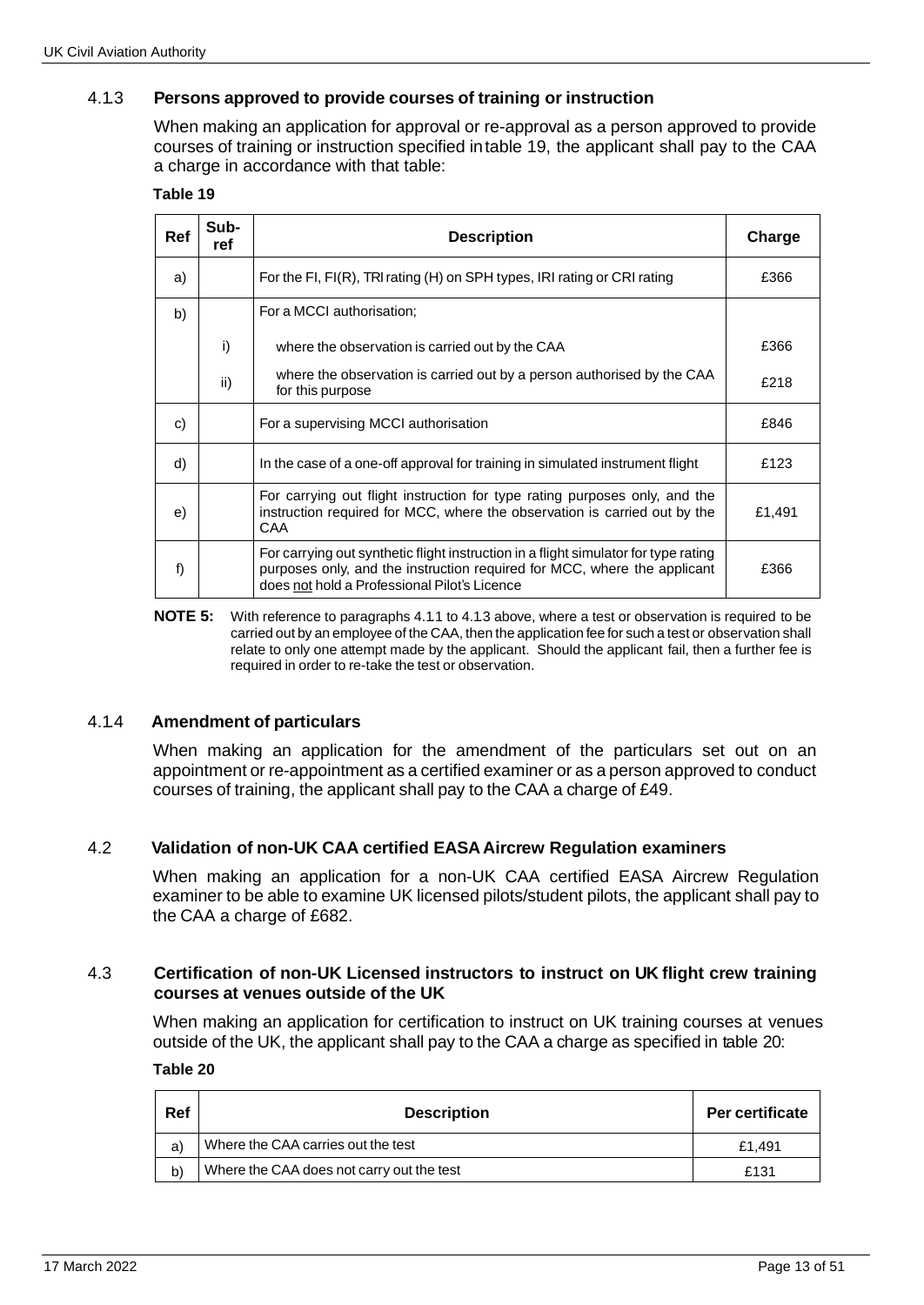### 4.1.3 Persons approved to provide courses of training or instruction

When making an application for approval or re-approval as a person approved to provide courses of training or instruction specified in table 19, the applicant shall pay to the CAA a charge in accordance with that table:

**Table 19**

| Ref | Sub-ref | Description | Charge |
|---|---|---|---|
| a) | | For the FI, FI(R), TRI rating (H) on SPH types, IRI rating or CRI rating | £366 |
| b) | | For a MCCI authorisation; | |
| | i) | where the observation is carried out by the CAA | £366 |
| | ii) | where the observation is carried out by a person authorised by the CAA for this purpose | £218 |
| c) | | For a supervising MCCI authorisation | £846 |
| d) | | In the case of a one-off approval for training in simulated instrument flight | £123 |
| e) | | For carrying out flight instruction for type rating purposes only, and the instruction required for MCC, where the observation is carried out by the CAA | £1,491 |
| f) | | For carrying out synthetic flight instruction in a flight simulator for type rating purposes only, and the instruction required for MCC, where the applicant does not hold a Professional Pilot's Licence | £366 |

**NOTE 5:** With reference to paragraphs 4.1.1 to 4.1.3 above, where a test or observation is required to be carried out by an employee of the CAA, then the application fee for such a test or observation shall relate to only one attempt made by the applicant. Should the applicant fail, then a further fee is required in order to re-take the test or observation.

### 4.1.4 Amendment of particulars

When making an application for the amendment of the particulars set out on an appointment or re-appointment as a certified examiner or as a person approved to conduct courses of training, the applicant shall pay to the CAA a charge of £49.

## 4.2 Validation of non-UK CAA certified EASA Aircrew Regulation examiners

When making an application for a non-UK CAA certified EASA Aircrew Regulation examiner to be able to examine UK licensed pilots/student pilots, the applicant shall pay to the CAA a charge of £682.

## 4.3 Certification of non-UK Licensed instructors to instruct on UK flight crew training courses at venues outside of the UK

When making an application for certification to instruct on UK training courses at venues outside of the UK, the applicant shall pay to the CAA a charge as specified in table 20:

**Table 20**

| Ref | Description | Per certificate |
|---|---|---|
| a) | Where the CAA carries out the test | £1,491 |
| b) | Where the CAA does not carry out the test | £131 |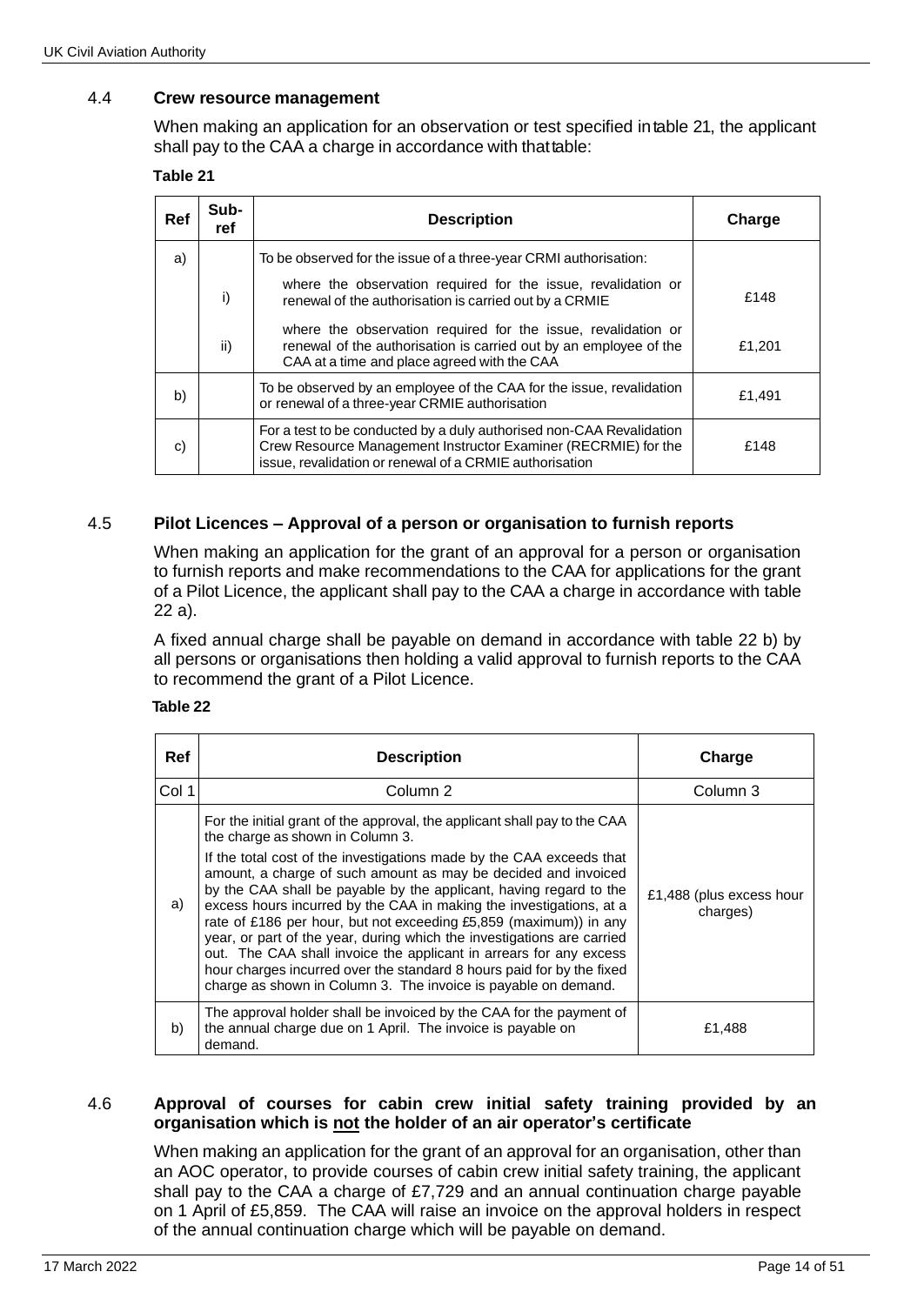## 4.4 Crew resource management

When making an application for an observation or test specified in table 21, the applicant shall pay to the CAA a charge in accordance with that table:

**Table 21**

| Ref | Sub-ref | Description | Charge |
|---|---|---|---|
| a) | | To be observed for the issue of a three-year CRMI authorisation: | |
| | i) | where the observation required for the issue, revalidation or renewal of the authorisation is carried out by a CRMIE | £148 |
| | ii) | where the observation required for the issue, revalidation or renewal of the authorisation is carried out by an employee of the CAA at a time and place agreed with the CAA | £1,201 |
| b) | | To be observed by an employee of the CAA for the issue, revalidation or renewal of a three-year CRMIE authorisation | £1,491 |
| c) | | For a test to be conducted by a duly authorised non-CAA Revalidation Crew Resource Management Instructor Examiner (RECRMIE) for the issue, revalidation or renewal of a CRMIE authorisation | £148 |

## 4.5 Pilot Licences – Approval of a person or organisation to furnish reports

When making an application for the grant of an approval for a person or organisation to furnish reports and make recommendations to the CAA for applications for the grant of a Pilot Licence, the applicant shall pay to the CAA a charge in accordance with table 22 a).

A fixed annual charge shall be payable on demand in accordance with table 22 b) by all persons or organisations then holding a valid approval to furnish reports to the CAA to recommend the grant of a Pilot Licence.

**Table 22**

| Ref | Description | Charge |
|---|---|---|
| Col 1 | Column 2 | Column 3 |
| a) | For the initial grant of the approval, the applicant shall pay to the CAA the charge as shown in Column 3.<br><br>If the total cost of the investigations made by the CAA exceeds that amount, a charge of such amount as may be decided and invoiced by the CAA shall be payable by the applicant, having regard to the excess hours incurred by the CAA in making the investigations, at a rate of £186 per hour, but not exceeding £5,859 (maximum)) in any year, or part of the year, during which the investigations are carried out. The CAA shall invoice the applicant in arrears for any excess hour charges incurred over the standard 8 hours paid for by the fixed charge as shown in Column 3. The invoice is payable on demand. | £1,488 (plus excess hour charges) |
| b) | The approval holder shall be invoiced by the CAA for the payment of the annual charge due on 1 April. The invoice is payable on demand. | £1,488 |

## 4.6 Approval of courses for cabin crew initial safety training provided by an organisation which is not the holder of an air operator's certificate

When making an application for the grant of an approval for an organisation, other than an AOC operator, to provide courses of cabin crew initial safety training, the applicant shall pay to the CAA a charge of £7,729 and an annual continuation charge payable on 1 April of £5,859. The CAA will raise an invoice on the approval holders in respect of the annual continuation charge which will be payable on demand.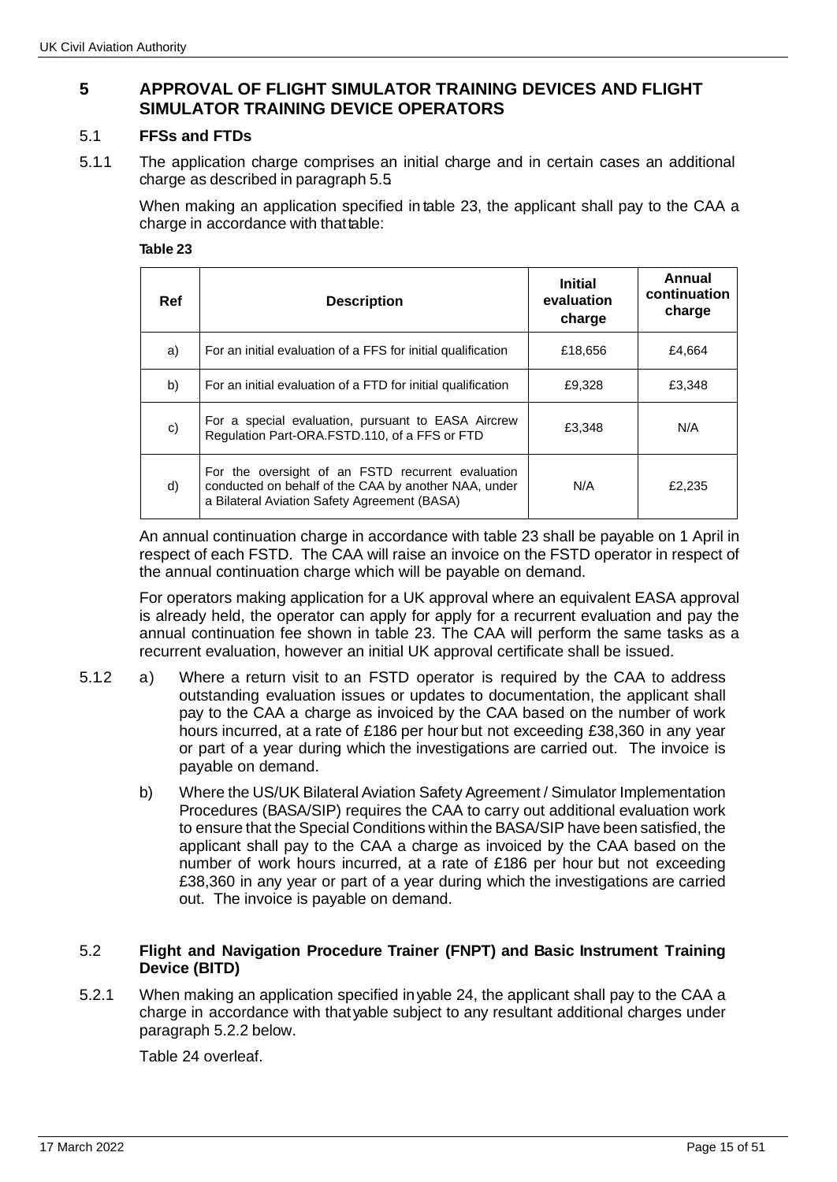## 5 APPROVAL OF FLIGHT SIMULATOR TRAINING DEVICES AND FLIGHT SIMULATOR TRAINING DEVICE OPERATORS

### 5.1 FFSs and FTDs

5.1.1 The application charge comprises an initial charge and in certain cases an additional charge as described in paragraph 5.5

When making an application specified in table 23, the applicant shall pay to the CAA a charge in accordance with that table:

**Table 23**

| Ref | Description | Initial evaluation charge | Annual continuation charge |
|---|---|---|---|
| a) | For an initial evaluation of a FFS for initial qualification | £18,656 | £4,664 |
| b) | For an initial evaluation of a FTD for initial qualification | £9,328 | £3,348 |
| c) | For a special evaluation, pursuant to EASA Aircrew Regulation Part-ORA.FSTD.110, of a FFS or FTD | £3,348 | N/A |
| d) | For the oversight of an FSTD recurrent evaluation conducted on behalf of the CAA by another NAA, under a Bilateral Aviation Safety Agreement (BASA) | N/A | £2,235 |

An annual continuation charge in accordance with table 23 shall be payable on 1 April in respect of each FSTD. The CAA will raise an invoice on the FSTD operator in respect of the annual continuation charge which will be payable on demand.

For operators making application for a UK approval where an equivalent EASA approval is already held, the operator can apply for apply for a recurrent evaluation and pay the annual continuation fee shown in table 23. The CAA will perform the same tasks as a recurrent evaluation, however an initial UK approval certificate shall be issued.

5.1.2 a) Where a return visit to an FSTD operator is required by the CAA to address outstanding evaluation issues or updates to documentation, the applicant shall pay to the CAA a charge as invoiced by the CAA based on the number of work hours incurred, at a rate of £186 per hour but not exceeding £38,360 in any year or part of a year during which the investigations are carried out. The invoice is payable on demand.

b) Where the US/UK Bilateral Aviation Safety Agreement / Simulator Implementation Procedures (BASA/SIP) requires the CAA to carry out additional evaluation work to ensure that the Special Conditions within the BASA/SIP have been satisfied, the applicant shall pay to the CAA a charge as invoiced by the CAA based on the number of work hours incurred, at a rate of £186 per hour but not exceeding £38,360 in any year or part of a year during which the investigations are carried out. The invoice is payable on demand.

### 5.2 Flight and Navigation Procedure Trainer (FNPT) and Basic Instrument Training Device (BITD)

5.2.1 When making an application specified in yable 24, the applicant shall pay to the CAA a charge in accordance with that yable subject to any resultant additional charges under paragraph 5.2.2 below.

Table 24 overleaf.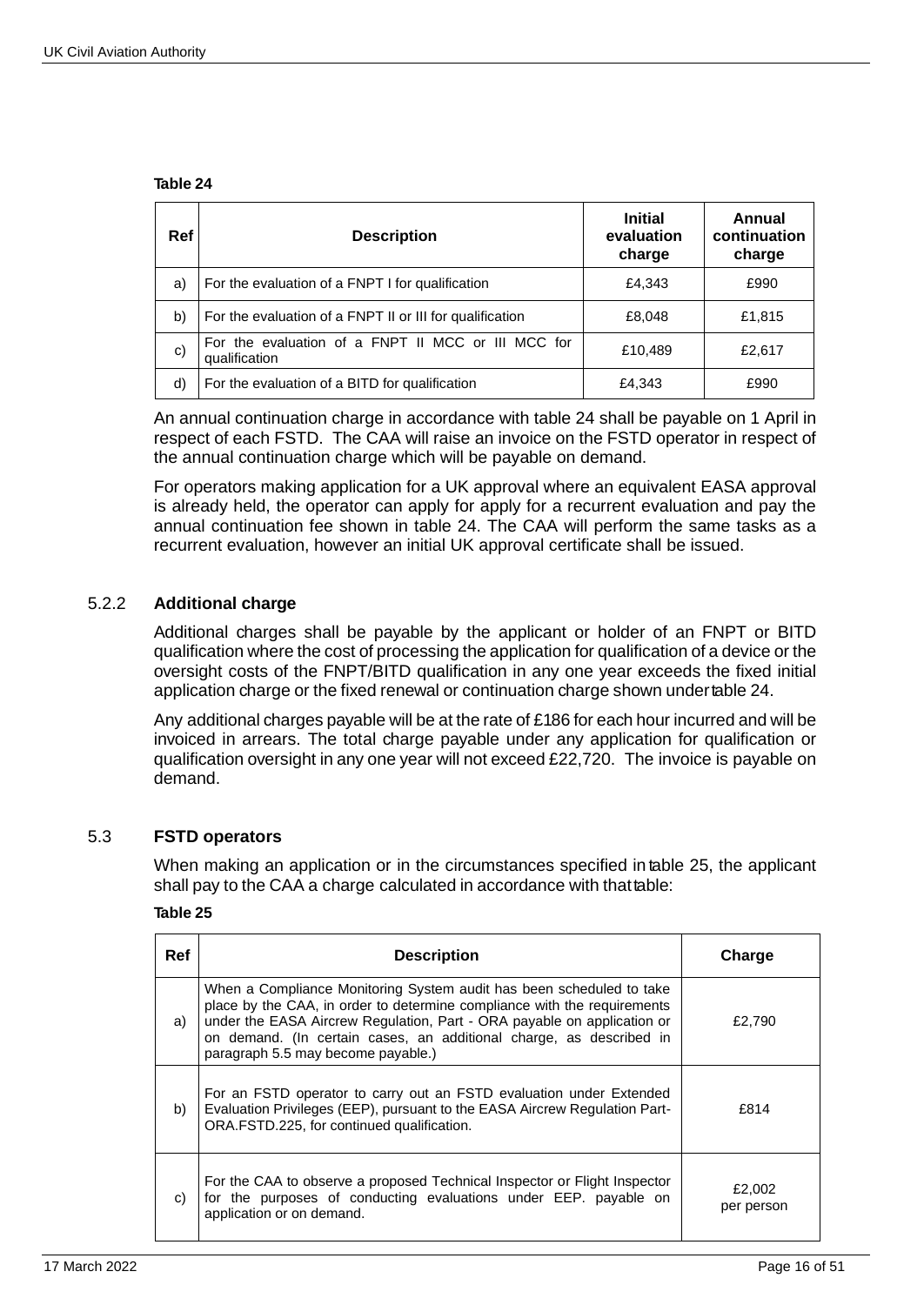**Table 24**

| Ref | Description | Initial evaluation charge | Annual continuation charge |
|---|---|---|---|
| a) | For the evaluation of a FNPT I for qualification | £4,343 | £990 |
| b) | For the evaluation of a FNPT II or III for qualification | £8,048 | £1,815 |
| c) | For the evaluation of a FNPT II MCC or III MCC for qualification | £10,489 | £2,617 |
| d) | For the evaluation of a BITD for qualification | £4,343 | £990 |

An annual continuation charge in accordance with table 24 shall be payable on 1 April in respect of each FSTD. The CAA will raise an invoice on the FSTD operator in respect of the annual continuation charge which will be payable on demand.

For operators making application for a UK approval where an equivalent EASA approval is already held, the operator can apply for apply for a recurrent evaluation and pay the annual continuation fee shown in table 24. The CAA will perform the same tasks as a recurrent evaluation, however an initial UK approval certificate shall be issued.

### 5.2.2 Additional charge

Additional charges shall be payable by the applicant or holder of an FNPT or BITD qualification where the cost of processing the application for qualification of a device or the oversight costs of the FNPT/BITD qualification in any one year exceeds the fixed initial application charge or the fixed renewal or continuation charge shown under table 24.

Any additional charges payable will be at the rate of £186 for each hour incurred and will be invoiced in arrears. The total charge payable under any application for qualification or qualification oversight in any one year will not exceed £22,720. The invoice is payable on demand.

## 5.3 FSTD operators

When making an application or in the circumstances specified in table 25, the applicant shall pay to the CAA a charge calculated in accordance with that table:

**Table 25**

| Ref | Description | Charge |
|---|---|---|
| a) | When a Compliance Monitoring System audit has been scheduled to take place by the CAA, in order to determine compliance with the requirements under the EASA Aircrew Regulation, Part - ORA payable on application or on demand. (In certain cases, an additional charge, as described in paragraph 5.5 may become payable.) | £2,790 |
| b) | For an FSTD operator to carry out an FSTD evaluation under Extended Evaluation Privileges (EEP), pursuant to the EASA Aircrew Regulation Part-ORA.FSTD.225, for continued qualification. | £814 |
| c) | For the CAA to observe a proposed Technical Inspector or Flight Inspector for the purposes of conducting evaluations under EEP. payable on application or on demand. | £2,002 per person |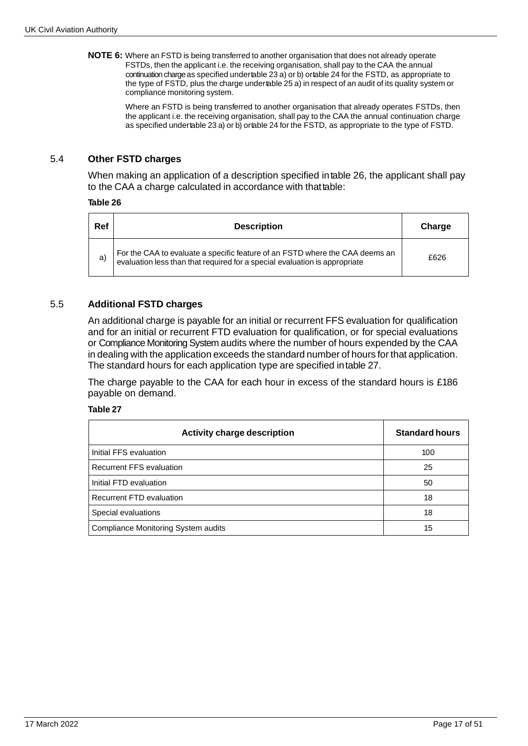**NOTE 6:** Where an FSTD is being transferred to another organisation that does not already operate FSTDs, then the applicant i.e. the receiving organisation, shall pay to the CAA the annual continuation charge as specified under table 23 a) or b) or table 24 for the FSTD, as appropriate to the type of FSTD, plus the charge under table 25 a) in respect of an audit of its quality system or compliance monitoring system.

Where an FSTD is being transferred to another organisation that already operates FSTDs, then the applicant i.e. the receiving organisation, shall pay to the CAA the annual continuation charge as specified under table 23 a) or b) or table 24 for the FSTD, as appropriate to the type of FSTD.

## 5.4 Other FSTD charges

When making an application of a description specified in table 26, the applicant shall pay to the CAA a charge calculated in accordance with that table:

**Table 26**

| Ref | Description | Charge |
|---|---|---|
| a) | For the CAA to evaluate a specific feature of an FSTD where the CAA deems an evaluation less than that required for a special evaluation is appropriate | £626 |

## 5.5 Additional FSTD charges

An additional charge is payable for an initial or recurrent FFS evaluation for qualification and for an initial or recurrent FTD evaluation for qualification, or for special evaluations or Compliance Monitoring System audits where the number of hours expended by the CAA in dealing with the application exceeds the standard number of hours for that application. The standard hours for each application type are specified in table 27.

The charge payable to the CAA for each hour in excess of the standard hours is £186 payable on demand.

**Table 27**

| Activity charge description | Standard hours |
|---|---|
| Initial FFS evaluation | 100 |
| Recurrent FFS evaluation | 25 |
| Initial FTD evaluation | 50 |
| Recurrent FTD evaluation | 18 |
| Special evaluations | 18 |
| Compliance Monitoring System audits | 15 |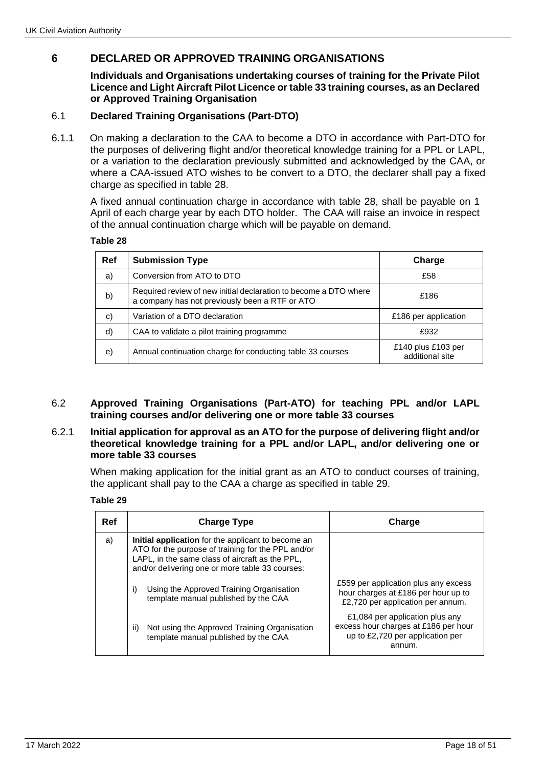## 6 DECLARED OR APPROVED TRAINING ORGANISATIONS

**Individuals and Organisations undertaking courses of training for the Private Pilot Licence and Light Aircraft Pilot Licence or table 33 training courses, as an Declared or Approved Training Organisation**

### 6.1 Declared Training Organisations (Part-DTO)

6.1.1 On making a declaration to the CAA to become a DTO in accordance with Part-DTO for the purposes of delivering flight and/or theoretical knowledge training for a PPL or LAPL, or a variation to the declaration previously submitted and acknowledged by the CAA, or where a CAA-issued ATO wishes to be convert to a DTO, the declarer shall pay a fixed charge as specified in table 28.

A fixed annual continuation charge in accordance with table 28, shall be payable on 1 April of each charge year by each DTO holder. The CAA will raise an invoice in respect of the annual continuation charge which will be payable on demand.

**Table 28**

| Ref | Submission Type | Charge |
|---|---|---|
| a) | Conversion from ATO to DTO | £58 |
| b) | Required review of new initial declaration to become a DTO where a company has not previously been a RTF or ATO | £186 |
| c) | Variation of a DTO declaration | £186 per application |
| d) | CAA to validate a pilot training programme | £932 |
| e) | Annual continuation charge for conducting table 33 courses | £140 plus £103 per additional site |

### 6.2 Approved Training Organisations (Part-ATO) for teaching PPL and/or LAPL training courses and/or delivering one or more table 33 courses

#### 6.2.1 Initial application for approval as an ATO for the purpose of delivering flight and/or theoretical knowledge training for a PPL and/or LAPL, and/or delivering one or more table 33 courses

When making application for the initial grant as an ATO to conduct courses of training, the applicant shall pay to the CAA a charge as specified in table 29.

**Table 29**

| Ref | Charge Type | Charge |
|---|---|---|
| a) | **Initial application** for the applicant to become an ATO for the purpose of training for the PPL and/or LAPL, in the same class of aircraft as the PPL, and/or delivering one or more table 33 courses: | |
| | i) Using the Approved Training Organisation template manual published by the CAA | £559 per application plus any excess hour charges at £186 per hour up to £2,720 per application per annum. |
| | ii) Not using the Approved Training Organisation template manual published by the CAA | £1,084 per application plus any excess hour charges at £186 per hour up to £2,720 per application per annum. |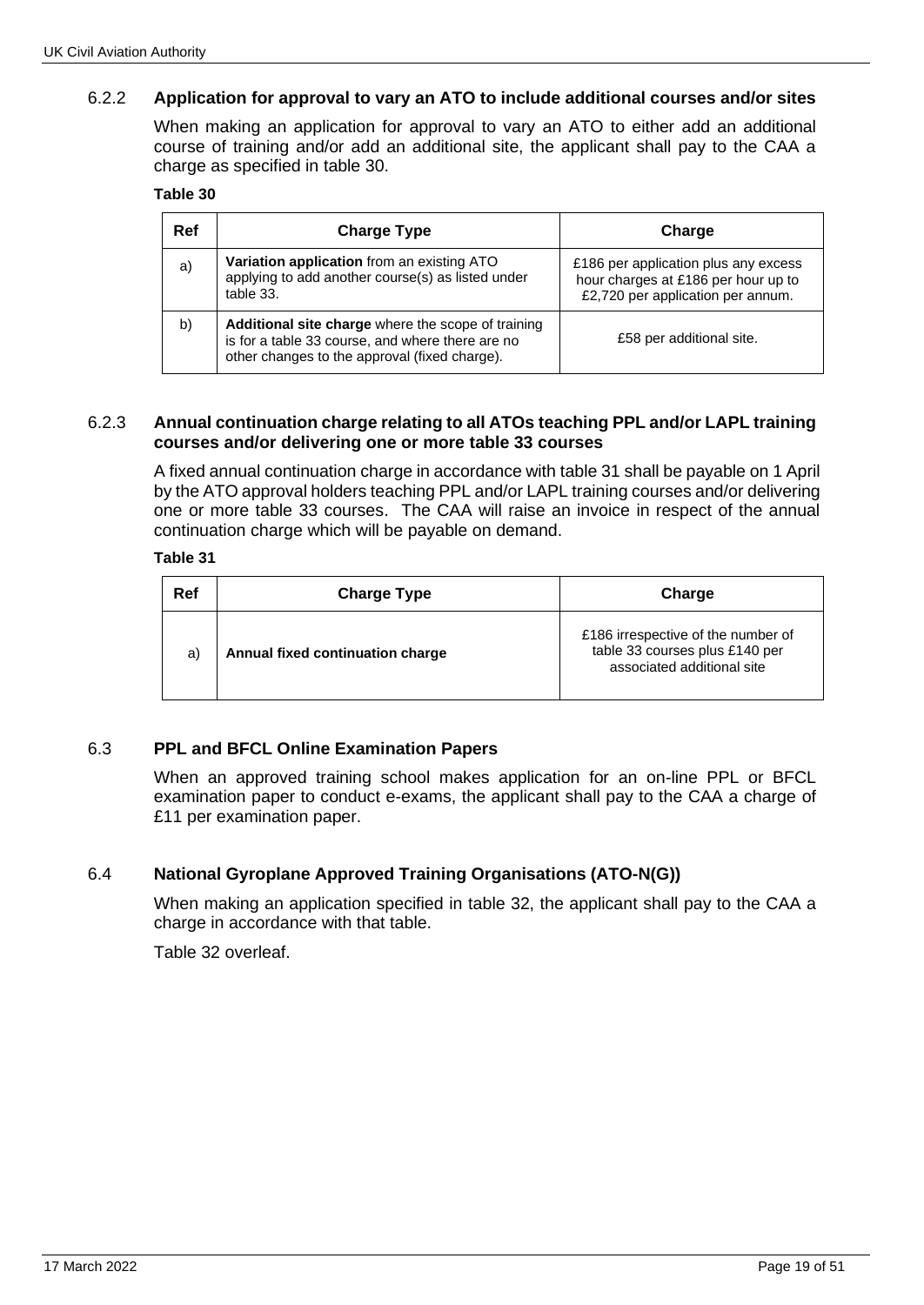### 6.2.2 Application for approval to vary an ATO to include additional courses and/or sites

When making an application for approval to vary an ATO to either add an additional course of training and/or add an additional site, the applicant shall pay to the CAA a charge as specified in table 30.

**Table 30**

| Ref | Charge Type | Charge |
|---|---|---|
| a) | **Variation application** from an existing ATO applying to add another course(s) as listed under table 33. | £186 per application plus any excess hour charges at £186 per hour up to £2,720 per application per annum. |
| b) | **Additional site charge** where the scope of training is for a table 33 course, and where there are no other changes to the approval (fixed charge). | £58 per additional site. |

### 6.2.3 Annual continuation charge relating to all ATOs teaching PPL and/or LAPL training courses and/or delivering one or more table 33 courses

A fixed annual continuation charge in accordance with table 31 shall be payable on 1 April by the ATO approval holders teaching PPL and/or LAPL training courses and/or delivering one or more table 33 courses. The CAA will raise an invoice in respect of the annual continuation charge which will be payable on demand.

**Table 31**

| Ref | Charge Type | Charge |
|---|---|---|
| a) | **Annual fixed continuation charge** | £186 irrespective of the number of table 33 courses plus £140 per associated additional site |

## 6.3 PPL and BFCL Online Examination Papers

When an approved training school makes application for an on-line PPL or BFCL examination paper to conduct e-exams, the applicant shall pay to the CAA a charge of £11 per examination paper.

## 6.4 National Gyroplane Approved Training Organisations (ATO-N(G))

When making an application specified in table 32, the applicant shall pay to the CAA a charge in accordance with that table.

Table 32 overleaf.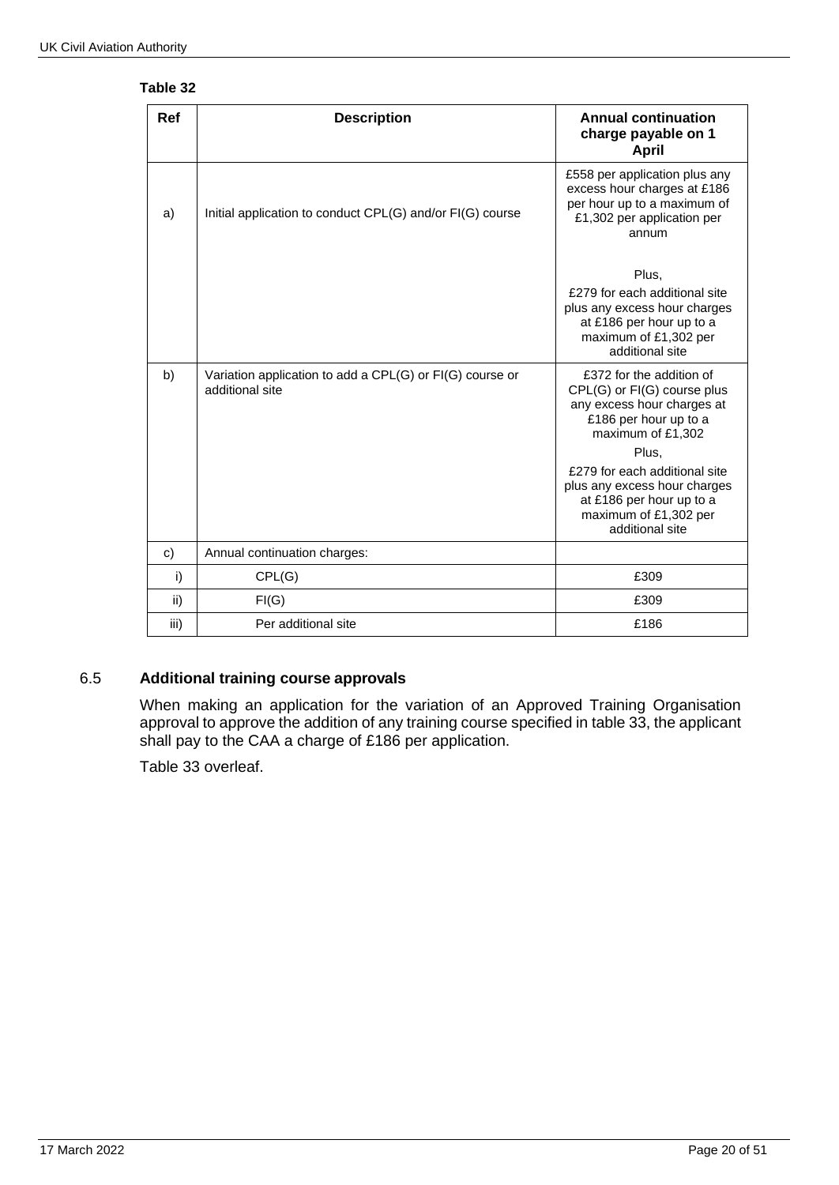**Table 32**

| Ref | Description | Annual continuation charge payable on 1 April |
|---|---|---|
| a) | Initial application to conduct CPL(G) and/or FI(G) course | £558 per application plus any excess hour charges at £186 per hour up to a maximum of £1,302 per application per annum<br><br>Plus,<br><br>£279 for each additional site plus any excess hour charges at £186 per hour up to a maximum of £1,302 per additional site |
| b) | Variation application to add a CPL(G) or FI(G) course or additional site | £372 for the addition of CPL(G) or FI(G) course plus any excess hour charges at £186 per hour up to a maximum of £1,302<br><br>Plus,<br><br>£279 for each additional site plus any excess hour charges at £186 per hour up to a maximum of £1,302 per additional site |
| c) | Annual continuation charges: | |
| i) | CPL(G) | £309 |
| ii) | FI(G) | £309 |
| iii) | Per additional site | £186 |

## 6.5 Additional training course approvals

When making an application for the variation of an Approved Training Organisation approval to approve the addition of any training course specified in table 33, the applicant shall pay to the CAA a charge of £186 per application.

Table 33 overleaf.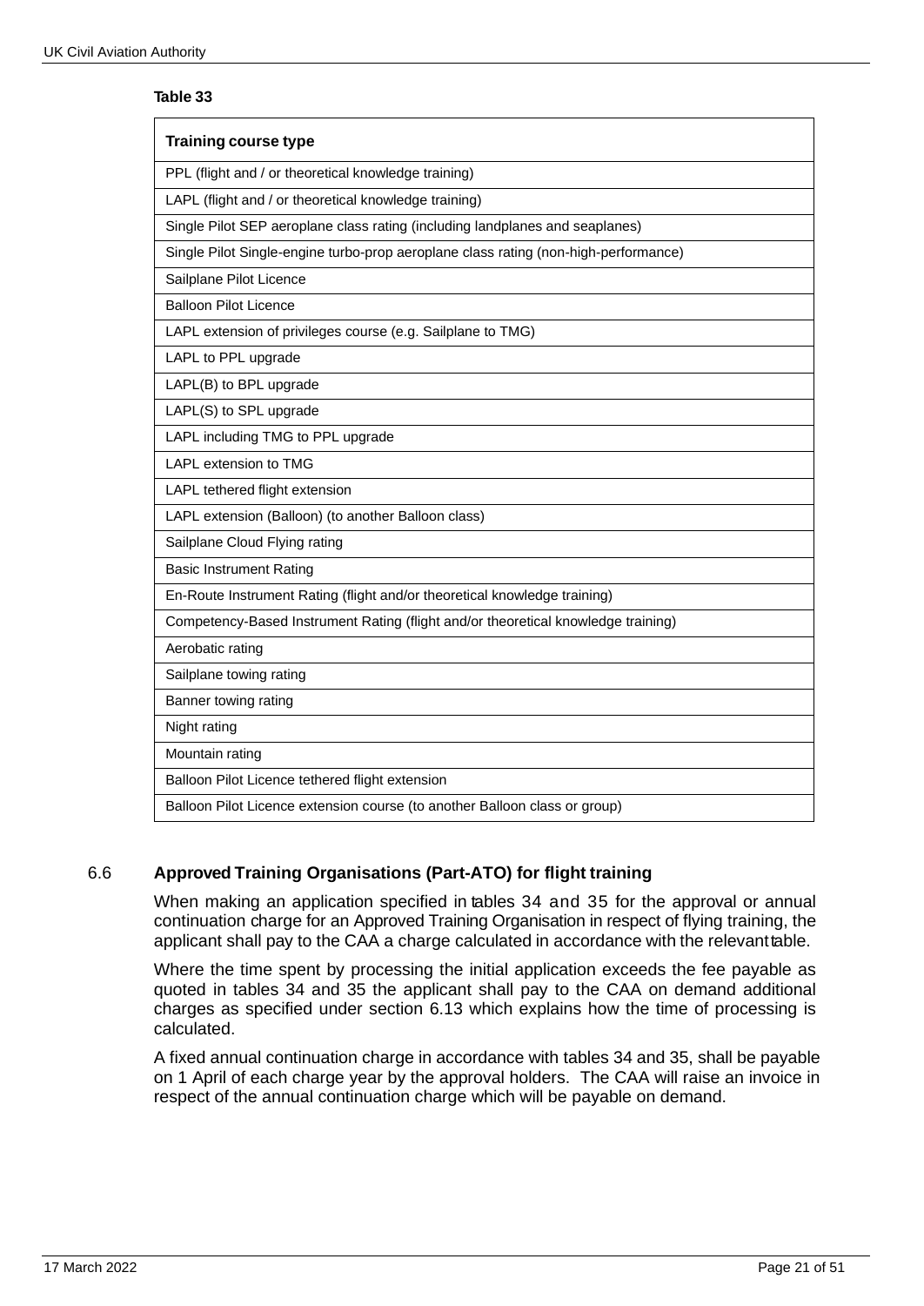**Table 33**

| Training course type |
|---|
| PPL (flight and / or theoretical knowledge training) |
| LAPL (flight and / or theoretical knowledge training) |
| Single Pilot SEP aeroplane class rating (including landplanes and seaplanes) |
| Single Pilot Single-engine turbo-prop aeroplane class rating (non-high-performance) |
| Sailplane Pilot Licence |
| Balloon Pilot Licence |
| LAPL extension of privileges course (e.g. Sailplane to TMG) |
| LAPL to PPL upgrade |
| LAPL(B) to BPL upgrade |
| LAPL(S) to SPL upgrade |
| LAPL including TMG to PPL upgrade |
| LAPL extension to TMG |
| LAPL tethered flight extension |
| LAPL extension (Balloon) (to another Balloon class) |
| Sailplane Cloud Flying rating |
| Basic Instrument Rating |
| En-Route Instrument Rating (flight and/or theoretical knowledge training) |
| Competency-Based Instrument Rating (flight and/or theoretical knowledge training) |
| Aerobatic rating |
| Sailplane towing rating |
| Banner towing rating |
| Night rating |
| Mountain rating |
| Balloon Pilot Licence tethered flight extension |
| Balloon Pilot Licence extension course (to another Balloon class or group) |

## 6.6 Approved Training Organisations (Part-ATO) for flight training

When making an application specified in tables 34 and 35 for the approval or annual continuation charge for an Approved Training Organisation in respect of flying training, the applicant shall pay to the CAA a charge calculated in accordance with the relevant table.

Where the time spent by processing the initial application exceeds the fee payable as quoted in tables 34 and 35 the applicant shall pay to the CAA on demand additional charges as specified under section 6.13 which explains how the time of processing is calculated.

A fixed annual continuation charge in accordance with tables 34 and 35, shall be payable on 1 April of each charge year by the approval holders. The CAA will raise an invoice in respect of the annual continuation charge which will be payable on demand.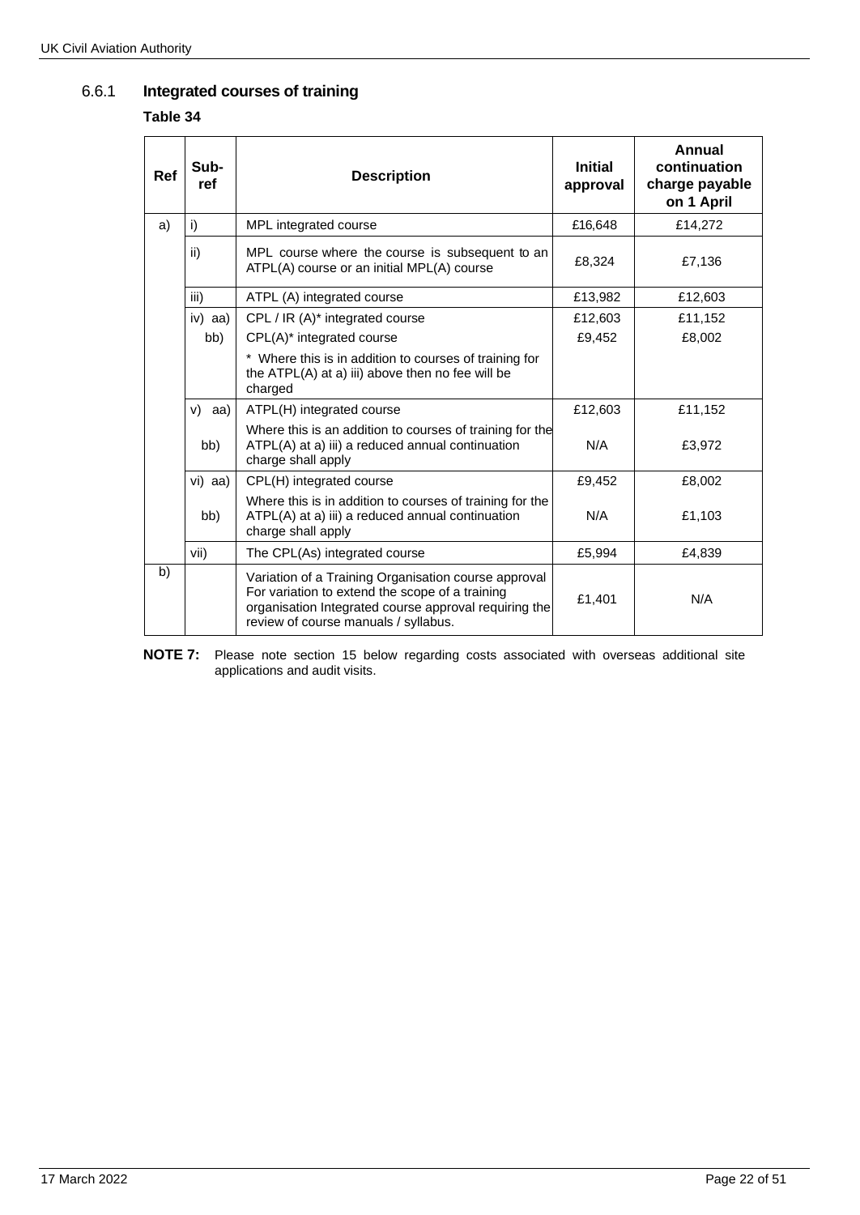### 6.6.1 Integrated courses of training

**Table 34**

| Ref | Sub-ref | Description | Initial approval | Annual continuation charge payable on 1 April |
|---|---|---|---|---|
| a) | i) | MPL integrated course | £16,648 | £14,272 |
| | ii) | MPL course where the course is subsequent to an ATPL(A) course or an initial MPL(A) course | £8,324 | £7,136 |
| | iii) | ATPL (A) integrated course | £13,982 | £12,603 |
| | iv) aa) | CPL / IR (A)* integrated course | £12,603 | £11,152 |
| | bb) | CPL(A)* integrated course | £9,452 | £8,002 |
| | | * Where this is in addition to courses of training for the ATPL(A) at a) iii) above then no fee will be charged | | |
| | v) aa) | ATPL(H) integrated course | £12,603 | £11,152 |
| | bb) | Where this is an addition to courses of training for the ATPL(A) at a) iii) a reduced annual continuation charge shall apply | N/A | £3,972 |
| | vi) aa) | CPL(H) integrated course | £9,452 | £8,002 |
| | bb) | Where this is in addition to courses of training for the ATPL(A) at a) iii) a reduced annual continuation charge shall apply | N/A | £1,103 |
| | vii) | The CPL(As) integrated course | £5,994 | £4,839 |
| b) | | Variation of a Training Organisation course approval For variation to extend the scope of a training organisation Integrated course approval requiring the review of course manuals / syllabus. | £1,401 | N/A |

**NOTE 7:** Please note section 15 below regarding costs associated with overseas additional site applications and audit visits.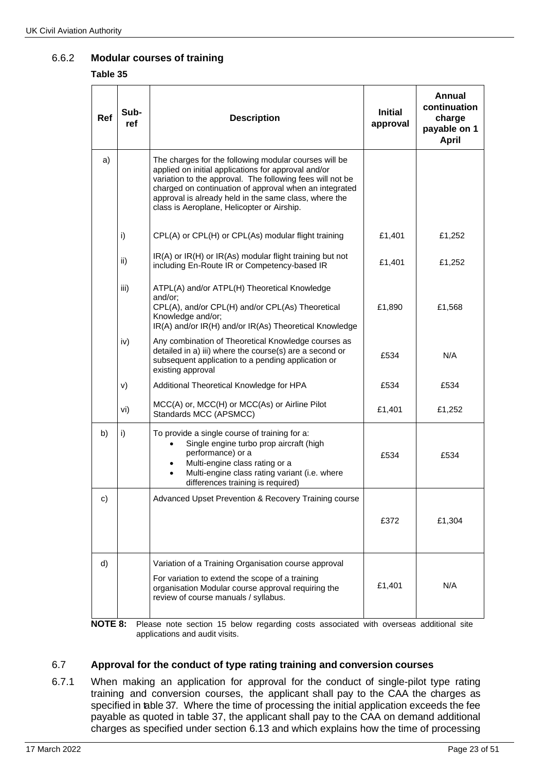### 6.6.2 Modular courses of training

**Table 35**

| Ref | Sub-ref | Description | Initial approval | Annual continuation charge payable on 1 April |
|---|---|---|---|---|
| a) | | The charges for the following modular courses will be applied on initial applications for approval and/or variation to the approval. The following fees will not be charged on continuation of approval when an integrated approval is already held in the same class, where the class is Aeroplane, Helicopter or Airship. | | |
| | i) | CPL(A) or CPL(H) or CPL(As) modular flight training | £1,401 | £1,252 |
| | ii) | IR(A) or IR(H) or IR(As) modular flight training but not including En-Route IR or Competency-based IR | £1,401 | £1,252 |
| | iii) | ATPL(A) and/or ATPL(H) Theoretical Knowledge and/or; CPL(A), and/or CPL(H) and/or CPL(As) Theoretical Knowledge and/or; IR(A) and/or IR(H) and/or IR(As) Theoretical Knowledge | £1,890 | £1,568 |
| | iv) | Any combination of Theoretical Knowledge courses as detailed in a) iii) where the course(s) are a second or subsequent application to a pending application or existing approval | £534 | N/A |
| | v) | Additional Theoretical Knowledge for HPA | £534 | £534 |
| | vi) | MCC(A) or, MCC(H) or MCC(As) or Airline Pilot Standards MCC (APSMCC) | £1,401 | £1,252 |
| b) | i) | To provide a single course of training for a: <br>• Single engine turbo prop aircraft (high performance) or a <br>• Multi-engine class rating or a <br>• Multi-engine class rating variant (i.e. where differences training is required) | £534 | £534 |
| c) | | Advanced Upset Prevention & Recovery Training course | £372 | £1,304 |
| d) | | Variation of a Training Organisation course approval <br>For variation to extend the scope of a training organisation Modular course approval requiring the review of course manuals / syllabus. | £1,401 | N/A |

**NOTE 8:** Please note section 15 below regarding costs associated with overseas additional site applications and audit visits.

## 6.7 Approval for the conduct of type rating training and conversion courses

6.7.1 When making an application for approval for the conduct of single-pilot type rating training and conversion courses, the applicant shall pay to the CAA the charges as specified in table 37. Where the time of processing the initial application exceeds the fee payable as quoted in table 37, the applicant shall pay to the CAA on demand additional charges as specified under section 6.13 and which explains how the time of processing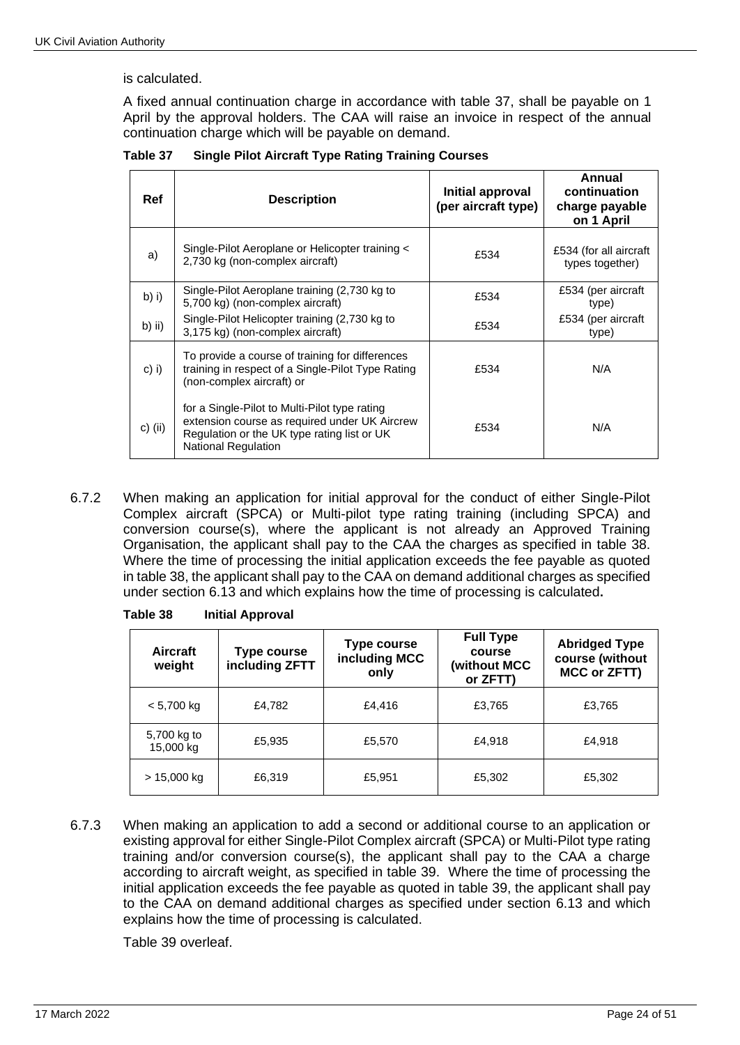is calculated.

A fixed annual continuation charge in accordance with table 37, shall be payable on 1 April by the approval holders. The CAA will raise an invoice in respect of the annual continuation charge which will be payable on demand.

**Table 37 Single Pilot Aircraft Type Rating Training Courses**

| Ref | Description | Initial approval (per aircraft type) | Annual continuation charge payable on 1 April |
|---|---|---|---|
| a) | Single-Pilot Aeroplane or Helicopter training < 2,730 kg (non-complex aircraft) | £534 | £534 (for all aircraft types together) |
| b) i) | Single-Pilot Aeroplane training (2,730 kg to 5,700 kg) (non-complex aircraft) | £534 | £534 (per aircraft type) |
| b) ii) | Single-Pilot Helicopter training (2,730 kg to 3,175 kg) (non-complex aircraft) | £534 | £534 (per aircraft type) |
| c) i) | To provide a course of training for differences training in respect of a Single-Pilot Type Rating (non-complex aircraft) or | £534 | N/A |
| c) (ii) | for a Single-Pilot to Multi-Pilot type rating extension course as required under UK Aircrew Regulation or the UK type rating list or UK National Regulation | £534 | N/A |

6.7.2 When making an application for initial approval for the conduct of either Single-Pilot Complex aircraft (SPCA) or Multi-pilot type rating training (including SPCA) and conversion course(s), where the applicant is not already an Approved Training Organisation, the applicant shall pay to the CAA the charges as specified in table 38. Where the time of processing the initial application exceeds the fee payable as quoted in table 38, the applicant shall pay to the CAA on demand additional charges as specified under section 6.13 and which explains how the time of processing is calculated**.**

**Table 38 Initial Approval**

| Aircraft weight | Type course including ZFTT | Type course including MCC only | Full Type course (without MCC or ZFTT) | Abridged Type course (without MCC or ZFTT) |
|---|---|---|---|---|
| < 5,700 kg | £4,782 | £4,416 | £3,765 | £3,765 |
| 5,700 kg to 15,000 kg | £5,935 | £5,570 | £4,918 | £4,918 |
| > 15,000 kg | £6,319 | £5,951 | £5,302 | £5,302 |

6.7.3 When making an application to add a second or additional course to an application or existing approval for either Single-Pilot Complex aircraft (SPCA) or Multi-Pilot type rating training and/or conversion course(s), the applicant shall pay to the CAA a charge according to aircraft weight, as specified in table 39. Where the time of processing the initial application exceeds the fee payable as quoted in table 39, the applicant shall pay to the CAA on demand additional charges as specified under section 6.13 and which explains how the time of processing is calculated.

Table 39 overleaf.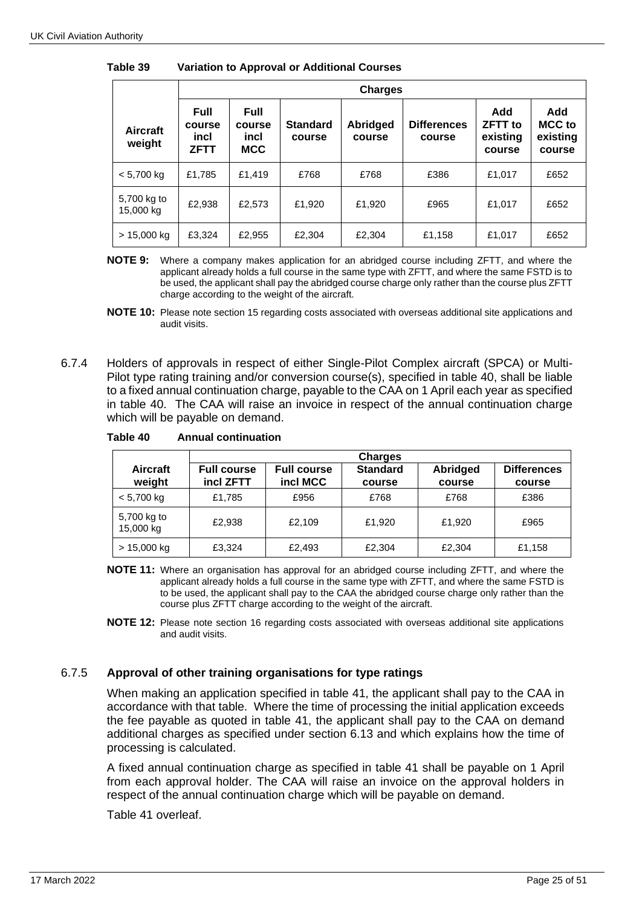**Table 39 Variation to Approval or Additional Courses**

| Aircraft weight | Charges | | | | | | |
|---|---|---|---|---|---|---|---|
| | Full course incl ZFTT | Full course incl MCC | Standard course | Abridged course | Differences course | Add ZFTT to existing course | Add MCC to existing course |
| < 5,700 kg | £1,785 | £1,419 | £768 | £768 | £386 | £1,017 | £652 |
| 5,700 kg to 15,000 kg | £2,938 | £2,573 | £1,920 | £1,920 | £965 | £1,017 | £652 |
| > 15,000 kg | £3,324 | £2,955 | £2,304 | £2,304 | £1,158 | £1,017 | £652 |

**NOTE 9:** Where a company makes application for an abridged course including ZFTT, and where the applicant already holds a full course in the same type with ZFTT, and where the same FSTD is to be used, the applicant shall pay the abridged course charge only rather than the course plus ZFTT charge according to the weight of the aircraft.

**NOTE 10:** Please note section 15 regarding costs associated with overseas additional site applications and audit visits.

6.7.4 Holders of approvals in respect of either Single-Pilot Complex aircraft (SPCA) or Multi-Pilot type rating training and/or conversion course(s), specified in table 40, shall be liable to a fixed annual continuation charge, payable to the CAA on 1 April each year as specified in table 40. The CAA will raise an invoice in respect of the annual continuation charge which will be payable on demand.

**Table 40 Annual continuation**

| Aircraft weight | Charges | | | | |
|---|---|---|---|---|---|
| | Full course incl ZFTT | Full course incl MCC | Standard course | Abridged course | Differences course |
| < 5,700 kg | £1,785 | £956 | £768 | £768 | £386 |
| 5,700 kg to 15,000 kg | £2,938 | £2,109 | £1,920 | £1,920 | £965 |
| > 15,000 kg | £3,324 | £2,493 | £2,304 | £2,304 | £1,158 |

**NOTE 11:** Where an organisation has approval for an abridged course including ZFTT, and where the applicant already holds a full course in the same type with ZFTT, and where the same FSTD is to be used, the applicant shall pay to the CAA the abridged course charge only rather than the course plus ZFTT charge according to the weight of the aircraft.

**NOTE 12:** Please note section 16 regarding costs associated with overseas additional site applications and audit visits.

### 6.7.5 Approval of other training organisations for type ratings

When making an application specified in table 41, the applicant shall pay to the CAA in accordance with that table. Where the time of processing the initial application exceeds the fee payable as quoted in table 41, the applicant shall pay to the CAA on demand additional charges as specified under section 6.13 and which explains how the time of processing is calculated.

A fixed annual continuation charge as specified in table 41 shall be payable on 1 April from each approval holder. The CAA will raise an invoice on the approval holders in respect of the annual continuation charge which will be payable on demand.

Table 41 overleaf.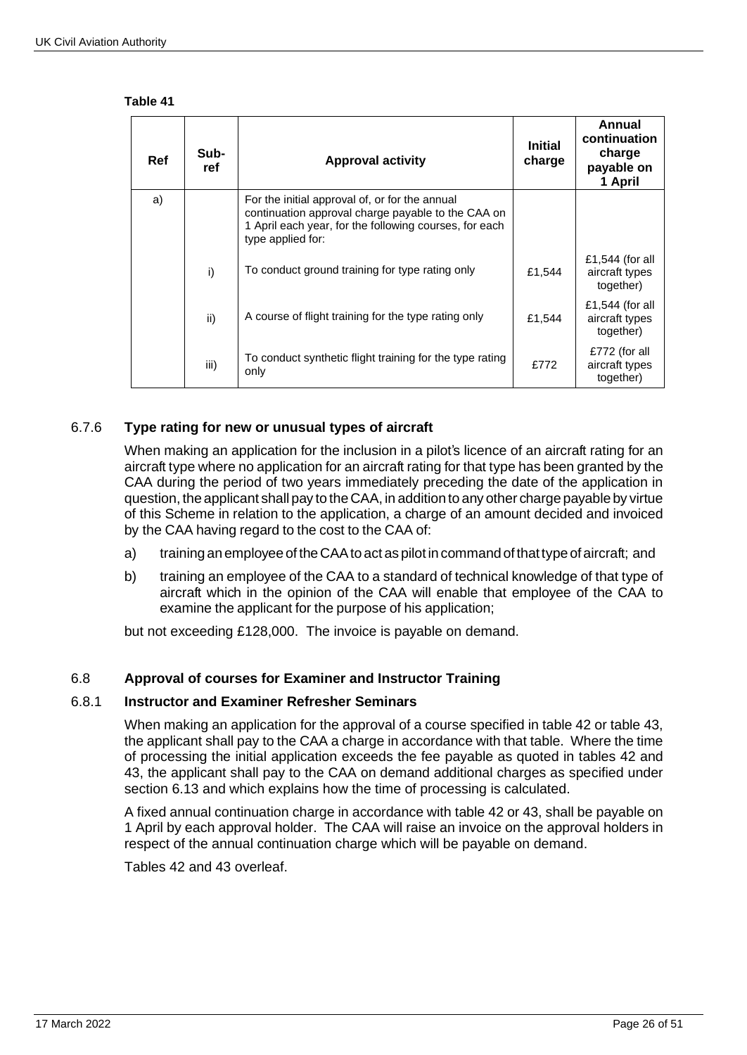**Table 41**

| Ref | Sub-ref | Approval activity | Initial charge | Annual continuation charge payable on 1 April |
|---|---|---|---|---|
| a) | | For the initial approval of, or for the annual continuation approval charge payable to the CAA on 1 April each year, for the following courses, for each type applied for: | | |
| | i) | To conduct ground training for type rating only | £1,544 | £1,544 (for all aircraft types together) |
| | ii) | A course of flight training for the type rating only | £1,544 | £1,544 (for all aircraft types together) |
| | iii) | To conduct synthetic flight training for the type rating only | £772 | £772 (for all aircraft types together) |

### 6.7.6 Type rating for new or unusual types of aircraft

When making an application for the inclusion in a pilot's licence of an aircraft rating for an aircraft type where no application for an aircraft rating for that type has been granted by the CAA during the period of two years immediately preceding the date of the application in question, the applicant shall pay to the CAA, in addition to any other charge payable by virtue of this Scheme in relation to the application, a charge of an amount decided and invoiced by the CAA having regard to the cost to the CAA of:

a) training an employee of the CAA to act as pilot in command of that type of aircraft; and

b) training an employee of the CAA to a standard of technical knowledge of that type of aircraft which in the opinion of the CAA will enable that employee of the CAA to examine the applicant for the purpose of his application;

but not exceeding £128,000. The invoice is payable on demand.

## 6.8 Approval of courses for Examiner and Instructor Training

### 6.8.1 Instructor and Examiner Refresher Seminars

When making an application for the approval of a course specified in table 42 or table 43, the applicant shall pay to the CAA a charge in accordance with that table. Where the time of processing the initial application exceeds the fee payable as quoted in tables 42 and 43, the applicant shall pay to the CAA on demand additional charges as specified under section 6.13 and which explains how the time of processing is calculated.

A fixed annual continuation charge in accordance with table 42 or 43, shall be payable on 1 April by each approval holder. The CAA will raise an invoice on the approval holders in respect of the annual continuation charge which will be payable on demand.

Tables 42 and 43 overleaf.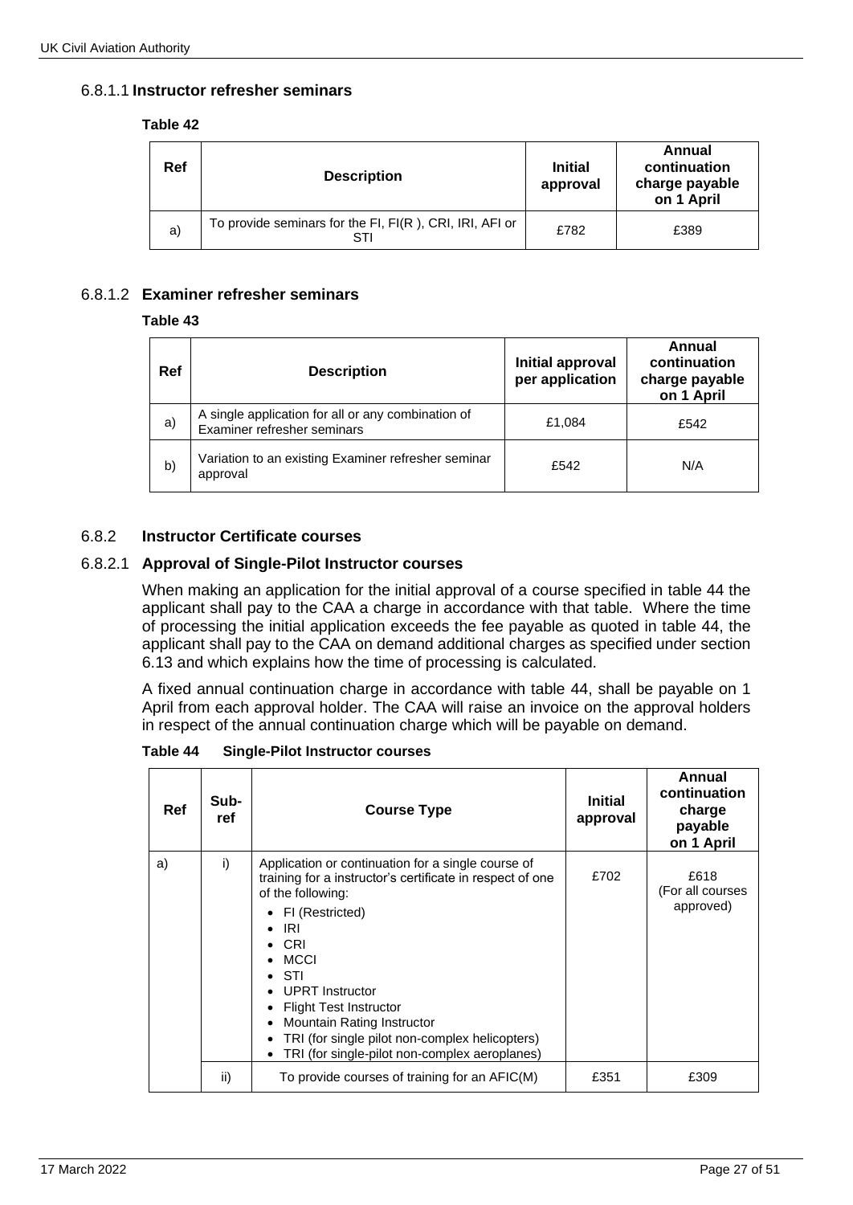#### 6.8.1.1 Instructor refresher seminars

**Table 42**

| Ref | Description | Initial approval | Annual continuation charge payable on 1 April |
|---|---|---|---|
| a) | To provide seminars for the FI, FI(R ), CRI, IRI, AFI or STI | £782 | £389 |

#### 6.8.1.2 Examiner refresher seminars

**Table 43**

| Ref | Description | Initial approval per application | Annual continuation charge payable on 1 April |
|---|---|---|---|
| a) | A single application for all or any combination of Examiner refresher seminars | £1,084 | £542 |
| b) | Variation to an existing Examiner refresher seminar approval | £542 | N/A |

### 6.8.2 Instructor Certificate courses

#### 6.8.2.1 Approval of Single-Pilot Instructor courses

When making an application for the initial approval of a course specified in table 44 the applicant shall pay to the CAA a charge in accordance with that table. Where the time of processing the initial application exceeds the fee payable as quoted in table 44, the applicant shall pay to the CAA on demand additional charges as specified under section 6.13 and which explains how the time of processing is calculated.

A fixed annual continuation charge in accordance with table 44, shall be payable on 1 April from each approval holder. The CAA will raise an invoice on the approval holders in respect of the annual continuation charge which will be payable on demand.

**Table 44 Single-Pilot Instructor courses**

| Ref | Sub-ref | Course Type | Initial approval | Annual continuation charge payable on 1 April |
|---|---|---|---|---|
| a) | i) | Application or continuation for a single course of training for a instructor's certificate in respect of one of the following:<br>• FI (Restricted)<br>• IRI<br>• CRI<br>• MCCI<br>• STI<br>• UPRT Instructor<br>• Flight Test Instructor<br>• Mountain Rating Instructor<br>• TRI (for single pilot non-complex helicopters)<br>• TRI (for single-pilot non-complex aeroplanes) | £702 | £618 (For all courses approved) |
| | ii) | To provide courses of training for an AFIC(M) | £351 | £309 |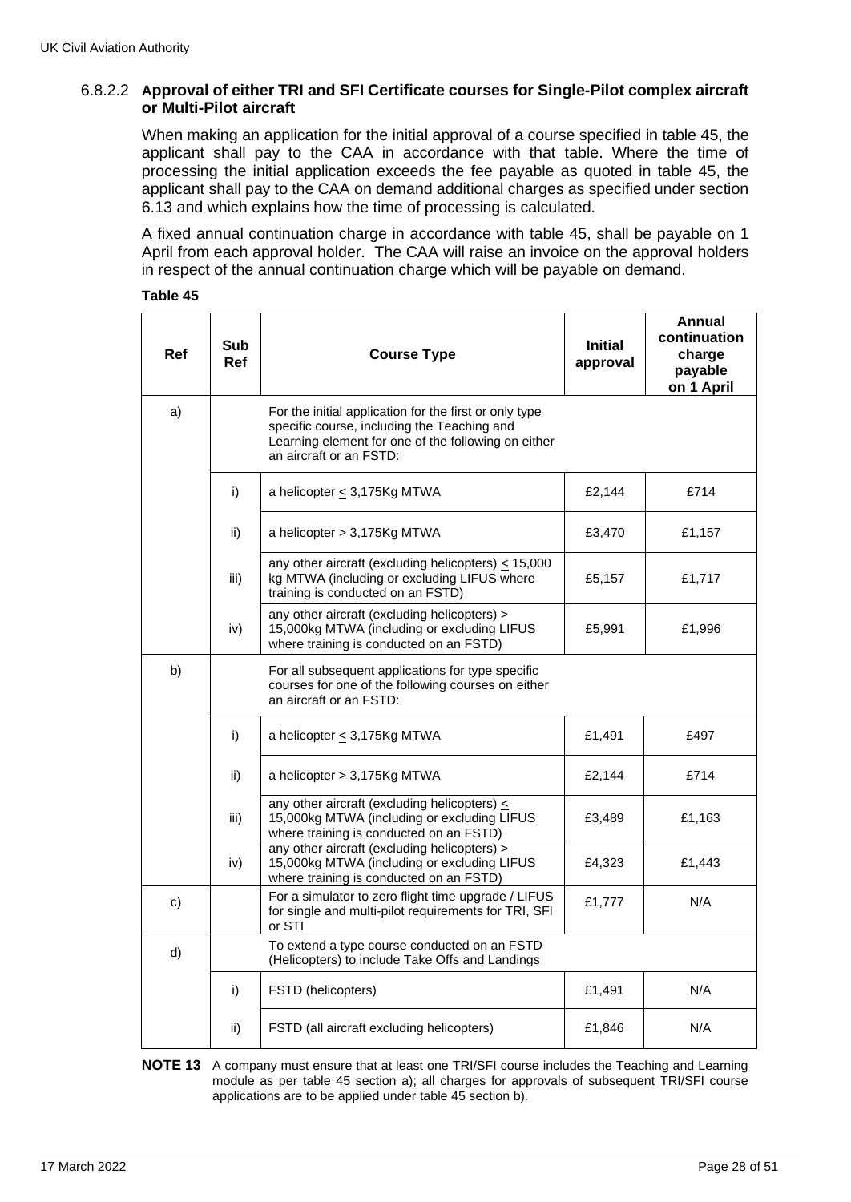#### 6.8.2.2 Approval of either TRI and SFI Certificate courses for Single-Pilot complex aircraft or Multi-Pilot aircraft

When making an application for the initial approval of a course specified in table 45, the applicant shall pay to the CAA in accordance with that table. Where the time of processing the initial application exceeds the fee payable as quoted in table 45, the applicant shall pay to the CAA on demand additional charges as specified under section 6.13 and which explains how the time of processing is calculated.

A fixed annual continuation charge in accordance with table 45, shall be payable on 1 April from each approval holder. The CAA will raise an invoice on the approval holders in respect of the annual continuation charge which will be payable on demand.

**Table 45**

| Ref | Sub Ref | Course Type | Initial approval | Annual continuation charge payable on 1 April |
|---|---|---|---|---|
| a) | | For the initial application for the first or only type specific course, including the Teaching and Learning element for one of the following on either an aircraft or an FSTD: | | |
| | i) | a helicopter ≤ 3,175Kg MTWA | £2,144 | £714 |
| | ii) | a helicopter > 3,175Kg MTWA | £3,470 | £1,157 |
| | iii) | any other aircraft (excluding helicopters) ≤ 15,000 kg MTWA (including or excluding LIFUS where training is conducted on an FSTD) | £5,157 | £1,717 |
| | iv) | any other aircraft (excluding helicopters) > 15,000kg MTWA (including or excluding LIFUS where training is conducted on an FSTD) | £5,991 | £1,996 |
| b) | | For all subsequent applications for type specific courses for one of the following courses on either an aircraft or an FSTD: | | |
| | i) | a helicopter ≤ 3,175Kg MTWA | £1,491 | £497 |
| | ii) | a helicopter > 3,175Kg MTWA | £2,144 | £714 |
| | iii) | any other aircraft (excluding helicopters) ≤ 15,000kg MTWA (including or excluding LIFUS where training is conducted on an FSTD) | £3,489 | £1,163 |
| | iv) | any other aircraft (excluding helicopters) > 15,000kg MTWA (including or excluding LIFUS where training is conducted on an FSTD) | £4,323 | £1,443 |
| c) | | For a simulator to zero flight time upgrade / LIFUS for single and multi-pilot requirements for TRI, SFI or STI | £1,777 | N/A |
| d) | | To extend a type course conducted on an FSTD (Helicopters) to include Take Offs and Landings | | |
| | i) | FSTD (helicopters) | £1,491 | N/A |
| | ii) | FSTD (all aircraft excluding helicopters) | £1,846 | N/A |

**NOTE 13** A company must ensure that at least one TRI/SFI course includes the Teaching and Learning module as per table 45 section a); all charges for approvals of subsequent TRI/SFI course applications are to be applied under table 45 section b).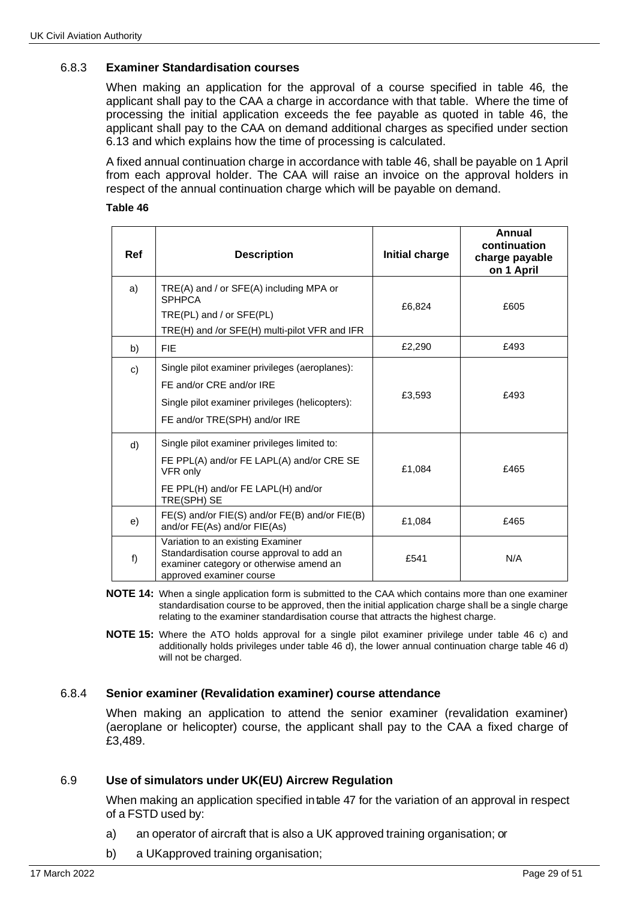### 6.8.3 **Examiner Standardisation courses**

When making an application for the approval of a course specified in table 46, the applicant shall pay to the CAA a charge in accordance with that table. Where the time of processing the initial application exceeds the fee payable as quoted in table 46, the applicant shall pay to the CAA on demand additional charges as specified under section 6.13 and which explains how the time of processing is calculated.

A fixed annual continuation charge in accordance with table 46, shall be payable on 1 April from each approval holder. The CAA will raise an invoice on the approval holders in respect of the annual continuation charge which will be payable on demand.

**Table 46**

| Ref | Description | Initial charge | Annual continuation charge payable on 1 April |
|---|---|---|---|
| a) | TRE(A) and / or SFE(A) including MPA or SPHPCA<br>TRE(PL) and / or SFE(PL)<br>TRE(H) and /or SFE(H) multi-pilot VFR and IFR | £6,824 | £605 |
| b) | FIE | £2,290 | £493 |
| c) | Single pilot examiner privileges (aeroplanes):<br>FE and/or CRE and/or IRE<br>Single pilot examiner privileges (helicopters):<br>FE and/or TRE(SPH) and/or IRE | £3,593 | £493 |
| d) | Single pilot examiner privileges limited to:<br>FE PPL(A) and/or FE LAPL(A) and/or CRE SE VFR only<br>FE PPL(H) and/or FE LAPL(H) and/or TRE(SPH) SE | £1,084 | £465 |
| e) | FE(S) and/or FIE(S) and/or FE(B) and/or FIE(B) and/or FE(As) and/or FIE(As) | £1,084 | £465 |
| f) | Variation to an existing Examiner Standardisation course approval to add an examiner category or otherwise amend an approved examiner course | £541 | N/A |

**NOTE 14:** When a single application form is submitted to the CAA which contains more than one examiner standardisation course to be approved, then the initial application charge shall be a single charge relating to the examiner standardisation course that attracts the highest charge.

**NOTE 15:** Where the ATO holds approval for a single pilot examiner privilege under table 46 c) and additionally holds privileges under table 46 d), the lower annual continuation charge table 46 d) will not be charged.

### 6.8.4 **Senior examiner (Revalidation examiner) course attendance**

When making an application to attend the senior examiner (revalidation examiner) (aeroplane or helicopter) course, the applicant shall pay to the CAA a fixed charge of £3,489.

## 6.9 **Use of simulators under UK(EU) Aircrew Regulation**

When making an application specified in table 47 for the variation of an approval in respect of a FSTD used by:

a) an operator of aircraft that is also a UK approved training organisation; or

b) a UK approved training organisation;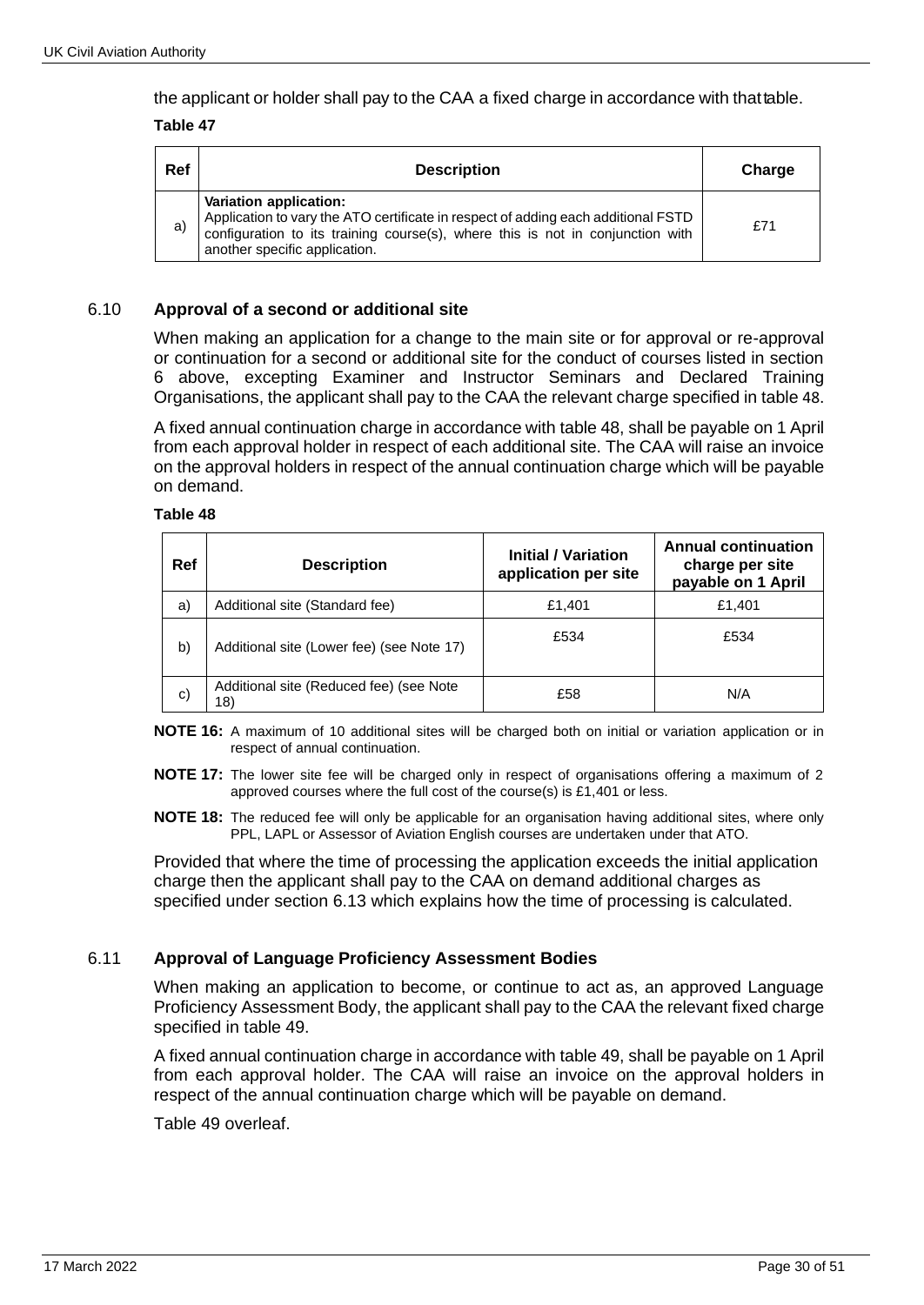the applicant or holder shall pay to the CAA a fixed charge in accordance with that table.

**Table 47**

| Ref | Description | Charge |
|---|---|---|
| a) | **Variation application:** Application to vary the ATO certificate in respect of adding each additional FSTD configuration to its training course(s), where this is not in conjunction with another specific application. | £71 |

## 6.10 **Approval of a second or additional site**

When making an application for a change to the main site or for approval or re-approval or continuation for a second or additional site for the conduct of courses listed in section 6 above, excepting Examiner and Instructor Seminars and Declared Training Organisations, the applicant shall pay to the CAA the relevant charge specified in table 48.

A fixed annual continuation charge in accordance with table 48, shall be payable on 1 April from each approval holder in respect of each additional site. The CAA will raise an invoice on the approval holders in respect of the annual continuation charge which will be payable on demand.

**Table 48**

| Ref | Description | Initial / Variation application per site | Annual continuation charge per site payable on 1 April |
|---|---|---|---|
| a) | Additional site (Standard fee) | £1,401 | £1,401 |
| b) | Additional site (Lower fee) (see Note 17) | £534 | £534 |
| c) | Additional site (Reduced fee) (see Note 18) | £58 | N/A |

**NOTE 16:** A maximum of 10 additional sites will be charged both on initial or variation application or in respect of annual continuation.

**NOTE 17:** The lower site fee will be charged only in respect of organisations offering a maximum of 2 approved courses where the full cost of the course(s) is £1,401 or less.

**NOTE 18:** The reduced fee will only be applicable for an organisation having additional sites, where only PPL, LAPL or Assessor of Aviation English courses are undertaken under that ATO.

Provided that where the time of processing the application exceeds the initial application charge then the applicant shall pay to the CAA on demand additional charges as specified under section 6.13 which explains how the time of processing is calculated.

## 6.11 **Approval of Language Proficiency Assessment Bodies**

When making an application to become, or continue to act as, an approved Language Proficiency Assessment Body, the applicant shall pay to the CAA the relevant fixed charge specified in table 49.

A fixed annual continuation charge in accordance with table 49, shall be payable on 1 April from each approval holder. The CAA will raise an invoice on the approval holders in respect of the annual continuation charge which will be payable on demand.

Table 49 overleaf.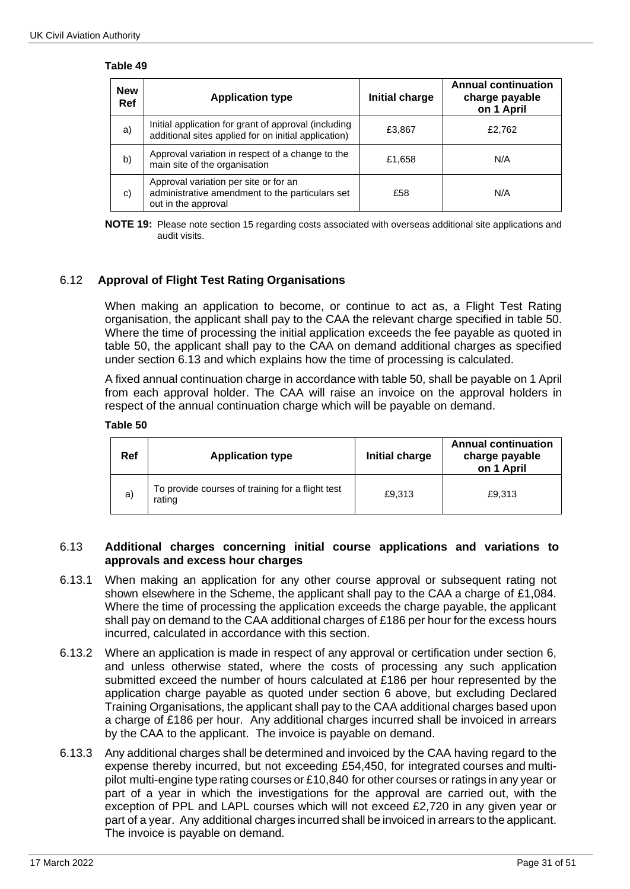**Table 49**

| New Ref | Application type | Initial charge | Annual continuation charge payable on 1 April |
|---|---|---|---|
| a) | Initial application for grant of approval (including additional sites applied for on initial application) | £3,867 | £2,762 |
| b) | Approval variation in respect of a change to the main site of the organisation | £1,658 | N/A |
| c) | Approval variation per site or for an administrative amendment to the particulars set out in the approval | £58 | N/A |

**NOTE 19:** Please note section 15 regarding costs associated with overseas additional site applications and audit visits.

## 6.12 Approval of Flight Test Rating Organisations

When making an application to become, or continue to act as, a Flight Test Rating organisation, the applicant shall pay to the CAA the relevant charge specified in table 50. Where the time of processing the initial application exceeds the fee payable as quoted in table 50, the applicant shall pay to the CAA on demand additional charges as specified under section 6.13 and which explains how the time of processing is calculated.

A fixed annual continuation charge in accordance with table 50, shall be payable on 1 April from each approval holder. The CAA will raise an invoice on the approval holders in respect of the annual continuation charge which will be payable on demand.

**Table 50**

| Ref | Application type | Initial charge | Annual continuation charge payable on 1 April |
|---|---|---|---|
| a) | To provide courses of training for a flight test rating | £9,313 | £9,313 |

## 6.13 Additional charges concerning initial course applications and variations to approvals and excess hour charges

6.13.1 When making an application for any other course approval or subsequent rating not shown elsewhere in the Scheme, the applicant shall pay to the CAA a charge of £1,084. Where the time of processing the application exceeds the charge payable, the applicant shall pay on demand to the CAA additional charges of £186 per hour for the excess hours incurred, calculated in accordance with this section.

6.13.2 Where an application is made in respect of any approval or certification under section 6, and unless otherwise stated, where the costs of processing any such application submitted exceed the number of hours calculated at £186 per hour represented by the application charge payable as quoted under section 6 above, but excluding Declared Training Organisations, the applicant shall pay to the CAA additional charges based upon a charge of £186 per hour. Any additional charges incurred shall be invoiced in arrears by the CAA to the applicant. The invoice is payable on demand.

6.13.3 Any additional charges shall be determined and invoiced by the CAA having regard to the expense thereby incurred, but not exceeding £54,450, for integrated courses and multi-pilot multi-engine type rating courses or £10,840 for other courses or ratings in any year or part of a year in which the investigations for the approval are carried out, with the exception of PPL and LAPL courses which will not exceed £2,720 in any given year or part of a year. Any additional charges incurred shall be invoiced in arrears to the applicant. The invoice is payable on demand.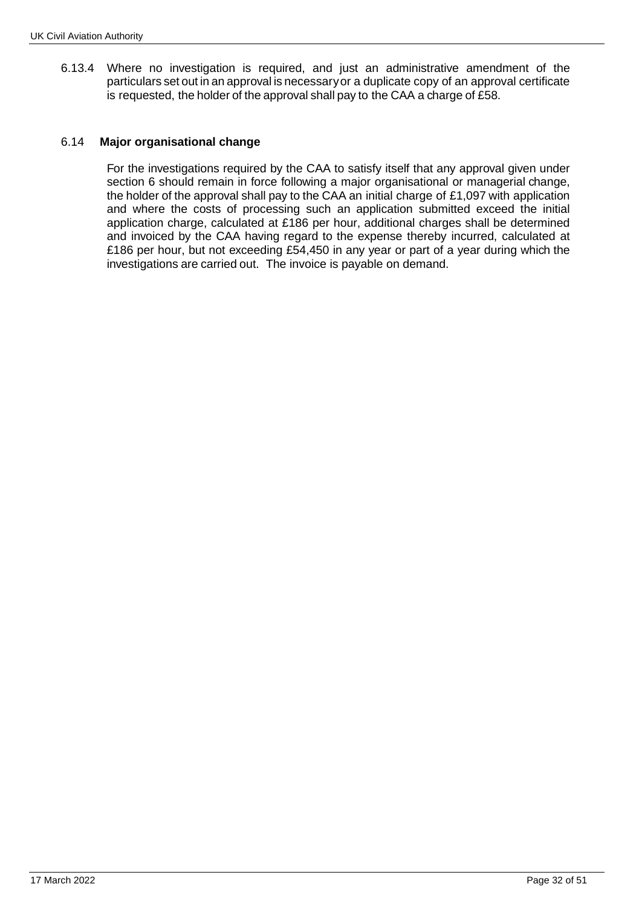6.13.4 Where no investigation is required, and just an administrative amendment of the particulars set out in an approval is necessary or a duplicate copy of an approval certificate is requested, the holder of the approval shall pay to the CAA a charge of £58.

### 6.14 Major organisational change

For the investigations required by the CAA to satisfy itself that any approval given under section 6 should remain in force following a major organisational or managerial change, the holder of the approval shall pay to the CAA an initial charge of £1,097 with application and where the costs of processing such an application submitted exceed the initial application charge, calculated at £186 per hour, additional charges shall be determined and invoiced by the CAA having regard to the expense thereby incurred, calculated at £186 per hour, but not exceeding £54,450 in any year or part of a year during which the investigations are carried out. The invoice is payable on demand.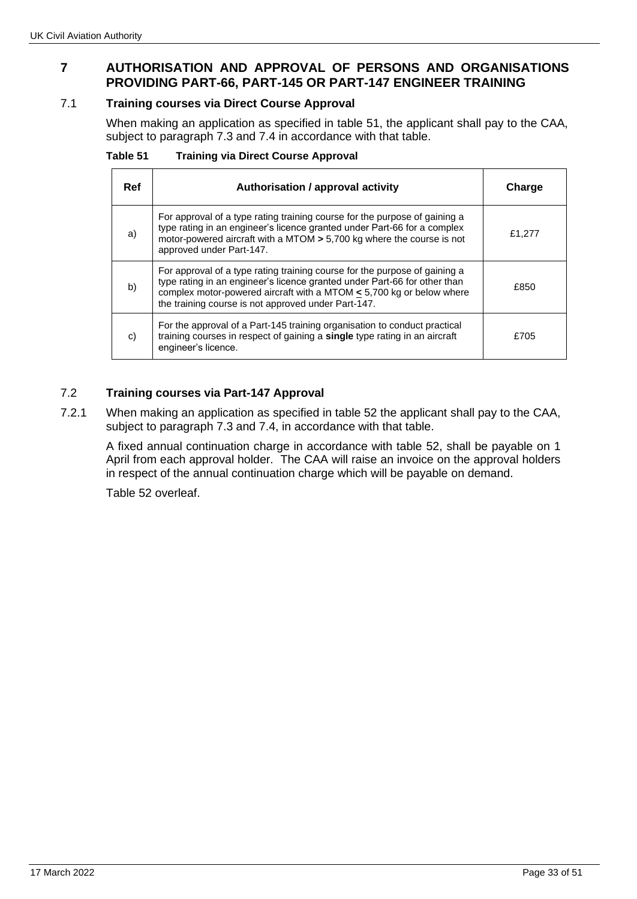# 7 AUTHORISATION AND APPROVAL OF PERSONS AND ORGANISATIONS PROVIDING PART-66, PART-145 OR PART-147 ENGINEER TRAINING

## 7.1 Training courses via Direct Course Approval

When making an application as specified in table 51, the applicant shall pay to the CAA, subject to paragraph 7.3 and 7.4 in accordance with that table.

**Table 51 Training via Direct Course Approval**

| Ref | Authorisation / approval activity | Charge |
|---|---|---|
| a) | For approval of a type rating training course for the purpose of gaining a type rating in an engineer's licence granted under Part-66 for a complex motor-powered aircraft with a MTOM **>** 5,700 kg where the course is not approved under Part-147. | £1,277 |
| b) | For approval of a type rating training course for the purpose of gaining a type rating in an engineer's licence granted under Part-66 for other than complex motor-powered aircraft with a MTOM **<u><</u>** 5,700 kg or below where the training course is not approved under Part-147. | £850 |
| c) | For the approval of a Part-145 training organisation to conduct practical training courses in respect of gaining a **single** type rating in an aircraft engineer's licence. | £705 |

## 7.2 Training courses via Part-147 Approval

7.2.1 When making an application as specified in table 52 the applicant shall pay to the CAA, subject to paragraph 7.3 and 7.4, in accordance with that table.

A fixed annual continuation charge in accordance with table 52, shall be payable on 1 April from each approval holder. The CAA will raise an invoice on the approval holders in respect of the annual continuation charge which will be payable on demand.

Table 52 overleaf.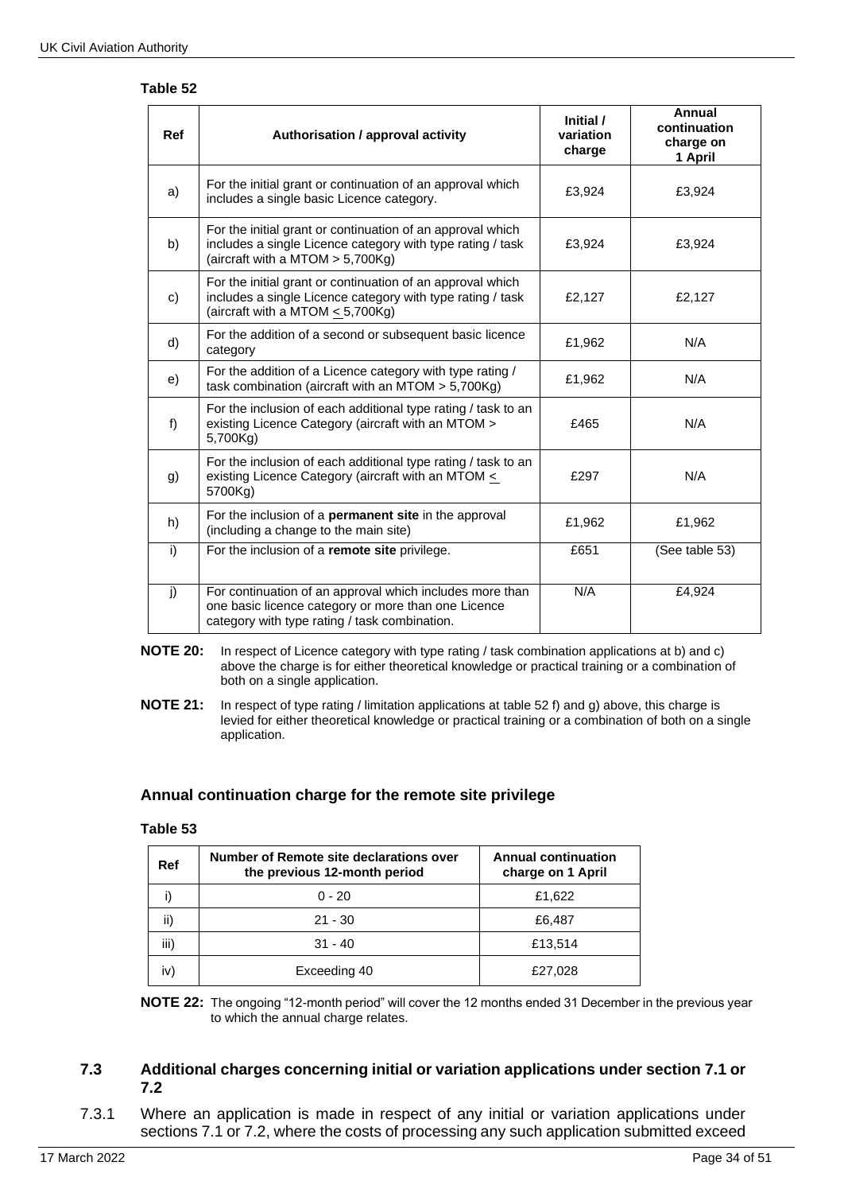**Table 52**

| Ref | Authorisation / approval activity | Initial / variation charge | Annual continuation charge on 1 April |
|---|---|---|---|
| a) | For the initial grant or continuation of an approval which includes a single basic Licence category. | £3,924 | £3,924 |
| b) | For the initial grant or continuation of an approval which includes a single Licence category with type rating / task (aircraft with a MTOM > 5,700Kg) | £3,924 | £3,924 |
| c) | For the initial grant or continuation of an approval which includes a single Licence category with type rating / task (aircraft with a MTOM < 5,700Kg) | £2,127 | £2,127 |
| d) | For the addition of a second or subsequent basic licence category | £1,962 | N/A |
| e) | For the addition of a Licence category with type rating / task combination (aircraft with an MTOM > 5,700Kg) | £1,962 | N/A |
| f) | For the inclusion of each additional type rating / task to an existing Licence Category (aircraft with an MTOM > 5,700Kg) | £465 | N/A |
| g) | For the inclusion of each additional type rating / task to an existing Licence Category (aircraft with an MTOM < 5700Kg) | £297 | N/A |
| h) | For the inclusion of a **permanent site** in the approval (including a change to the main site) | £1,962 | £1,962 |
| i) | For the inclusion of a **remote site** privilege. | £651 | (See table 53) |
| j) | For continuation of an approval which includes more than one basic licence category or more than one Licence category with type rating / task combination. | N/A | £4,924 |

**NOTE 20:** In respect of Licence category with type rating / task combination applications at b) and c) above the charge is for either theoretical knowledge or practical training or a combination of both on a single application.

**NOTE 21:** In respect of type rating / limitation applications at table 52 f) and g) above, this charge is levied for either theoretical knowledge or practical training or a combination of both on a single application.

### Annual continuation charge for the remote site privilege

**Table 53**

| Ref | Number of Remote site declarations over the previous 12-month period | Annual continuation charge on 1 April |
|---|---|---|
| i) | 0 - 20 | £1,622 |
| ii) | 21 - 30 | £6,487 |
| iii) | 31 - 40 | £13,514 |
| iv) | Exceeding 40 | £27,028 |

**NOTE 22:** The ongoing "12-month period" will cover the 12 months ended 31 December in the previous year to which the annual charge relates.

## 7.3 Additional charges concerning initial or variation applications under section 7.1 or 7.2

7.3.1 Where an application is made in respect of any initial or variation applications under sections 7.1 or 7.2, where the costs of processing any such application submitted exceed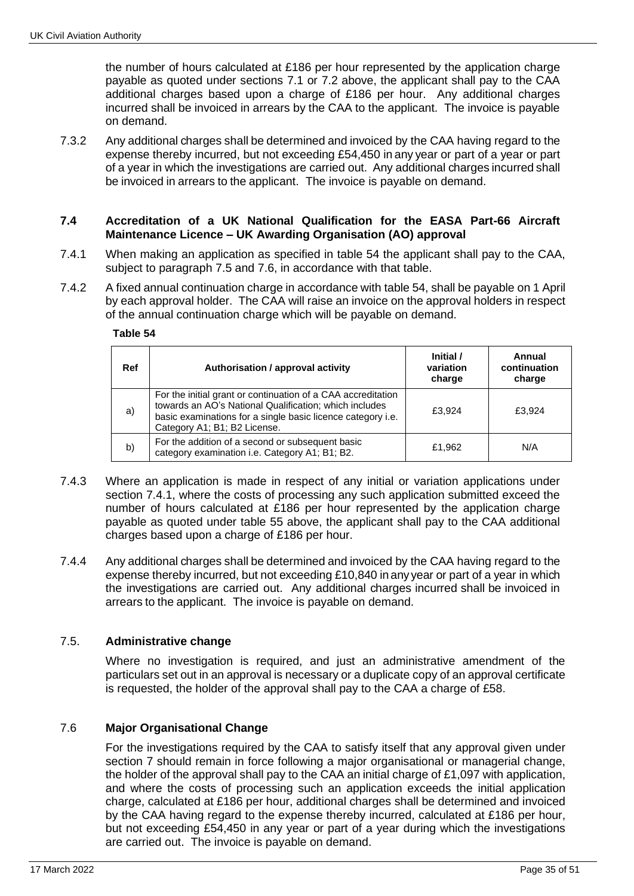the number of hours calculated at £186 per hour represented by the application charge payable as quoted under sections 7.1 or 7.2 above, the applicant shall pay to the CAA additional charges based upon a charge of £186 per hour. Any additional charges incurred shall be invoiced in arrears by the CAA to the applicant. The invoice is payable on demand.

7.3.2 Any additional charges shall be determined and invoiced by the CAA having regard to the expense thereby incurred, but not exceeding £54,450 in any year or part of a year or part of a year in which the investigations are carried out. Any additional charges incurred shall be invoiced in arrears to the applicant. The invoice is payable on demand.

### 7.4 Accreditation of a UK National Qualification for the EASA Part-66 Aircraft Maintenance Licence – UK Awarding Organisation (AO) approval

7.4.1 When making an application as specified in table 54 the applicant shall pay to the CAA, subject to paragraph 7.5 and 7.6, in accordance with that table.

7.4.2 A fixed annual continuation charge in accordance with table 54, shall be payable on 1 April by each approval holder. The CAA will raise an invoice on the approval holders in respect of the annual continuation charge which will be payable on demand.

**Table 54**

| Ref | Authorisation / approval activity | Initial / variation charge | Annual continuation charge |
|---|---|---|---|
| a) | For the initial grant or continuation of a CAA accreditation towards an AO's National Qualification; which includes basic examinations for a single basic licence category i.e. Category A1; B1; B2 License. | £3,924 | £3,924 |
| b) | For the addition of a second or subsequent basic category examination i.e. Category A1; B1; B2. | £1,962 | N/A |

7.4.3 Where an application is made in respect of any initial or variation applications under section 7.4.1, where the costs of processing any such application submitted exceed the number of hours calculated at £186 per hour represented by the application charge payable as quoted under table 55 above, the applicant shall pay to the CAA additional charges based upon a charge of £186 per hour.

7.4.4 Any additional charges shall be determined and invoiced by the CAA having regard to the expense thereby incurred, but not exceeding £10,840 in any year or part of a year in which the investigations are carried out. Any additional charges incurred shall be invoiced in arrears to the applicant. The invoice is payable on demand.

### 7.5. Administrative change

Where no investigation is required, and just an administrative amendment of the particulars set out in an approval is necessary or a duplicate copy of an approval certificate is requested, the holder of the approval shall pay to the CAA a charge of £58.

### 7.6 Major Organisational Change

For the investigations required by the CAA to satisfy itself that any approval given under section 7 should remain in force following a major organisational or managerial change, the holder of the approval shall pay to the CAA an initial charge of £1,097 with application, and where the costs of processing such an application exceeds the initial application charge, calculated at £186 per hour, additional charges shall be determined and invoiced by the CAA having regard to the expense thereby incurred, calculated at £186 per hour, but not exceeding £54,450 in any year or part of a year during which the investigations are carried out. The invoice is payable on demand.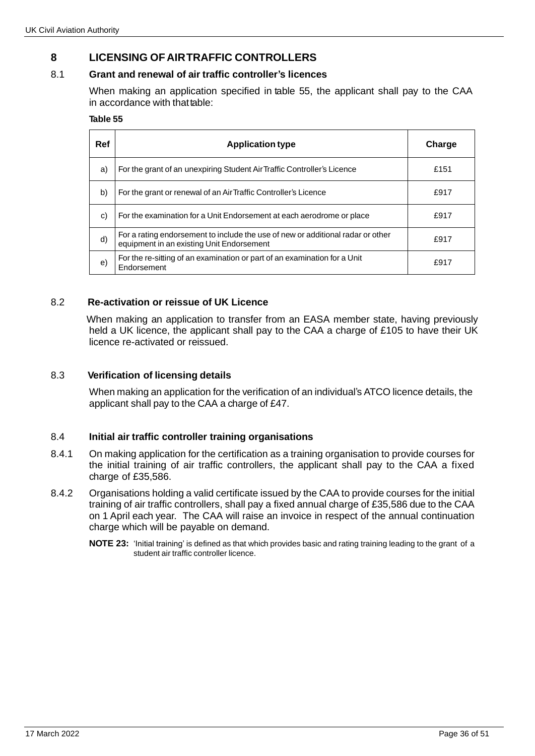# 8 LICENSING OF AIR TRAFFIC CONTROLLERS

## 8.1 Grant and renewal of air traffic controller's licences

When making an application specified in table 55, the applicant shall pay to the CAA in accordance with that table:

**Table 55**

| Ref | Application type | Charge |
|---|---|---|
| a) | For the grant of an unexpiring Student Air Traffic Controller's Licence | £151 |
| b) | For the grant or renewal of an Air Traffic Controller's Licence | £917 |
| c) | For the examination for a Unit Endorsement at each aerodrome or place | £917 |
| d) | For a rating endorsement to include the use of new or additional radar or other equipment in an existing Unit Endorsement | £917 |
| e) | For the re-sitting of an examination or part of an examination for a Unit Endorsement | £917 |

## 8.2 Re-activation or reissue of UK Licence

When making an application to transfer from an EASA member state, having previously held a UK licence, the applicant shall pay to the CAA a charge of £105 to have their UK licence re-activated or reissued.

## 8.3 Verification of licensing details

When making an application for the verification of an individual's ATCO licence details, the applicant shall pay to the CAA a charge of £47.

## 8.4 Initial air traffic controller training organisations

8.4.1 On making application for the certification as a training organisation to provide courses for the initial training of air traffic controllers, the applicant shall pay to the CAA a fixed charge of £35,586.

8.4.2 Organisations holding a valid certificate issued by the CAA to provide courses for the initial training of air traffic controllers, shall pay a fixed annual charge of £35,586 due to the CAA on 1 April each year. The CAA will raise an invoice in respect of the annual continuation charge which will be payable on demand.

**NOTE 23:** 'Initial training' is defined as that which provides basic and rating training leading to the grant of a student air traffic controller licence.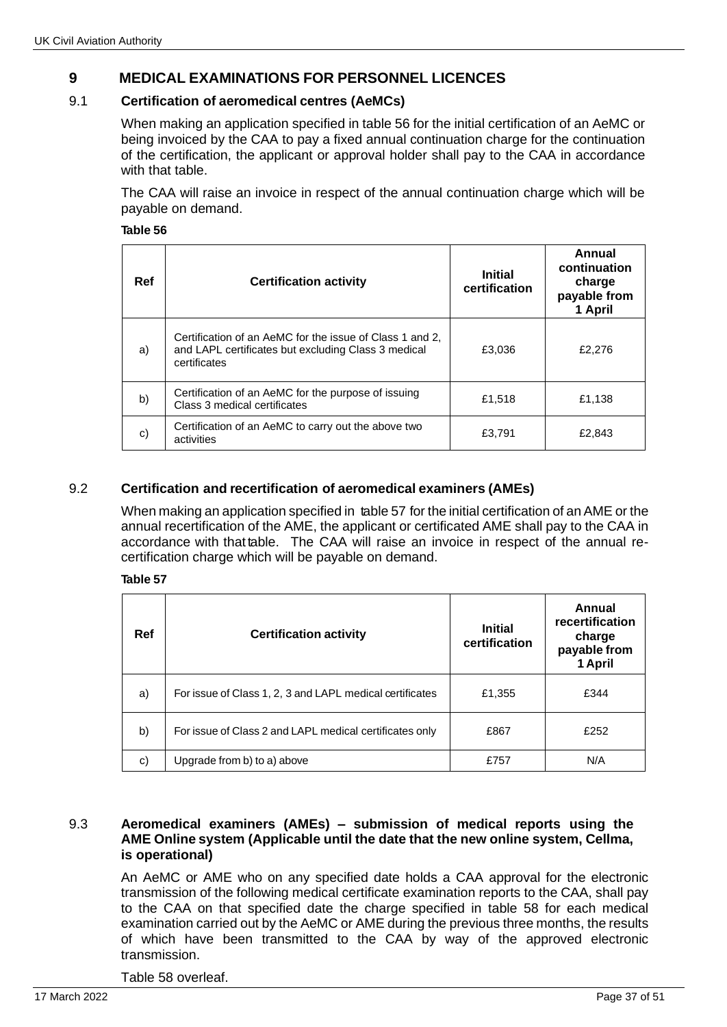# 9 MEDICAL EXAMINATIONS FOR PERSONNEL LICENCES

## 9.1 Certification of aeromedical centres (AeMCs)

When making an application specified in table 56 for the initial certification of an AeMC or being invoiced by the CAA to pay a fixed annual continuation charge for the continuation of the certification, the applicant or approval holder shall pay to the CAA in accordance with that table.

The CAA will raise an invoice in respect of the annual continuation charge which will be payable on demand.

**Table 56**

| Ref | Certification activity | Initial certification | Annual continuation charge payable from 1 April |
|---|---|---|---|
| a) | Certification of an AeMC for the issue of Class 1 and 2, and LAPL certificates but excluding Class 3 medical certificates | £3,036 | £2,276 |
| b) | Certification of an AeMC for the purpose of issuing Class 3 medical certificates | £1,518 | £1,138 |
| c) | Certification of an AeMC to carry out the above two activities | £3,791 | £2,843 |

## 9.2 Certification and recertification of aeromedical examiners (AMEs)

When making an application specified in table 57 for the initial certification of an AME or the annual recertification of the AME, the applicant or certificated AME shall pay to the CAA in accordance with that table. The CAA will raise an invoice in respect of the annual re-certification charge which will be payable on demand.

**Table 57**

| Ref | Certification activity | Initial certification | Annual recertification charge payable from 1 April |
|---|---|---|---|
| a) | For issue of Class 1, 2, 3 and LAPL medical certificates | £1,355 | £344 |
| b) | For issue of Class 2 and LAPL medical certificates only | £867 | £252 |
| c) | Upgrade from b) to a) above | £757 | N/A |

## 9.3 Aeromedical examiners (AMEs) – submission of medical reports using the AME Online system (Applicable until the date that the new online system, Cellma, is operational)

An AeMC or AME who on any specified date holds a CAA approval for the electronic transmission of the following medical certificate examination reports to the CAA, shall pay to the CAA on that specified date the charge specified in table 58 for each medical examination carried out by the AeMC or AME during the previous three months, the results of which have been transmitted to the CAA by way of the approved electronic transmission.

Table 58 overleaf.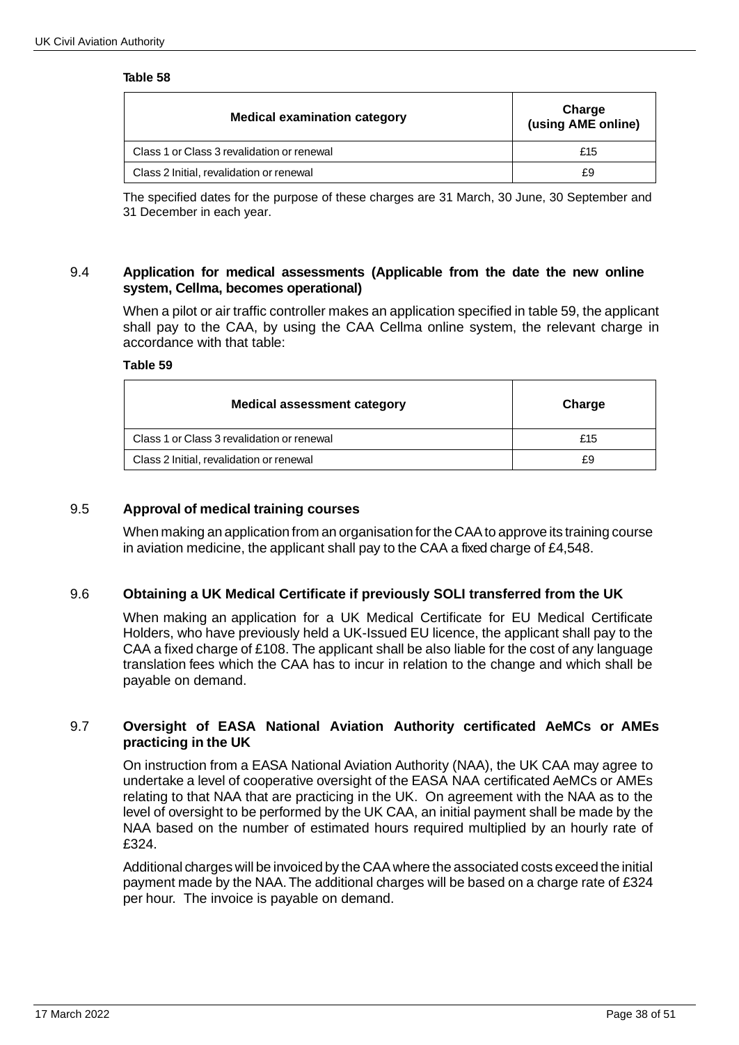**Table 58**

| Medical examination category | Charge (using AME online) |
|---|---|
| Class 1 or Class 3 revalidation or renewal | £15 |
| Class 2 Initial, revalidation or renewal | £9 |

The specified dates for the purpose of these charges are 31 March, 30 June, 30 September and 31 December in each year.

## 9.4 Application for medical assessments (Applicable from the date the new online system, Cellma, becomes operational)

When a pilot or air traffic controller makes an application specified in table 59, the applicant shall pay to the CAA, by using the CAA Cellma online system, the relevant charge in accordance with that table:

**Table 59**

| Medical assessment category | Charge |
|---|---|
| Class 1 or Class 3 revalidation or renewal | £15 |
| Class 2 Initial, revalidation or renewal | £9 |

## 9.5 Approval of medical training courses

When making an application from an organisation for the CAA to approve its training course in aviation medicine, the applicant shall pay to the CAA a fixed charge of £4,548.

## 9.6 Obtaining a UK Medical Certificate if previously SOLI transferred from the UK

When making an application for a UK Medical Certificate for EU Medical Certificate Holders, who have previously held a UK-Issued EU licence, the applicant shall pay to the CAA a fixed charge of £108. The applicant shall be also liable for the cost of any language translation fees which the CAA has to incur in relation to the change and which shall be payable on demand.

## 9.7 Oversight of EASA National Aviation Authority certificated AeMCs or AMEs practicing in the UK

On instruction from a EASA National Aviation Authority (NAA), the UK CAA may agree to undertake a level of cooperative oversight of the EASA NAA certificated AeMCs or AMEs relating to that NAA that are practicing in the UK. On agreement with the NAA as to the level of oversight to be performed by the UK CAA, an initial payment shall be made by the NAA based on the number of estimated hours required multiplied by an hourly rate of £324.

Additional charges will be invoiced by the CAA where the associated costs exceed the initial payment made by the NAA. The additional charges will be based on a charge rate of £324 per hour. The invoice is payable on demand.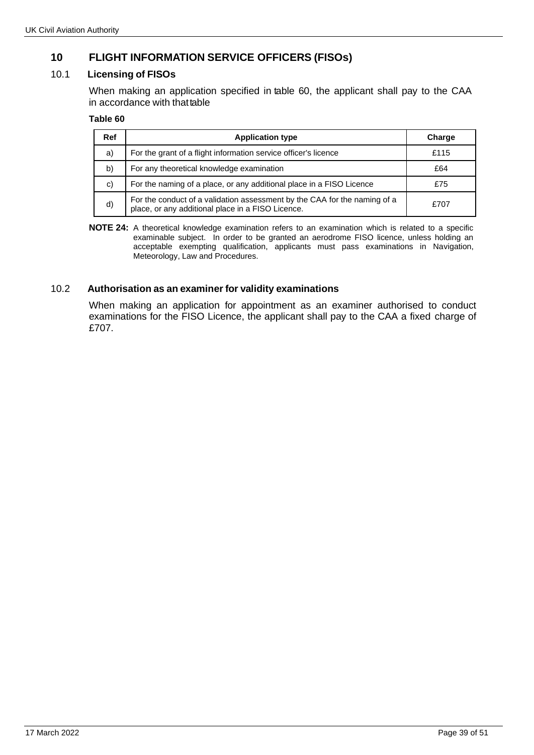# 10 FLIGHT INFORMATION SERVICE OFFICERS (FISOs)

## 10.1 Licensing of FISOs

When making an application specified in table 60, the applicant shall pay to the CAA in accordance with that table

**Table 60**

| Ref | Application type | Charge |
|---|---|---|
| a) | For the grant of a flight information service officer's licence | £115 |
| b) | For any theoretical knowledge examination | £64 |
| c) | For the naming of a place, or any additional place in a FISO Licence | £75 |
| d) | For the conduct of a validation assessment by the CAA for the naming of a place, or any additional place in a FISO Licence. | £707 |

**NOTE 24:** A theoretical knowledge examination refers to an examination which is related to a specific examinable subject. In order to be granted an aerodrome FISO licence, unless holding an acceptable exempting qualification, applicants must pass examinations in Navigation, Meteorology, Law and Procedures.

## 10.2 Authorisation as an examiner for validity examinations

When making an application for appointment as an examiner authorised to conduct examinations for the FISO Licence, the applicant shall pay to the CAA a fixed charge of £707.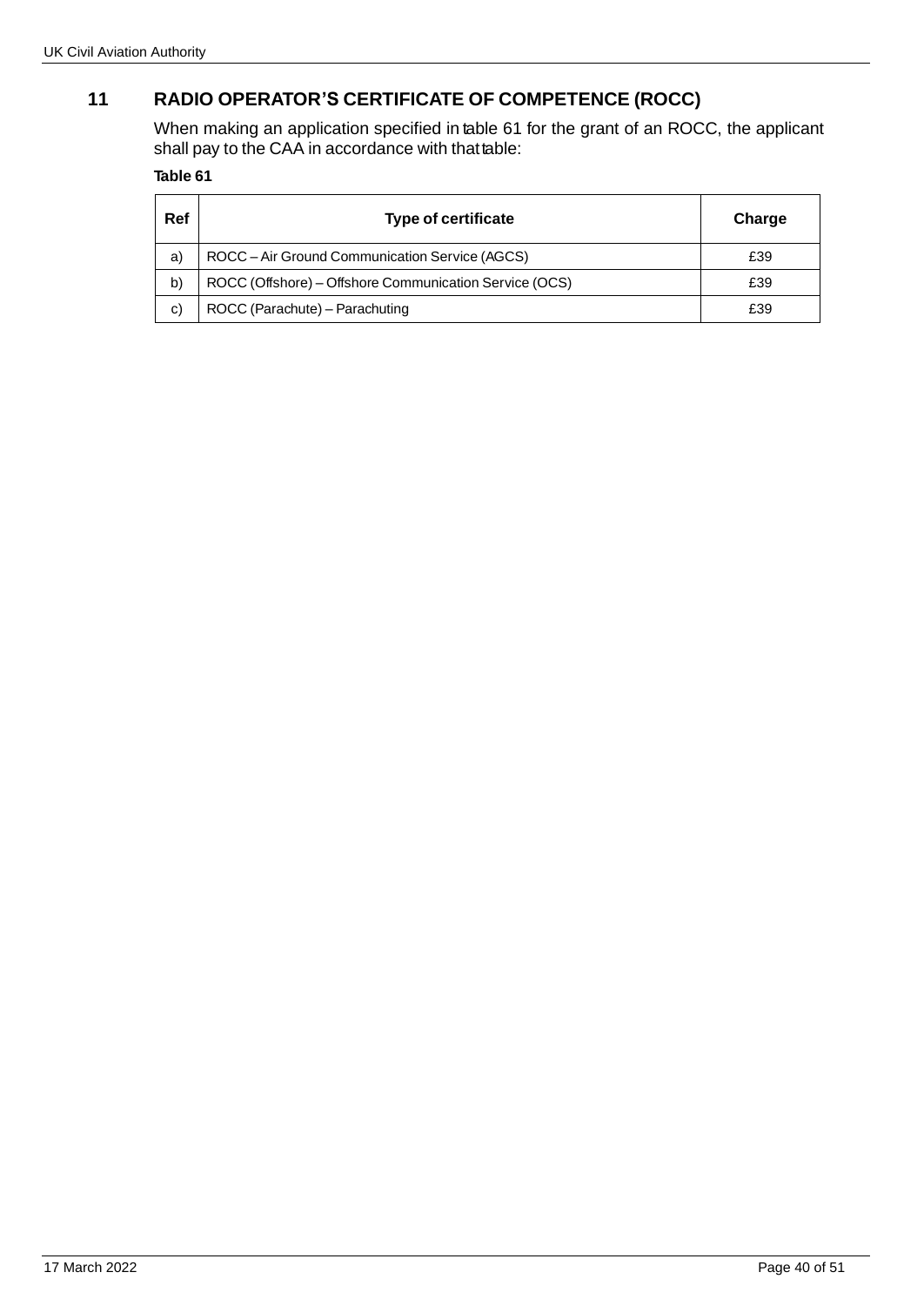## 11 RADIO OPERATOR'S CERTIFICATE OF COMPETENCE (ROCC)

When making an application specified in table 61 for the grant of an ROCC, the applicant shall pay to the CAA in accordance with that table:

**Table 61**

| Ref | Type of certificate | Charge |
|---|---|---|
| a) | ROCC – Air Ground Communication Service (AGCS) | £39 |
| b) | ROCC (Offshore) – Offshore Communication Service (OCS) | £39 |
| c) | ROCC (Parachute) – Parachuting | £39 |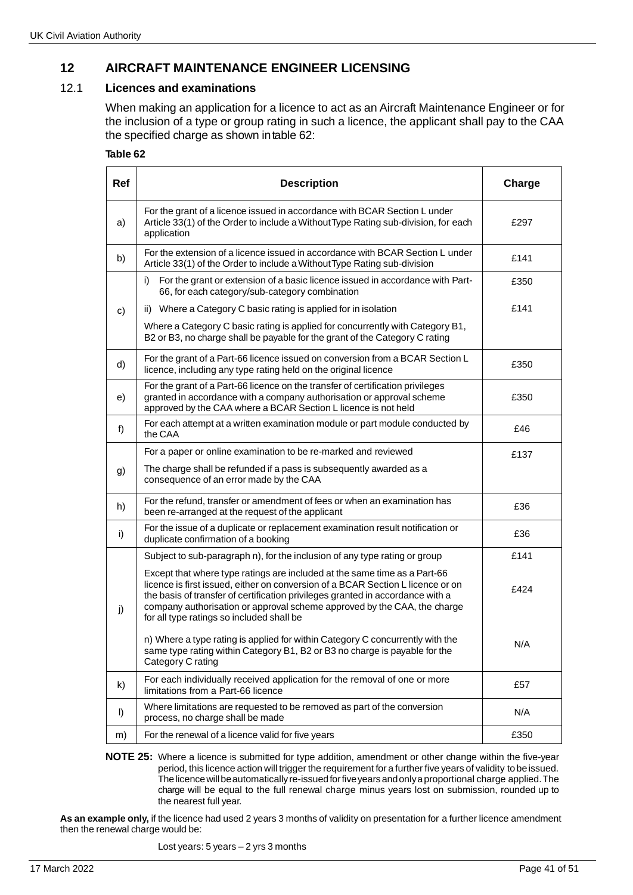## 12 AIRCRAFT MAINTENANCE ENGINEER LICENSING

### 12.1 Licences and examinations

When making an application for a licence to act as an Aircraft Maintenance Engineer or for the inclusion of a type or group rating in such a licence, the applicant shall pay to the CAA the specified charge as shown in table 62:

**Table 62**

| Ref | Description | Charge |
|---|---|---|
| a) | For the grant of a licence issued in accordance with BCAR Section L under Article 33(1) of the Order to include a Without Type Rating sub-division, for each application | £297 |
| b) | For the extension of a licence issued in accordance with BCAR Section L under Article 33(1) of the Order to include a Without Type Rating sub-division | £141 |
| c) | i) For the grant or extension of a basic licence issued in accordance with Part-66, for each category/sub-category combination | £350 |
| | ii) Where a Category C basic rating is applied for in isolation | £141 |
| | Where a Category C basic rating is applied for concurrently with Category B1, B2 or B3, no charge shall be payable for the grant of the Category C rating | |
| d) | For the grant of a Part-66 licence issued on conversion from a BCAR Section L licence, including any type rating held on the original licence | £350 |
| e) | For the grant of a Part-66 licence on the transfer of certification privileges granted in accordance with a company authorisation or approval scheme approved by the CAA where a BCAR Section L licence is not held | £350 |
| f) | For each attempt at a written examination module or part module conducted by the CAA | £46 |
| g) | For a paper or online examination to be re-marked and reviewed | £137 |
| | The charge shall be refunded if a pass is subsequently awarded as a consequence of an error made by the CAA | |
| h) | For the refund, transfer or amendment of fees or when an examination has been re-arranged at the request of the applicant | £36 |
| i) | For the issue of a duplicate or replacement examination result notification or duplicate confirmation of a booking | £36 |
| j) | Subject to sub-paragraph n), for the inclusion of any type rating or group | £141 |
| | Except that where type ratings are included at the same time as a Part-66 licence is first issued, either on conversion of a BCAR Section L licence or on the basis of transfer of certification privileges granted in accordance with a company authorisation or approval scheme approved by the CAA, the charge for all type ratings so included shall be | £424 |
| | n) Where a type rating is applied for within Category C concurrently with the same type rating within Category B1, B2 or B3 no charge is payable for the Category C rating | N/A |
| k) | For each individually received application for the removal of one or more limitations from a Part-66 licence | £57 |
| l) | Where limitations are requested to be removed as part of the conversion process, no charge shall be made | N/A |
| m) | For the renewal of a licence valid for five years | £350 |

**NOTE 25:** Where a licence is submitted for type addition, amendment or other change within the five-year period, this licence action will trigger the requirement for a further five years of validity to be issued. The licence will be automatically re-issued for five years and only a proportional charge applied. The charge will be equal to the full renewal charge minus years lost on submission, rounded up to the nearest full year.

**As an example only,** if the licence had used 2 years 3 months of validity on presentation for a further licence amendment then the renewal charge would be:

Lost years: 5 years – 2 yrs 3 months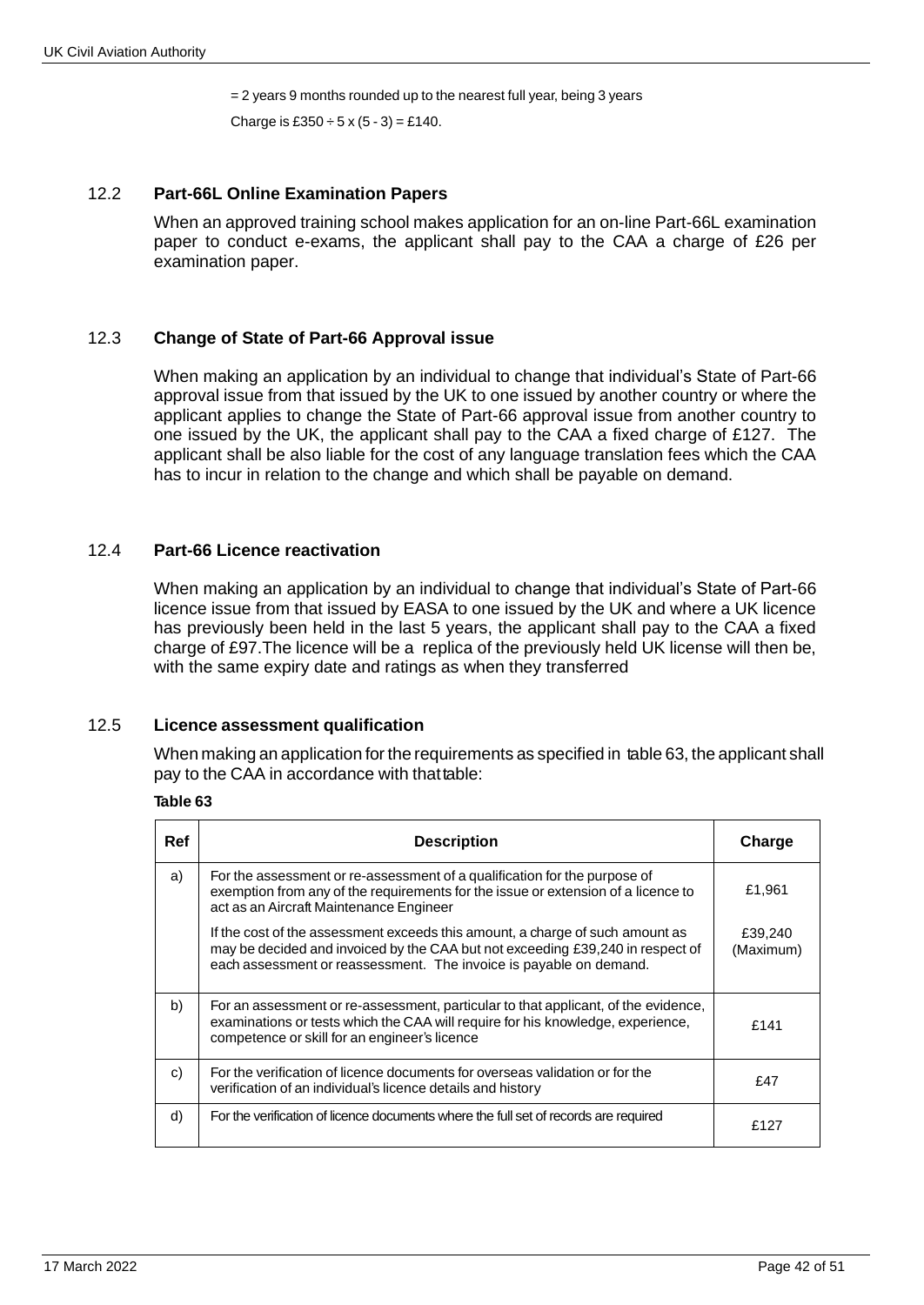= 2 years 9 months rounded up to the nearest full year, being 3 years

Charge is £350 ÷ 5 x (5 - 3) = £140.

## 12.2 Part-66L Online Examination Papers

When an approved training school makes application for an on-line Part-66L examination paper to conduct e-exams, the applicant shall pay to the CAA a charge of £26 per examination paper.

## 12.3 Change of State of Part-66 Approval issue

When making an application by an individual to change that individual's State of Part-66 approval issue from that issued by the UK to one issued by another country or where the applicant applies to change the State of Part-66 approval issue from another country to one issued by the UK, the applicant shall pay to the CAA a fixed charge of £127. The applicant shall be also liable for the cost of any language translation fees which the CAA has to incur in relation to the change and which shall be payable on demand.

## 12.4 Part-66 Licence reactivation

When making an application by an individual to change that individual's State of Part-66 licence issue from that issued by EASA to one issued by the UK and where a UK licence has previously been held in the last 5 years, the applicant shall pay to the CAA a fixed charge of £97.The licence will be a replica of the previously held UK license will then be, with the same expiry date and ratings as when they transferred

## 12.5 Licence assessment qualification

When making an application for the requirements as specified in table 63, the applicant shall pay to the CAA in accordance with that table:

**Table 63**

| Ref | Description | Charge |
|---|---|---|
| a) | For the assessment or re-assessment of a qualification for the purpose of exemption from any of the requirements for the issue or extension of a licence to act as an Aircraft Maintenance Engineer | £1,961 |
| | If the cost of the assessment exceeds this amount, a charge of such amount as may be decided and invoiced by the CAA but not exceeding £39,240 in respect of each assessment or reassessment. The invoice is payable on demand. | £39,240 (Maximum) |
| b) | For an assessment or re-assessment, particular to that applicant, of the evidence, examinations or tests which the CAA will require for his knowledge, experience, competence or skill for an engineer's licence | £141 |
| c) | For the verification of licence documents for overseas validation or for the verification of an individual's licence details and history | £47 |
| d) | For the verification of licence documents where the full set of records are required | £127 |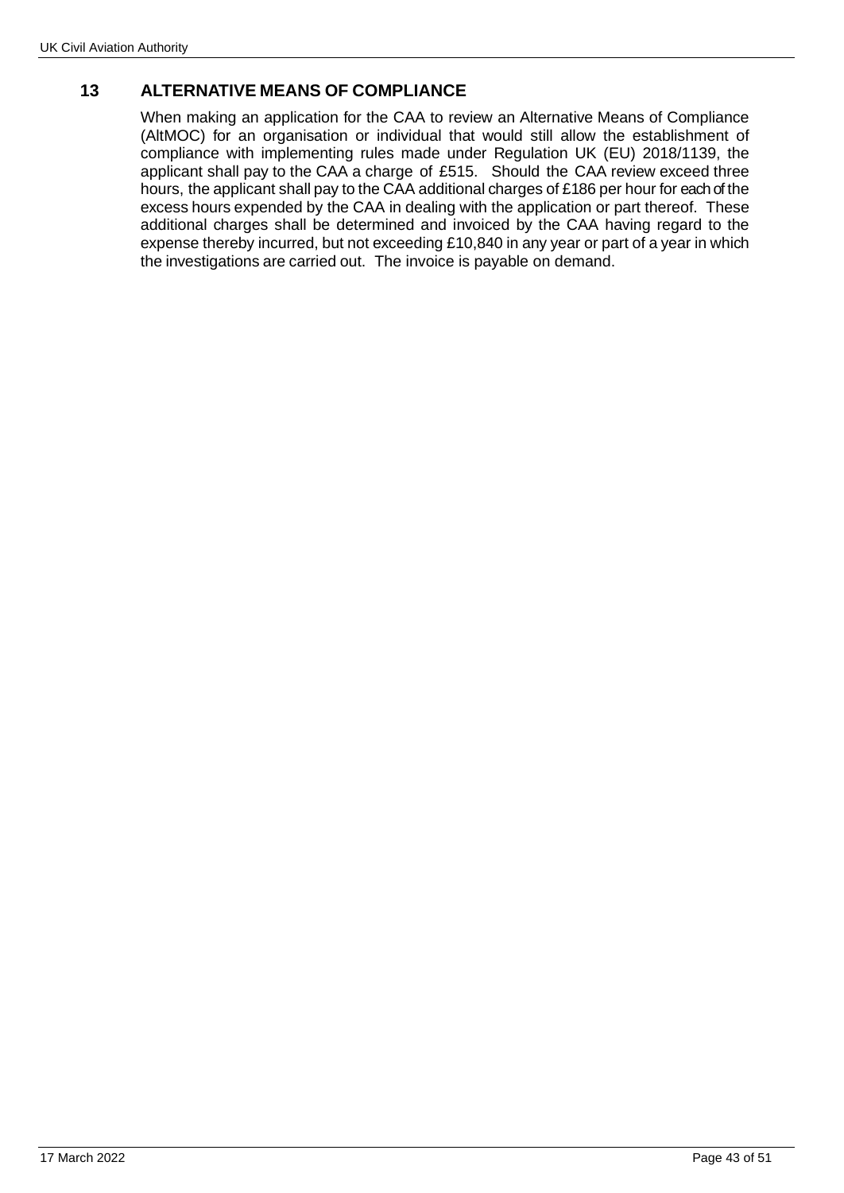## 13 ALTERNATIVE MEANS OF COMPLIANCE

When making an application for the CAA to review an Alternative Means of Compliance (AltMOC) for an organisation or individual that would still allow the establishment of compliance with implementing rules made under Regulation UK (EU) 2018/1139, the applicant shall pay to the CAA a charge of £515. Should the CAA review exceed three hours, the applicant shall pay to the CAA additional charges of £186 per hour for each of the excess hours expended by the CAA in dealing with the application or part thereof. These additional charges shall be determined and invoiced by the CAA having regard to the expense thereby incurred, but not exceeding £10,840 in any year or part of a year in which the investigations are carried out. The invoice is payable on demand.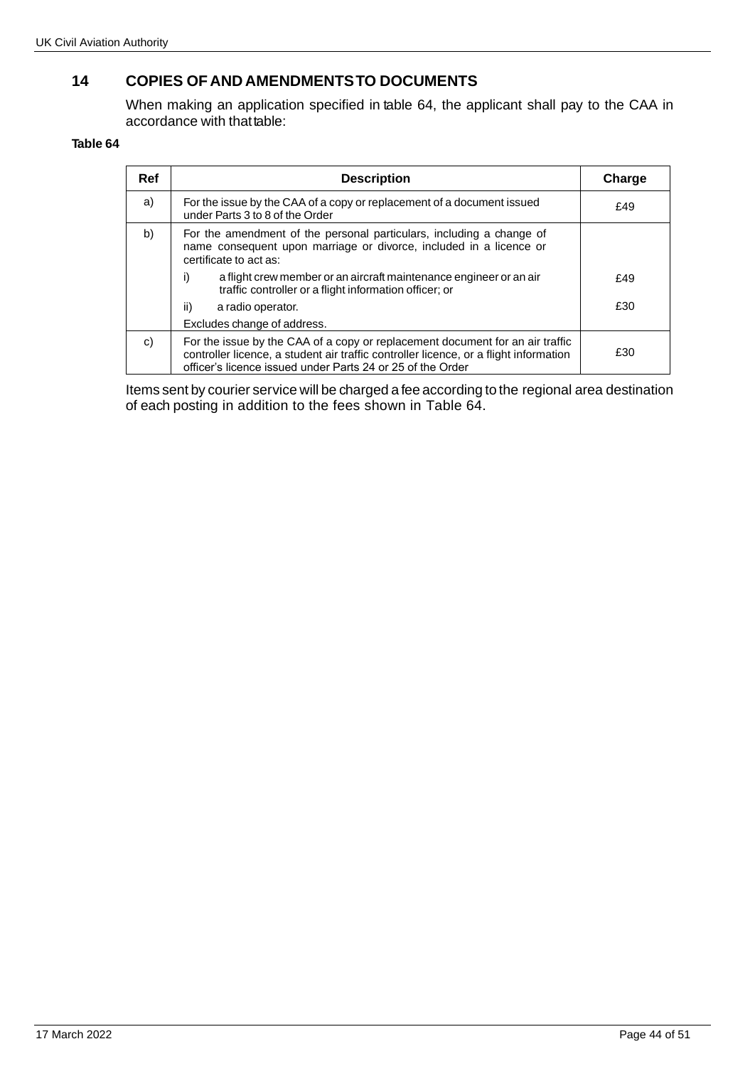## 14 COPIES OF AND AMENDMENTS TO DOCUMENTS

When making an application specified in table 64, the applicant shall pay to the CAA in accordance with that table:

**Table 64**

| Ref | Description | Charge |
|---|---|---|
| a) | For the issue by the CAA of a copy or replacement of a document issued under Parts 3 to 8 of the Order | £49 |
| b) | For the amendment of the personal particulars, including a change of name consequent upon marriage or divorce, included in a licence or certificate to act as: | |
| | i) a flight crew member or an aircraft maintenance engineer or an air traffic controller or a flight information officer; or | £49 |
| | ii) a radio operator. | £30 |
| | Excludes change of address. | |
| c) | For the issue by the CAA of a copy or replacement document for an air traffic controller licence, a student air traffic controller licence, or a flight information officer's licence issued under Parts 24 or 25 of the Order | £30 |

Items sent by courier service will be charged a fee according to the regional area destination of each posting in addition to the fees shown in Table 64.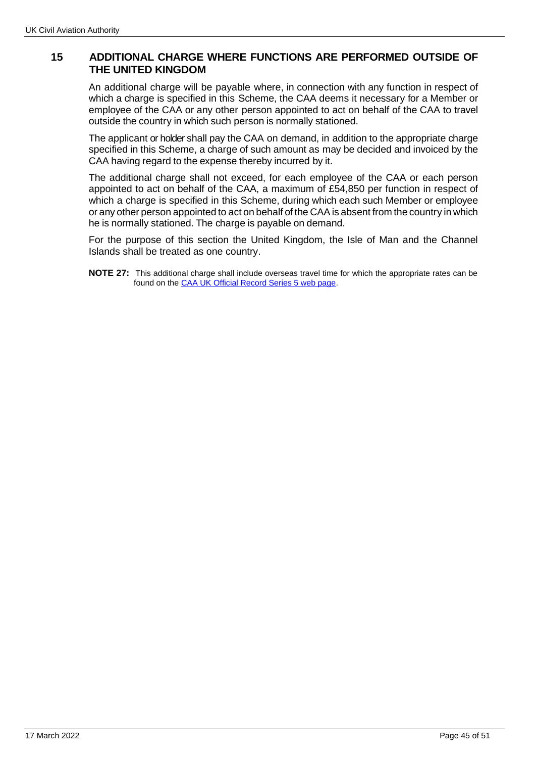## 15 ADDITIONAL CHARGE WHERE FUNCTIONS ARE PERFORMED OUTSIDE OF THE UNITED KINGDOM

An additional charge will be payable where, in connection with any function in respect of which a charge is specified in this Scheme, the CAA deems it necessary for a Member or employee of the CAA or any other person appointed to act on behalf of the CAA to travel outside the country in which such person is normally stationed.

The applicant or holder shall pay the CAA on demand, in addition to the appropriate charge specified in this Scheme, a charge of such amount as may be decided and invoiced by the CAA having regard to the expense thereby incurred by it.

The additional charge shall not exceed, for each employee of the CAA or each person appointed to act on behalf of the CAA, a maximum of £54,850 per function in respect of which a charge is specified in this Scheme, during which each such Member or employee or any other person appointed to act on behalf of the CAA is absent from the country in which he is normally stationed. The charge is payable on demand.

For the purpose of this section the United Kingdom, the Isle of Man and the Channel Islands shall be treated as one country.

**NOTE 27:** This additional charge shall include overseas travel time for which the appropriate rates can be found on the CAA UK Official Record Series 5 web page.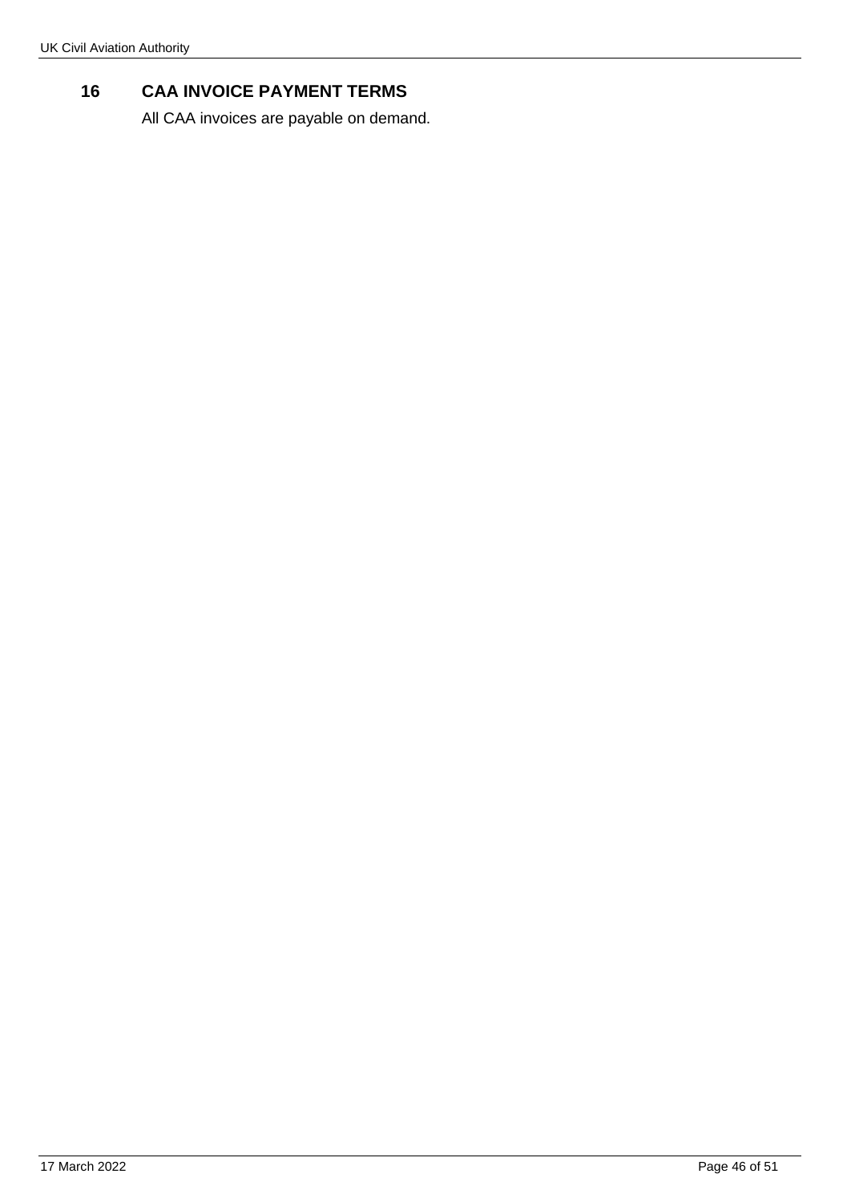## 16 CAA INVOICE PAYMENT TERMS

All CAA invoices are payable on demand.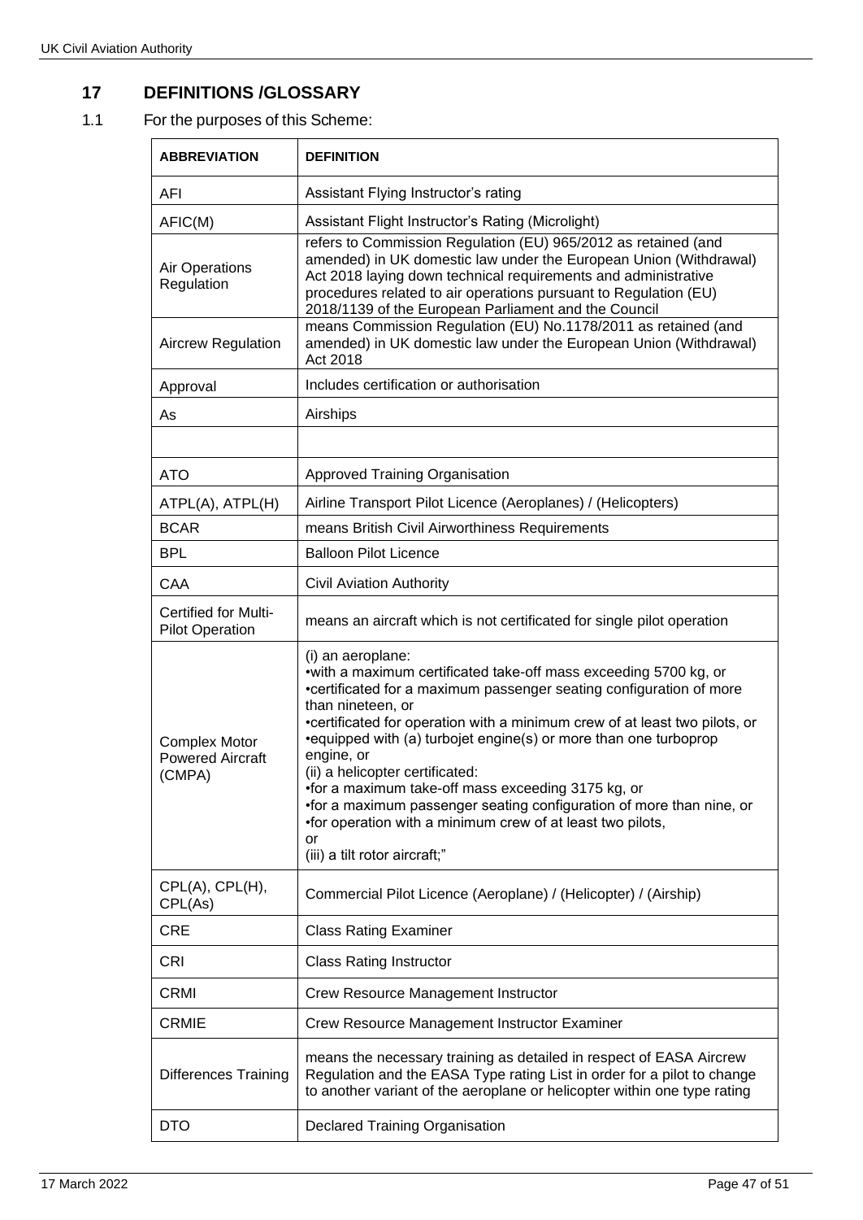## 17 DEFINITIONS /GLOSSARY

1.1 For the purposes of this Scheme:

| ABBREVIATION | DEFINITION |
|---|---|
| AFI | Assistant Flying Instructor's rating |
| AFIC(M) | Assistant Flight Instructor's Rating (Microlight) |
| Air Operations Regulation | refers to Commission Regulation (EU) 965/2012 as retained (and amended) in UK domestic law under the European Union (Withdrawal) Act 2018 laying down technical requirements and administrative procedures related to air operations pursuant to Regulation (EU) 2018/1139 of the European Parliament and the Council |
| Aircrew Regulation | means Commission Regulation (EU) No.1178/2011 as retained (and amended) in UK domestic law under the European Union (Withdrawal) Act 2018 |
| Approval | Includes certification or authorisation |
| As | Airships |
| | |
| ATO | Approved Training Organisation |
| ATPL(A), ATPL(H) | Airline Transport Pilot Licence (Aeroplanes) / (Helicopters) |
| BCAR | means British Civil Airworthiness Requirements |
| BPL | Balloon Pilot Licence |
| CAA | Civil Aviation Authority |
| Certified for Multi-Pilot Operation | means an aircraft which is not certificated for single pilot operation |
| Complex Motor Powered Aircraft (CMPA) | (i) an aeroplane:<br>•with a maximum certificated take-off mass exceeding 5700 kg, or<br>•certificated for a maximum passenger seating configuration of more than nineteen, or<br>•certificated for operation with a minimum crew of at least two pilots, or<br>•equipped with (a) turbojet engine(s) or more than one turboprop engine, or<br>(ii) a helicopter certificated:<br>•for a maximum take-off mass exceeding 3175 kg, or<br>•for a maximum passenger seating configuration of more than nine, or<br>•for operation with a minimum crew of at least two pilots,<br>or<br>(iii) a tilt rotor aircraft;" |
| CPL(A), CPL(H), CPL(As) | Commercial Pilot Licence (Aeroplane) / (Helicopter) / (Airship) |
| CRE | Class Rating Examiner |
| CRI | Class Rating Instructor |
| CRMI | Crew Resource Management Instructor |
| CRMIE | Crew Resource Management Instructor Examiner |
| Differences Training | means the necessary training as detailed in respect of EASA Aircrew Regulation and the EASA Type rating List in order for a pilot to change to another variant of the aeroplane or helicopter within one type rating |
| DTO | Declared Training Organisation |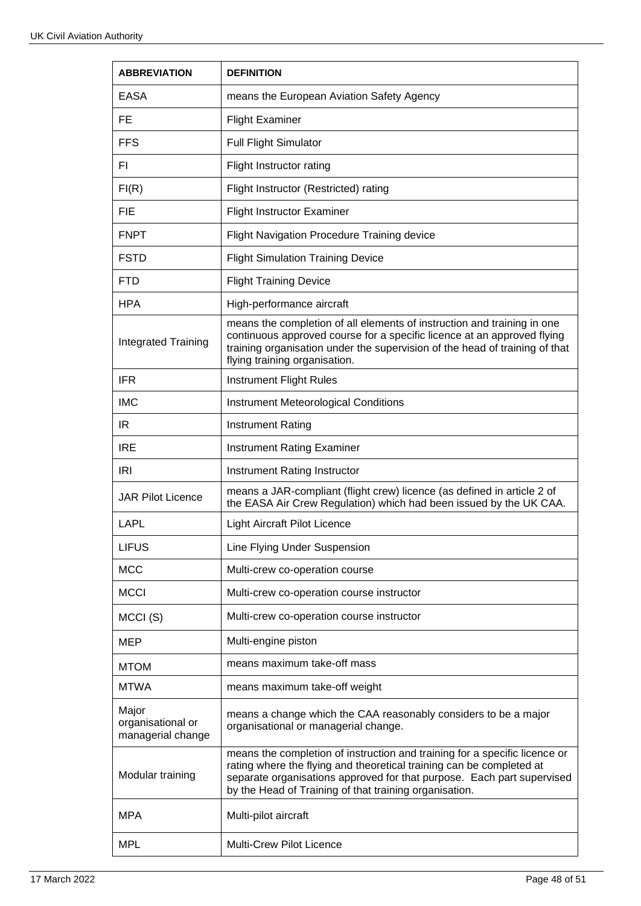| ABBREVIATION | DEFINITION |
|---|---|
| EASA | means the European Aviation Safety Agency |
| FE | Flight Examiner |
| FFS | Full Flight Simulator |
| FI | Flight Instructor rating |
| FI(R) | Flight Instructor (Restricted) rating |
| FIE | Flight Instructor Examiner |
| FNPT | Flight Navigation Procedure Training device |
| FSTD | Flight Simulation Training Device |
| FTD | Flight Training Device |
| HPA | High-performance aircraft |
| Integrated Training | means the completion of all elements of instruction and training in one continuous approved course for a specific licence at an approved flying training organisation under the supervision of the head of training of that flying training organisation. |
| IFR | Instrument Flight Rules |
| IMC | Instrument Meteorological Conditions |
| IR | Instrument Rating |
| IRE | Instrument Rating Examiner |
| IRI | Instrument Rating Instructor |
| JAR Pilot Licence | means a JAR-compliant (flight crew) licence (as defined in article 2 of the EASA Air Crew Regulation) which had been issued by the UK CAA. |
| LAPL | Light Aircraft Pilot Licence |
| LIFUS | Line Flying Under Suspension |
| MCC | Multi-crew co-operation course |
| MCCI | Multi-crew co-operation course instructor |
| MCCI (S) | Multi-crew co-operation course instructor |
| MEP | Multi-engine piston |
| MTOM | means maximum take-off mass |
| MTWA | means maximum take-off weight |
| Major organisational or managerial change | means a change which the CAA reasonably considers to be a major organisational or managerial change. |
| Modular training | means the completion of instruction and training for a specific licence or rating where the flying and theoretical training can be completed at separate organisations approved for that purpose. Each part supervised by the Head of Training of that training organisation. |
| MPA | Multi-pilot aircraft |
| MPL | Multi-Crew Pilot Licence |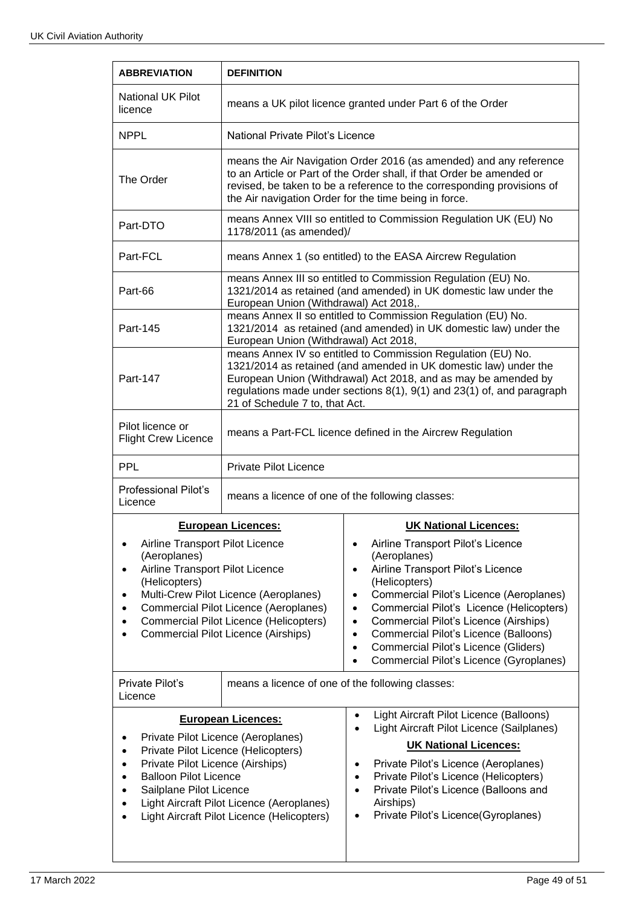| ABBREVIATION | DEFINITION | |
|---|---|---|
| National UK Pilot licence | means a UK pilot licence granted under Part 6 of the Order | |
| NPPL | National Private Pilot's Licence | |
| The Order | means the Air Navigation Order 2016 (as amended) and any reference to an Article or Part of the Order shall, if that Order be amended or revised, be taken to be a reference to the corresponding provisions of the Air navigation Order for the time being in force. | |
| Part-DTO | means Annex VIII so entitled to Commission Regulation UK (EU) No 1178/2011 (as amended)/ | |
| Part-FCL | means Annex 1 (so entitled) to the EASA Aircrew Regulation | |
| Part-66 | means Annex III so entitled to Commission Regulation (EU) No. 1321/2014 as retained (and amended) in UK domestic law under the European Union (Withdrawal) Act 2018,. | |
| Part-145 | means Annex II so entitled to Commission Regulation (EU) No. 1321/2014 as retained (and amended) in UK domestic law) under the European Union (Withdrawal) Act 2018, | |
| Part-147 | means Annex IV so entitled to Commission Regulation (EU) No. 1321/2014 as retained (and amended in UK domestic law) under the European Union (Withdrawal) Act 2018, and as may be amended by regulations made under sections 8(1), 9(1) and 23(1) of, and paragraph 21 of Schedule 7 to, that Act. | |
| Pilot licence or Flight Crew Licence | means a Part-FCL licence defined in the Aircrew Regulation | |
| PPL | Private Pilot Licence | |
| Professional Pilot's Licence | means a licence of one of the following classes: | |
| **European Licences:**<br>• Airline Transport Pilot Licence (Aeroplanes)<br>• Airline Transport Pilot Licence (Helicopters)<br>• Multi-Crew Pilot Licence (Aeroplanes)<br>• Commercial Pilot Licence (Aeroplanes)<br>• Commercial Pilot Licence (Helicopters)<br>• Commercial Pilot Licence (Airships) | | **UK National Licences:**<br>• Airline Transport Pilot's Licence (Aeroplanes)<br>• Airline Transport Pilot's Licence (Helicopters)<br>• Commercial Pilot's Licence (Aeroplanes)<br>• Commercial Pilot's Licence (Helicopters)<br>• Commercial Pilot's Licence (Airships)<br>• Commercial Pilot's Licence (Balloons)<br>• Commercial Pilot's Licence (Gliders)<br>• Commercial Pilot's Licence (Gyroplanes) |
| Private Pilot's Licence | means a licence of one of the following classes: | |
| **European Licences:**<br>• Private Pilot Licence (Aeroplanes)<br>• Private Pilot Licence (Helicopters)<br>• Private Pilot Licence (Airships)<br>• Balloon Pilot Licence<br>• Sailplane Pilot Licence<br>• Light Aircraft Pilot Licence (Aeroplanes)<br>• Light Aircraft Pilot Licence (Helicopters) | | • Light Aircraft Pilot Licence (Balloons)<br>• Light Aircraft Pilot Licence (Sailplanes)<br>**UK National Licences:**<br>• Private Pilot's Licence (Aeroplanes)<br>• Private Pilot's Licence (Helicopters)<br>• Private Pilot's Licence (Balloons and Airships)<br>• Private Pilot's Licence(Gyroplanes) |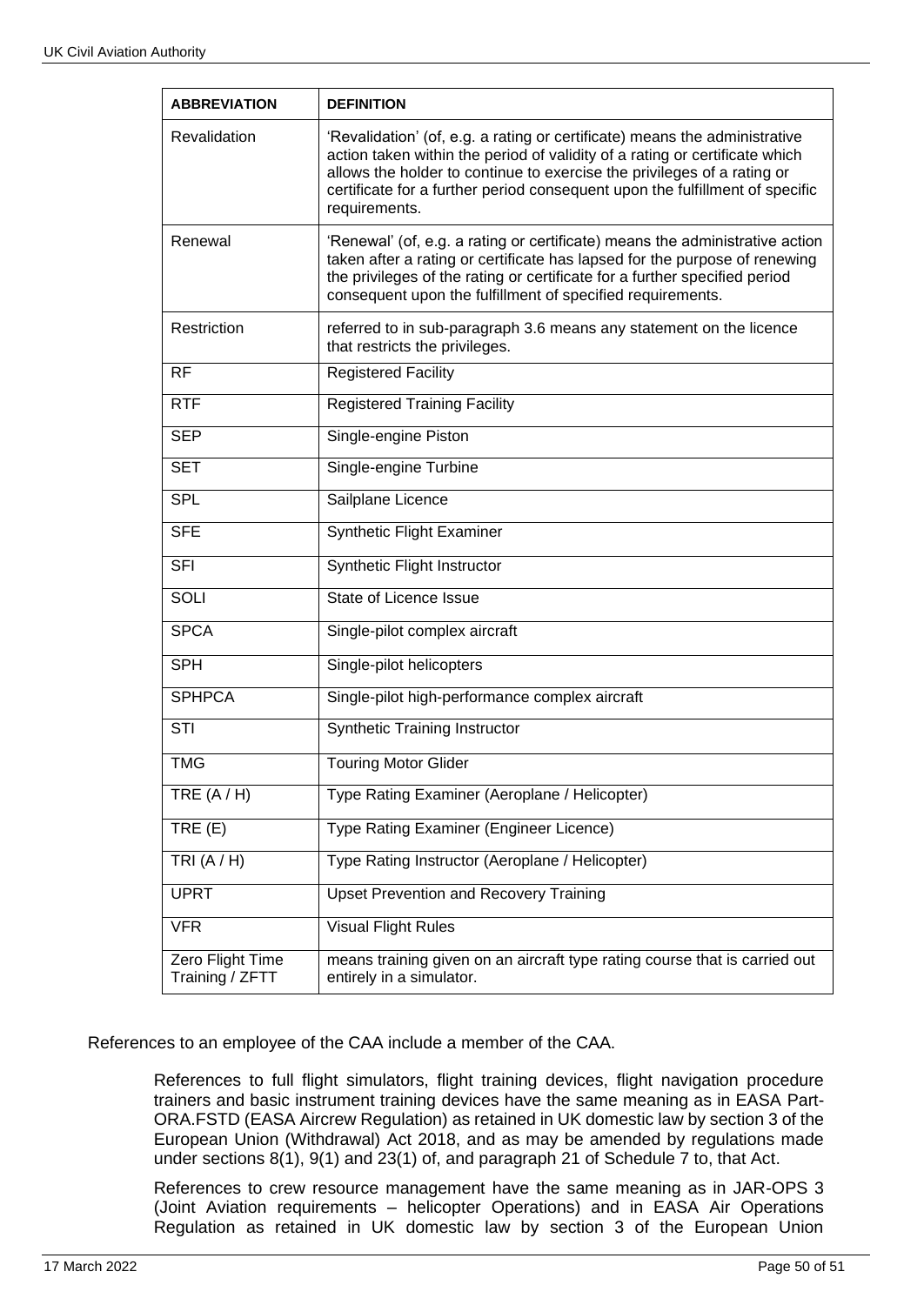| ABBREVIATION | DEFINITION |
|---|---|
| Revalidation | 'Revalidation' (of, e.g. a rating or certificate) means the administrative action taken within the period of validity of a rating or certificate which allows the holder to continue to exercise the privileges of a rating or certificate for a further period consequent upon the fulfillment of specific requirements. |
| Renewal | 'Renewal' (of, e.g. a rating or certificate) means the administrative action taken after a rating or certificate has lapsed for the purpose of renewing the privileges of the rating or certificate for a further specified period consequent upon the fulfillment of specified requirements. |
| Restriction | referred to in sub-paragraph 3.6 means any statement on the licence that restricts the privileges. |
| RF | Registered Facility |
| RTF | Registered Training Facility |
| SEP | Single-engine Piston |
| SET | Single-engine Turbine |
| SPL | Sailplane Licence |
| SFE | Synthetic Flight Examiner |
| SFI | Synthetic Flight Instructor |
| SOLI | State of Licence Issue |
| SPCA | Single-pilot complex aircraft |
| SPH | Single-pilot helicopters |
| SPHPCA | Single-pilot high-performance complex aircraft |
| STI | Synthetic Training Instructor |
| TMG | Touring Motor Glider |
| TRE (A / H) | Type Rating Examiner (Aeroplane / Helicopter) |
| TRE (E) | Type Rating Examiner (Engineer Licence) |
| TRI (A / H) | Type Rating Instructor (Aeroplane / Helicopter) |
| UPRT | Upset Prevention and Recovery Training |
| VFR | Visual Flight Rules |
| Zero Flight Time Training / ZFTT | means training given on an aircraft type rating course that is carried out entirely in a simulator. |

References to an employee of the CAA include a member of the CAA.

References to full flight simulators, flight training devices, flight navigation procedure trainers and basic instrument training devices have the same meaning as in EASA Part-ORA.FSTD (EASA Aircrew Regulation) as retained in UK domestic law by section 3 of the European Union (Withdrawal) Act 2018, and as may be amended by regulations made under sections 8(1), 9(1) and 23(1) of, and paragraph 21 of Schedule 7 to, that Act.

References to crew resource management have the same meaning as in JAR-OPS 3 (Joint Aviation requirements – helicopter Operations) and in EASA Air Operations Regulation as retained in UK domestic law by section 3 of the European Union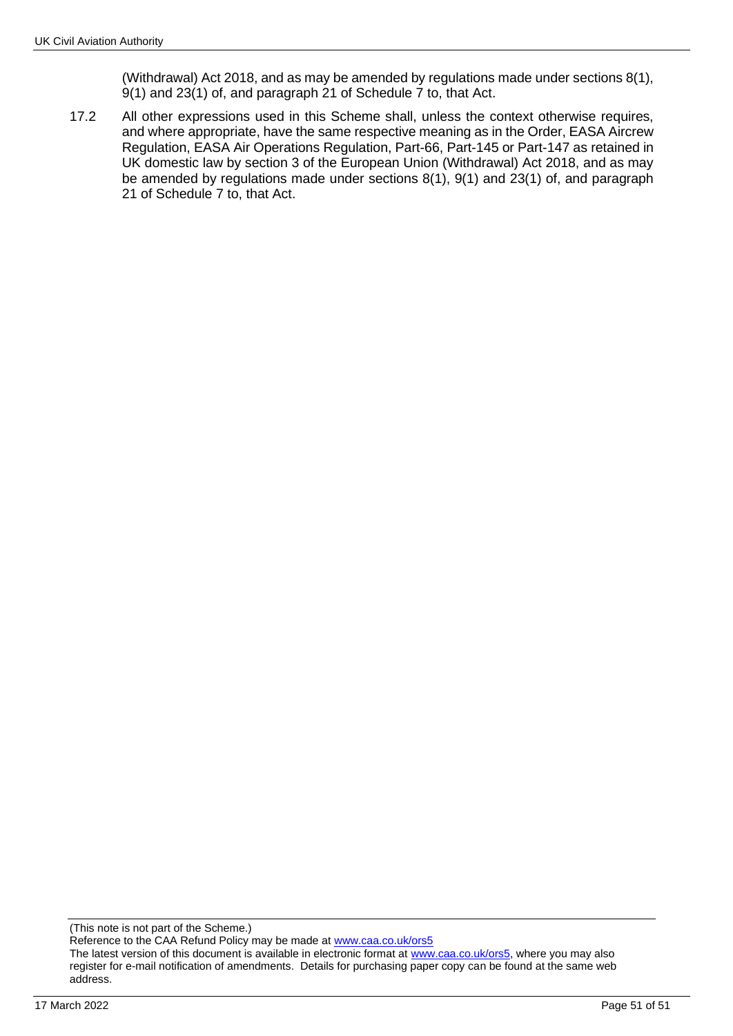(Withdrawal) Act 2018, and as may be amended by regulations made under sections 8(1), 9(1) and 23(1) of, and paragraph 21 of Schedule 7 to, that Act.

17.2 All other expressions used in this Scheme shall, unless the context otherwise requires, and where appropriate, have the same respective meaning as in the Order, EASA Aircrew Regulation, EASA Air Operations Regulation, Part-66, Part-145 or Part-147 as retained in UK domestic law by section 3 of the European Union (Withdrawal) Act 2018, and as may be amended by regulations made under sections 8(1), 9(1) and 23(1) of, and paragraph 21 of Schedule 7 to, that Act.

(This note is not part of the Scheme.)
Reference to the CAA Refund Policy may be made at www.caa.co.uk/ors5
The latest version of this document is available in electronic format at www.caa.co.uk/ors5, where you may also register for e-mail notification of amendments. Details for purchasing paper copy can be found at the same web address.